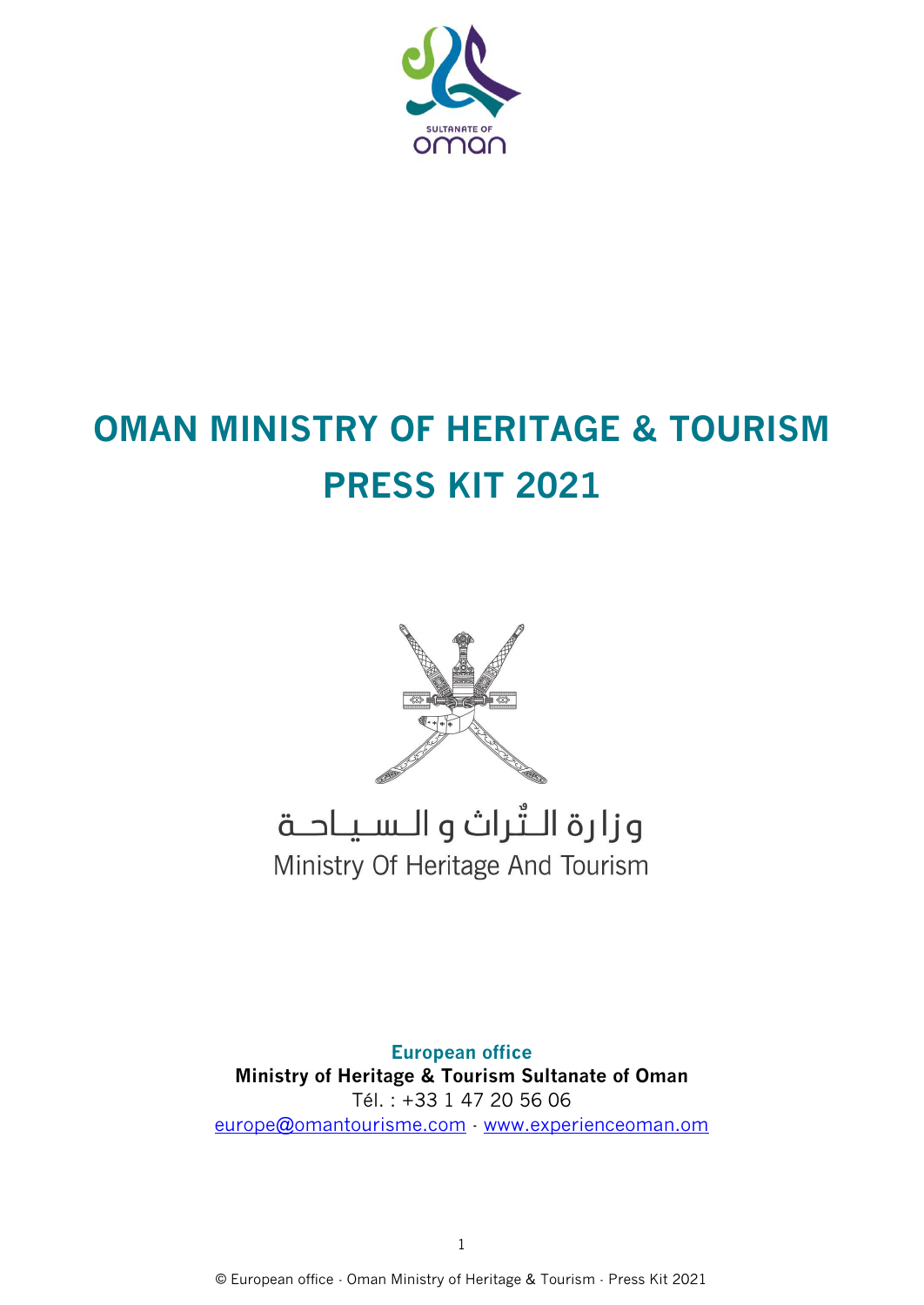SULTANATE OF
oman

# OMAN MINISTRY OF HERITAGE & TOURISM PRESS KIT 2021

وزارة الـتّراث و الـسـيـاحـة
Ministry Of Heritage And Tourism

**European office**
**Ministry of Heritage & Tourism Sultanate of Oman**
Tél. : +33 1 47 20 56 06
europe@omantourisme.com · www.experienceoman.om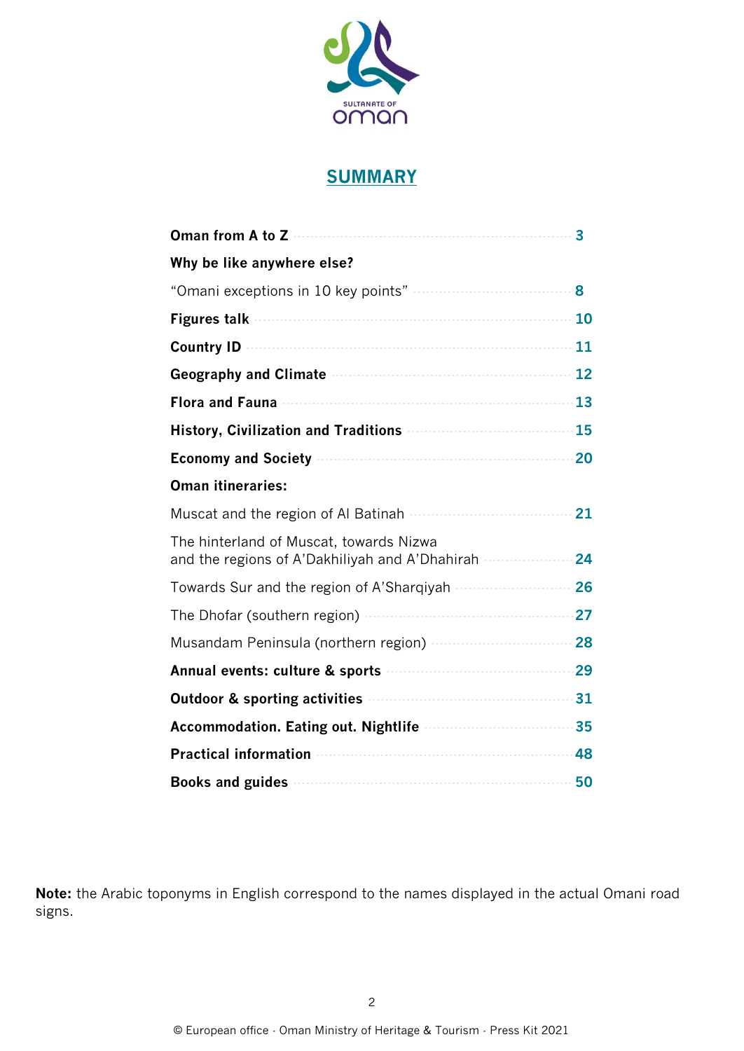## SUMMARY

| | |
|---|---|
| **Oman from A to Z** | **3** |
| **Why be like anywhere else?** | |
| "Omani exceptions in 10 key points" | **8** |
| **Figures talk** | **10** |
| **Country ID** | **11** |
| **Geography and Climate** | **12** |
| **Flora and Fauna** | **13** |
| **History, Civilization and Traditions** | **15** |
| **Economy and Society** | **20** |
| **Oman itineraries:** | |
| Muscat and the region of Al Batinah | **21** |
| The hinterland of Muscat, towards Nizwa and the regions of A'Dakhiliyah and A'Dhahirah | **24** |
| Towards Sur and the region of A'Sharqiyah | **26** |
| The Dhofar (southern region) | **27** |
| Musandam Peninsula (northern region) | **28** |
| **Annual events: culture & sports** | **29** |
| **Outdoor & sporting activities** | **31** |
| **Accommodation. Eating out. Nightlife** | **35** |
| **Practical information** | **48** |
| **Books and guides** | **50** |

**Note:** the Arabic toponyms in English correspond to the names displayed in the actual Omani road signs.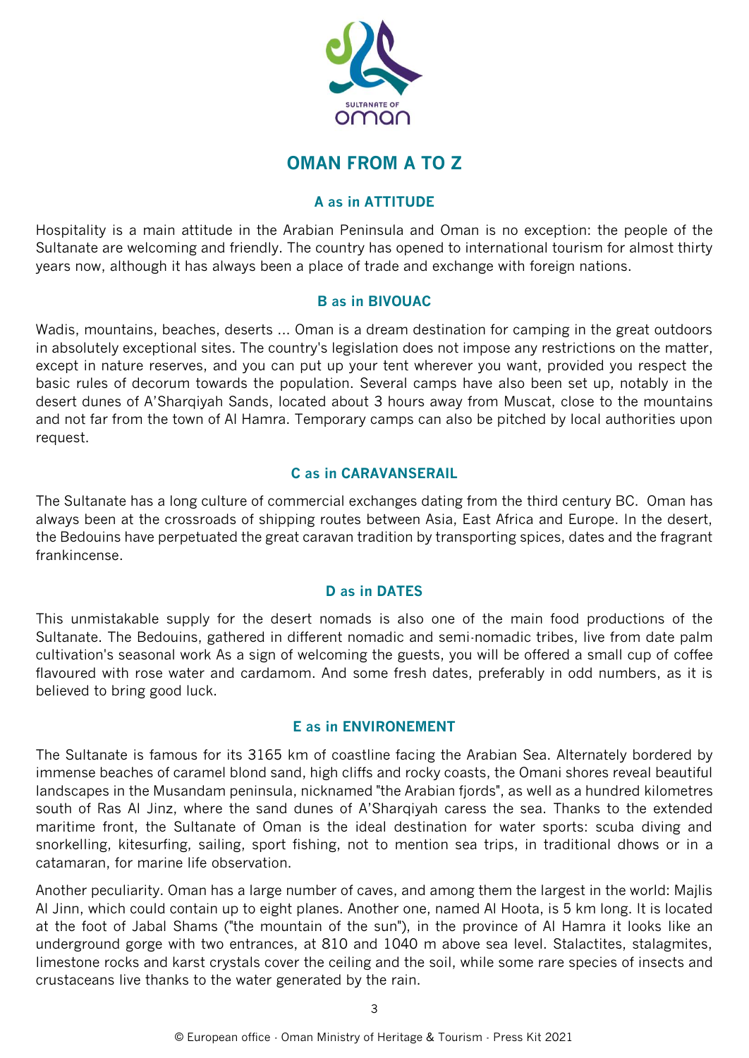# OMAN FROM A TO Z

### A as in ATTITUDE

Hospitality is a main attitude in the Arabian Peninsula and Oman is no exception: the people of the Sultanate are welcoming and friendly. The country has opened to international tourism for almost thirty years now, although it has always been a place of trade and exchange with foreign nations.

### B as in BIVOUAC

Wadis, mountains, beaches, deserts ... Oman is a dream destination for camping in the great outdoors in absolutely exceptional sites. The country's legislation does not impose any restrictions on the matter, except in nature reserves, and you can put up your tent wherever you want, provided you respect the basic rules of decorum towards the population. Several camps have also been set up, notably in the desert dunes of A'Sharqiyah Sands, located about 3 hours away from Muscat, close to the mountains and not far from the town of Al Hamra. Temporary camps can also be pitched by local authorities upon request.

### C as in CARAVANSERAIL

The Sultanate has a long culture of commercial exchanges dating from the third century BC. Oman has always been at the crossroads of shipping routes between Asia, East Africa and Europe. In the desert, the Bedouins have perpetuated the great caravan tradition by transporting spices, dates and the fragrant frankincense.

### D as in DATES

This unmistakable supply for the desert nomads is also one of the main food productions of the Sultanate. The Bedouins, gathered in different nomadic and semi-nomadic tribes, live from date palm cultivation's seasonal work As a sign of welcoming the guests, you will be offered a small cup of coffee flavoured with rose water and cardamom. And some fresh dates, preferably in odd numbers, as it is believed to bring good luck.

### E as in ENVIRONEMENT

The Sultanate is famous for its 3165 km of coastline facing the Arabian Sea. Alternately bordered by immense beaches of caramel blond sand, high cliffs and rocky coasts, the Omani shores reveal beautiful landscapes in the Musandam peninsula, nicknamed "the Arabian fjords", as well as a hundred kilometres south of Ras Al Jinz, where the sand dunes of A'Sharqiyah caress the sea. Thanks to the extended maritime front, the Sultanate of Oman is the ideal destination for water sports: scuba diving and snorkelling, kitesurfing, sailing, sport fishing, not to mention sea trips, in traditional dhows or in a catamaran, for marine life observation.

Another peculiarity. Oman has a large number of caves, and among them the largest in the world: Majlis Al Jinn, which could contain up to eight planes. Another one, named Al Hoota, is 5 km long. It is located at the foot of Jabal Shams ("the mountain of the sun"), in the province of Al Hamra it looks like an underground gorge with two entrances, at 810 and 1040 m above sea level. Stalactites, stalagmites, limestone rocks and karst crystals cover the ceiling and the soil, while some rare species of insects and crustaceans live thanks to the water generated by the rain.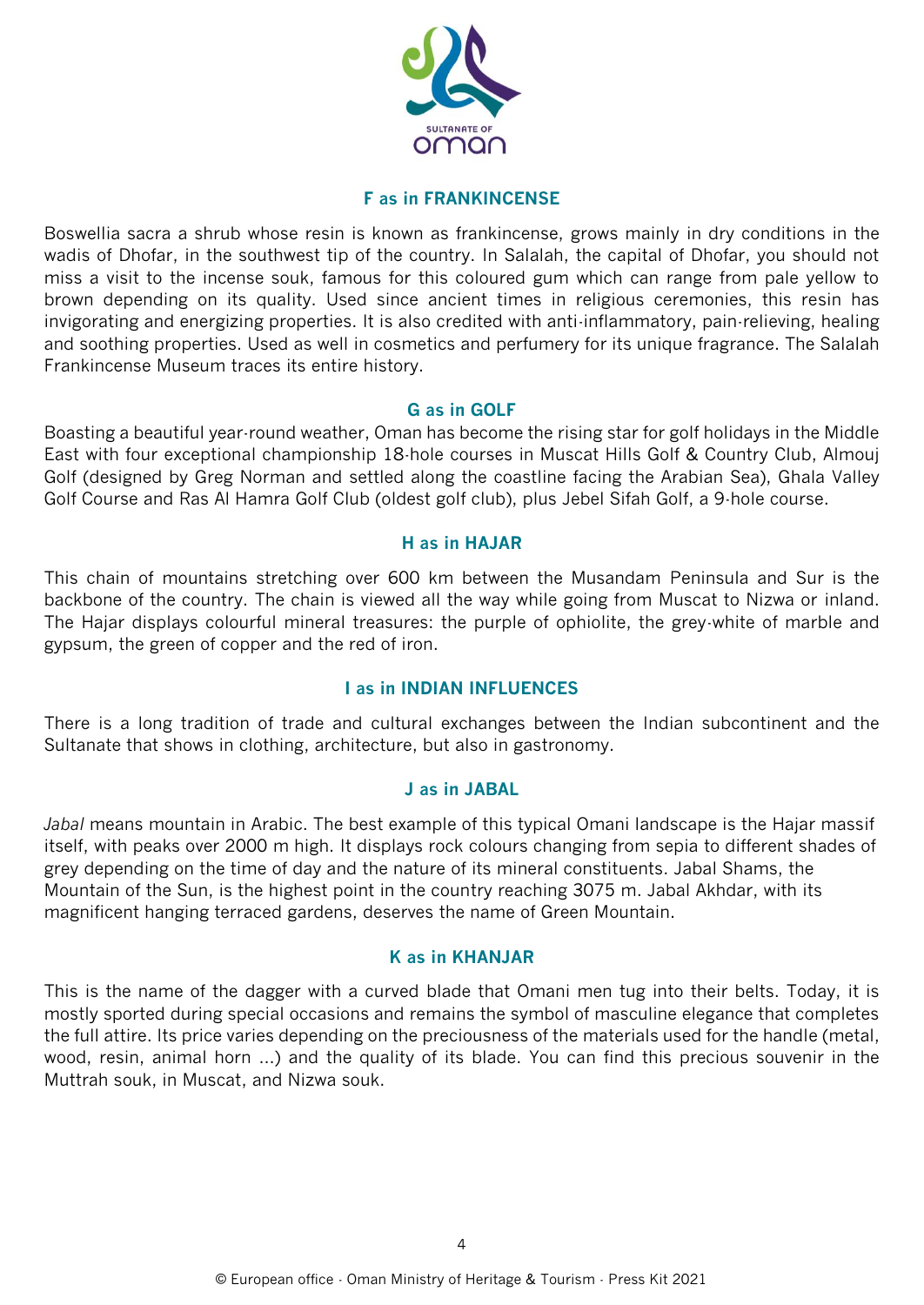## F as in FRANKINCENSE

Boswellia sacra a shrub whose resin is known as frankincense, grows mainly in dry conditions in the wadis of Dhofar, in the southwest tip of the country. In Salalah, the capital of Dhofar, you should not miss a visit to the incense souk, famous for this coloured gum which can range from pale yellow to brown depending on its quality. Used since ancient times in religious ceremonies, this resin has invigorating and energizing properties. It is also credited with anti-inflammatory, pain-relieving, healing and soothing properties. Used as well in cosmetics and perfumery for its unique fragrance. The Salalah Frankincense Museum traces its entire history.

## G as in GOLF

Boasting a beautiful year-round weather, Oman has become the rising star for golf holidays in the Middle East with four exceptional championship 18-hole courses in Muscat Hills Golf & Country Club, Almouj Golf (designed by Greg Norman and settled along the coastline facing the Arabian Sea), Ghala Valley Golf Course and Ras Al Hamra Golf Club (oldest golf club), plus Jebel Sifah Golf, a 9-hole course.

## H as in HAJAR

This chain of mountains stretching over 600 km between the Musandam Peninsula and Sur is the backbone of the country. The chain is viewed all the way while going from Muscat to Nizwa or inland. The Hajar displays colourful mineral treasures: the purple of ophiolite, the grey-white of marble and gypsum, the green of copper and the red of iron.

## I as in INDIAN INFLUENCES

There is a long tradition of trade and cultural exchanges between the Indian subcontinent and the Sultanate that shows in clothing, architecture, but also in gastronomy.

## J as in JABAL

*Jabal* means mountain in Arabic. The best example of this typical Omani landscape is the Hajar massif itself, with peaks over 2000 m high. It displays rock colours changing from sepia to different shades of grey depending on the time of day and the nature of its mineral constituents. Jabal Shams, the Mountain of the Sun, is the highest point in the country reaching 3075 m. Jabal Akhdar, with its magnificent hanging terraced gardens, deserves the name of Green Mountain.

## K as in KHANJAR

This is the name of the dagger with a curved blade that Omani men tug into their belts. Today, it is mostly sported during special occasions and remains the symbol of masculine elegance that completes the full attire. Its price varies depending on the preciousness of the materials used for the handle (metal, wood, resin, animal horn ...) and the quality of its blade. You can find this precious souvenir in the Muttrah souk, in Muscat, and Nizwa souk.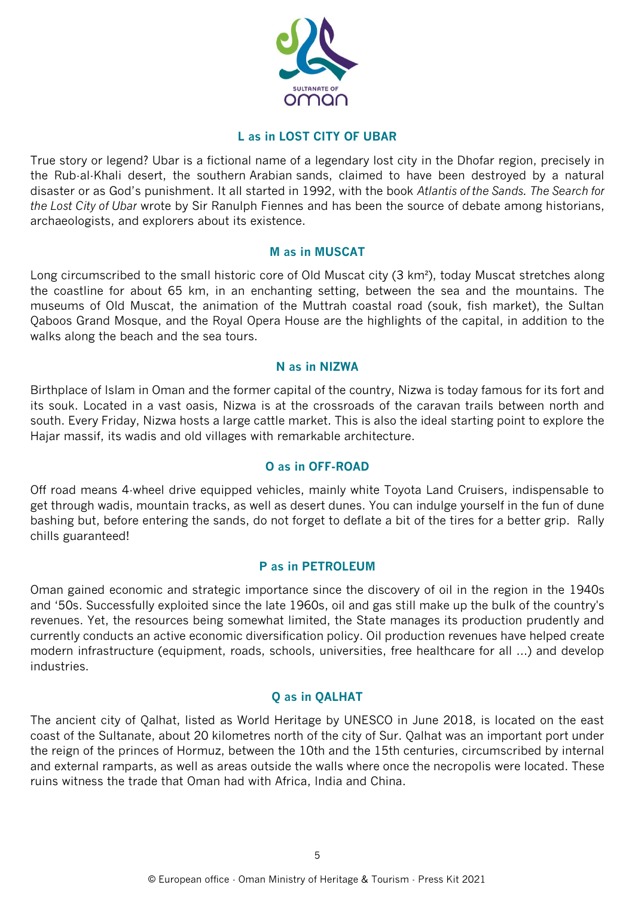## L as in LOST CITY OF UBAR

True story or legend? Ubar is a fictional name of a legendary lost city in the Dhofar region, precisely in the Rub-al-Khali desert, the southern Arabian sands, claimed to have been destroyed by a natural disaster or as God's punishment. It all started in 1992, with the book *Atlantis of the Sands. The Search for the Lost City of Ubar* wrote by Sir Ranulph Fiennes and has been the source of debate among historians, archaeologists, and explorers about its existence.

## M as in MUSCAT

Long circumscribed to the small historic core of Old Muscat city (3 km²), today Muscat stretches along the coastline for about 65 km, in an enchanting setting, between the sea and the mountains. The museums of Old Muscat, the animation of the Muttrah coastal road (souk, fish market), the Sultan Qaboos Grand Mosque, and the Royal Opera House are the highlights of the capital, in addition to the walks along the beach and the sea tours.

## N as in NIZWA

Birthplace of Islam in Oman and the former capital of the country, Nizwa is today famous for its fort and its souk. Located in a vast oasis, Nizwa is at the crossroads of the caravan trails between north and south. Every Friday, Nizwa hosts a large cattle market. This is also the ideal starting point to explore the Hajar massif, its wadis and old villages with remarkable architecture.

## O as in OFF-ROAD

Off road means 4-wheel drive equipped vehicles, mainly white Toyota Land Cruisers, indispensable to get through wadis, mountain tracks, as well as desert dunes. You can indulge yourself in the fun of dune bashing but, before entering the sands, do not forget to deflate a bit of the tires for a better grip. Rally chills guaranteed!

## P as in PETROLEUM

Oman gained economic and strategic importance since the discovery of oil in the region in the 1940s and '50s. Successfully exploited since the late 1960s, oil and gas still make up the bulk of the country's revenues. Yet, the resources being somewhat limited, the State manages its production prudently and currently conducts an active economic diversification policy. Oil production revenues have helped create modern infrastructure (equipment, roads, schools, universities, free healthcare for all ...) and develop industries.

## Q as in QALHAT

The ancient city of Qalhat, listed as World Heritage by UNESCO in June 2018, is located on the east coast of the Sultanate, about 20 kilometres north of the city of Sur. Qalhat was an important port under the reign of the princes of Hormuz, between the 10th and the 15th centuries, circumscribed by internal and external ramparts, as well as areas outside the walls where once the necropolis were located. These ruins witness the trade that Oman had with Africa, India and China.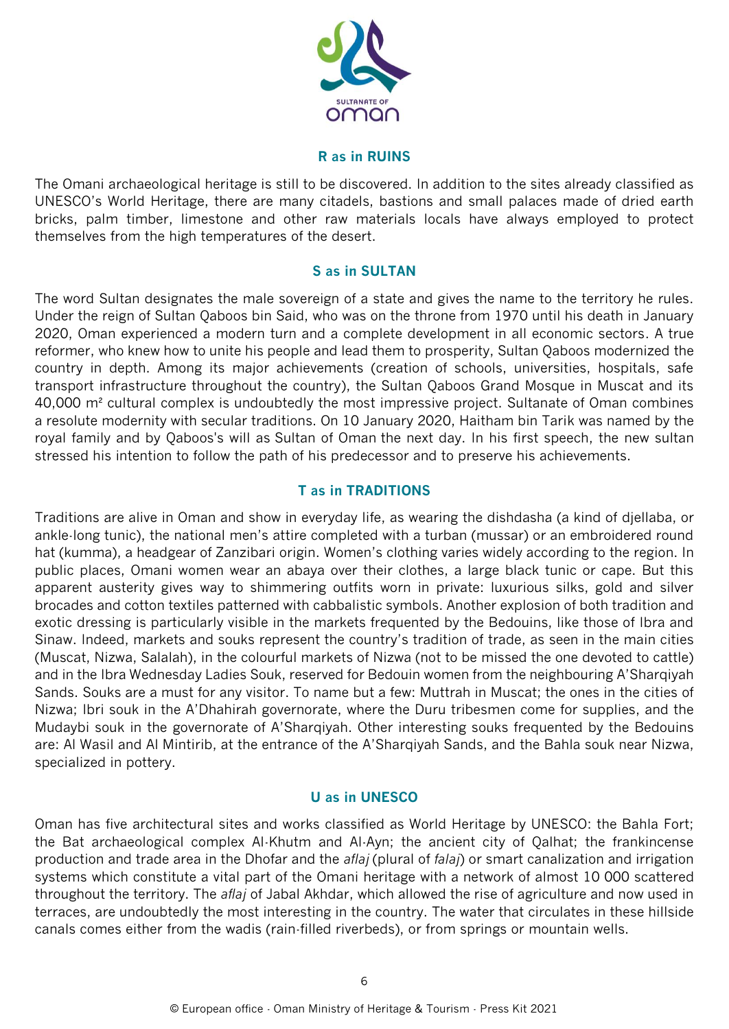## R as in RUINS

The Omani archaeological heritage is still to be discovered. In addition to the sites already classified as UNESCO's World Heritage, there are many citadels, bastions and small palaces made of dried earth bricks, palm timber, limestone and other raw materials locals have always employed to protect themselves from the high temperatures of the desert.

## S as in SULTAN

The word Sultan designates the male sovereign of a state and gives the name to the territory he rules. Under the reign of Sultan Qaboos bin Said, who was on the throne from 1970 until his death in January 2020, Oman experienced a modern turn and a complete development in all economic sectors. A true reformer, who knew how to unite his people and lead them to prosperity, Sultan Qaboos modernized the country in depth. Among its major achievements (creation of schools, universities, hospitals, safe transport infrastructure throughout the country), the Sultan Qaboos Grand Mosque in Muscat and its 40,000 m² cultural complex is undoubtedly the most impressive project. Sultanate of Oman combines a resolute modernity with secular traditions. On 10 January 2020, Haitham bin Tarik was named by the royal family and by Qaboos's will as Sultan of Oman the next day. In his first speech, the new sultan stressed his intention to follow the path of his predecessor and to preserve his achievements.

## T as in TRADITIONS

Traditions are alive in Oman and show in everyday life, as wearing the dishdasha (a kind of djellaba, or ankle-long tunic), the national men's attire completed with a turban (mussar) or an embroidered round hat (kumma), a headgear of Zanzibari origin. Women's clothing varies widely according to the region. In public places, Omani women wear an abaya over their clothes, a large black tunic or cape. But this apparent austerity gives way to shimmering outfits worn in private: luxurious silks, gold and silver brocades and cotton textiles patterned with cabbalistic symbols. Another explosion of both tradition and exotic dressing is particularly visible in the markets frequented by the Bedouins, like those of Ibra and Sinaw. Indeed, markets and souks represent the country's tradition of trade, as seen in the main cities (Muscat, Nizwa, Salalah), in the colourful markets of Nizwa (not to be missed the one devoted to cattle) and in the Ibra Wednesday Ladies Souk, reserved for Bedouin women from the neighbouring A'Sharqiyah Sands. Souks are a must for any visitor. To name but a few: Muttrah in Muscat; the ones in the cities of Nizwa; Ibri souk in the A'Dhahirah governorate, where the Duru tribesmen come for supplies, and the Mudaybi souk in the governorate of A'Sharqiyah. Other interesting souks frequented by the Bedouins are: Al Wasil and Al Mintirib, at the entrance of the A'Sharqiyah Sands, and the Bahla souk near Nizwa, specialized in pottery.

## U as in UNESCO

Oman has five architectural sites and works classified as World Heritage by UNESCO: the Bahla Fort; the Bat archaeological complex Al-Khutm and Al-Ayn; the ancient city of Qalhat; the frankincense production and trade area in the Dhofar and the *aflaj* (plural of *falaj*) or smart canalization and irrigation systems which constitute a vital part of the Omani heritage with a network of almost 10 000 scattered throughout the territory. The *aflaj* of Jabal Akhdar, which allowed the rise of agriculture and now used in terraces, are undoubtedly the most interesting in the country. The water that circulates in these hillside canals comes either from the wadis (rain-filled riverbeds), or from springs or mountain wells.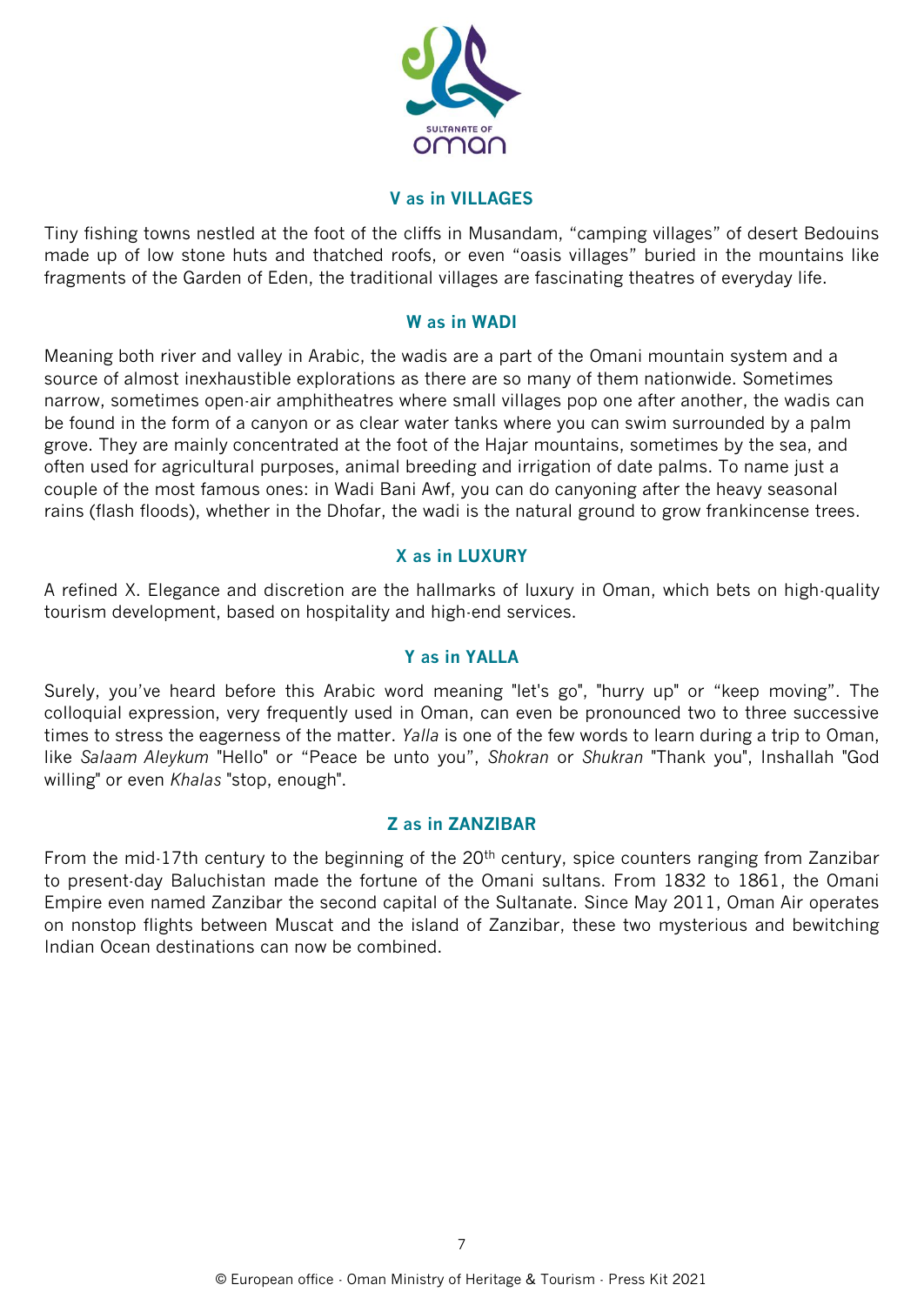## V as in VILLAGES

Tiny fishing towns nestled at the foot of the cliffs in Musandam, "camping villages" of desert Bedouins made up of low stone huts and thatched roofs, or even "oasis villages" buried in the mountains like fragments of the Garden of Eden, the traditional villages are fascinating theatres of everyday life.

## W as in WADI

Meaning both river and valley in Arabic, the wadis are a part of the Omani mountain system and a source of almost inexhaustible explorations as there are so many of them nationwide. Sometimes narrow, sometimes open-air amphitheatres where small villages pop one after another, the wadis can be found in the form of a canyon or as clear water tanks where you can swim surrounded by a palm grove. They are mainly concentrated at the foot of the Hajar mountains, sometimes by the sea, and often used for agricultural purposes, animal breeding and irrigation of date palms. To name just a couple of the most famous ones: in Wadi Bani Awf, you can do canyoning after the heavy seasonal rains (flash floods), whether in the Dhofar, the wadi is the natural ground to grow frankincense trees.

## X as in LUXURY

A refined X. Elegance and discretion are the hallmarks of luxury in Oman, which bets on high-quality tourism development, based on hospitality and high-end services.

## Y as in YALLA

Surely, you've heard before this Arabic word meaning "let's go", "hurry up" or "keep moving". The colloquial expression, very frequently used in Oman, can even be pronounced two to three successive times to stress the eagerness of the matter. *Yalla* is one of the few words to learn during a trip to Oman, like *Salaam Aleykum* "Hello" or "Peace be unto you", *Shokran* or *Shukran* "Thank you", Inshallah "God willing" or even *Khalas* "stop, enough".

## Z as in ZANZIBAR

From the mid-17th century to the beginning of the 20th century, spice counters ranging from Zanzibar to present-day Baluchistan made the fortune of the Omani sultans. From 1832 to 1861, the Omani Empire even named Zanzibar the second capital of the Sultanate. Since May 2011, Oman Air operates on nonstop flights between Muscat and the island of Zanzibar, these two mysterious and bewitching Indian Ocean destinations can now be combined.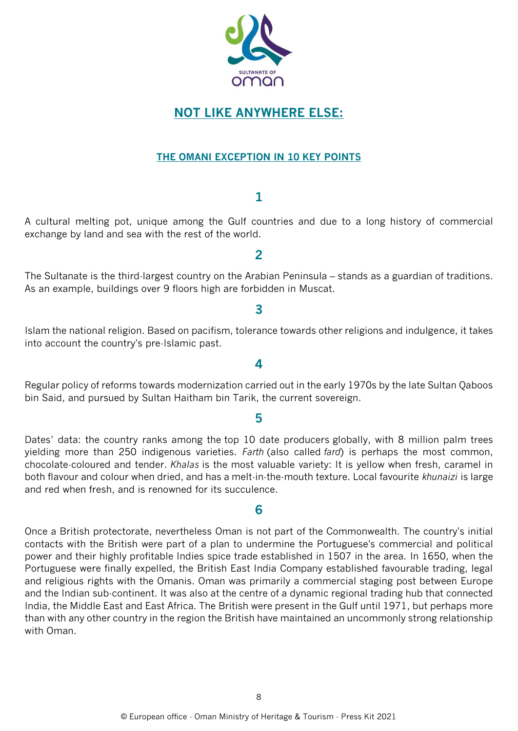# NOT LIKE ANYWHERE ELSE:

## THE OMANI EXCEPTION IN 10 KEY POINTS

### 1

A cultural melting pot, unique among the Gulf countries and due to a long history of commercial exchange by land and sea with the rest of the world.

### 2

The Sultanate is the third-largest country on the Arabian Peninsula – stands as a guardian of traditions. As an example, buildings over 9 floors high are forbidden in Muscat.

### 3

Islam the national religion. Based on pacifism, tolerance towards other religions and indulgence, it takes into account the country's pre-Islamic past.

### 4

Regular policy of reforms towards modernization carried out in the early 1970s by the late Sultan Qaboos bin Said, and pursued by Sultan Haitham bin Tarik, the current sovereign.

### 5

Dates' data: the country ranks among the top 10 date producers globally, with 8 million palm trees yielding more than 250 indigenous varieties. *Farth* (also called *fard*) is perhaps the most common, chocolate-coloured and tender. *Khalas* is the most valuable variety: It is yellow when fresh, caramel in both flavour and colour when dried, and has a melt-in-the-mouth texture. Local favourite *khunaizi* is large and red when fresh, and is renowned for its succulence.

### 6

Once a British protectorate, nevertheless Oman is not part of the Commonwealth. The country's initial contacts with the British were part of a plan to undermine the Portuguese's commercial and political power and their highly profitable Indies spice trade established in 1507 in the area. In 1650, when the Portuguese were finally expelled, the British East India Company established favourable trading, legal and religious rights with the Omanis. Oman was primarily a commercial staging post between Europe and the Indian sub-continent. It was also at the centre of a dynamic regional trading hub that connected India, the Middle East and East Africa. The British were present in the Gulf until 1971, but perhaps more than with any other country in the region the British have maintained an uncommonly strong relationship with Oman.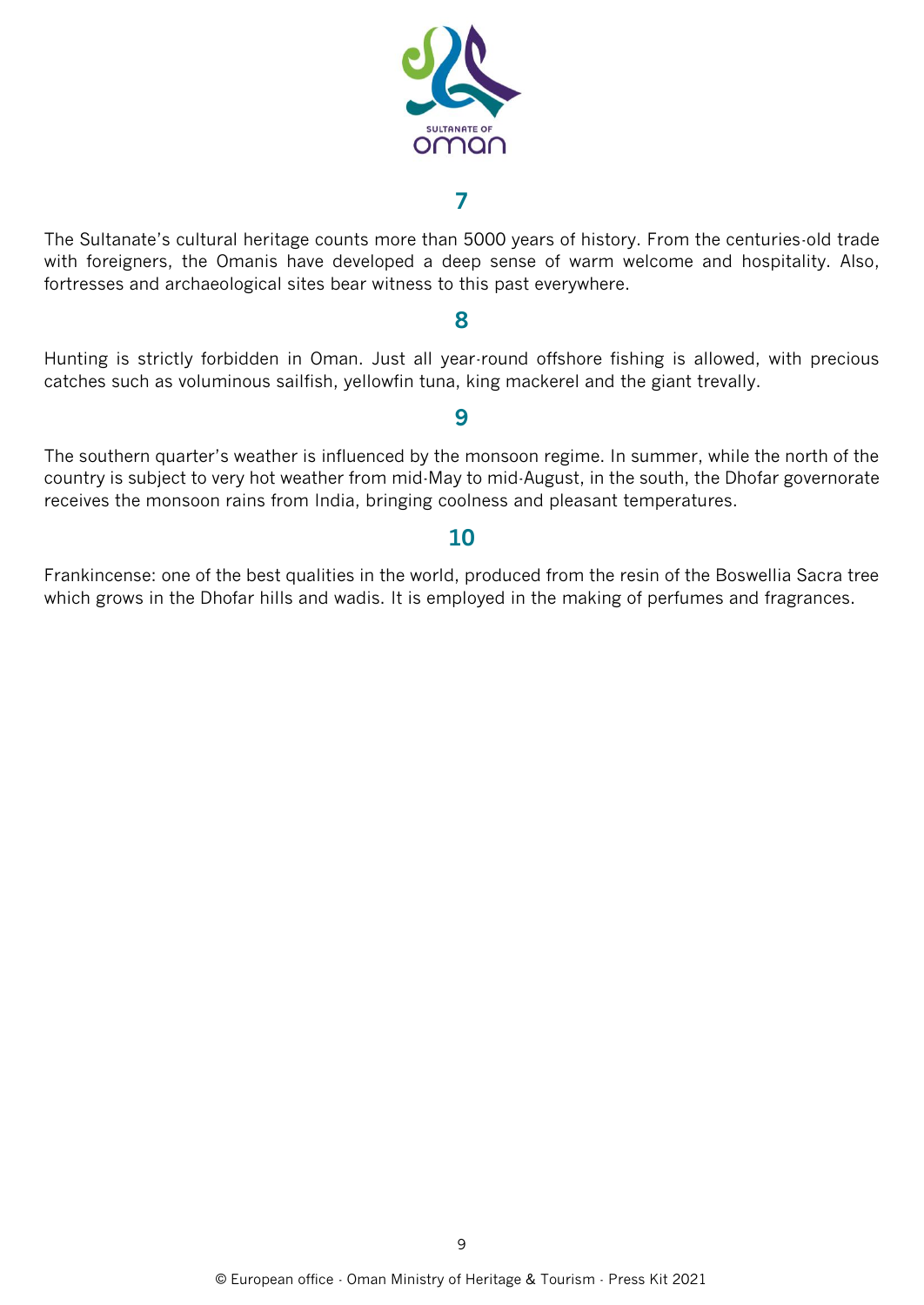## 7

The Sultanate's cultural heritage counts more than 5000 years of history. From the centuries-old trade with foreigners, the Omanis have developed a deep sense of warm welcome and hospitality. Also, fortresses and archaeological sites bear witness to this past everywhere.

## 8

Hunting is strictly forbidden in Oman. Just all year-round offshore fishing is allowed, with precious catches such as voluminous sailfish, yellowfin tuna, king mackerel and the giant trevally.

## 9

The southern quarter's weather is influenced by the monsoon regime. In summer, while the north of the country is subject to very hot weather from mid-May to mid-August, in the south, the Dhofar governorate receives the monsoon rains from India, bringing coolness and pleasant temperatures.

## 10

Frankincense: one of the best qualities in the world, produced from the resin of the Boswellia Sacra tree which grows in the Dhofar hills and wadis. It is employed in the making of perfumes and fragrances.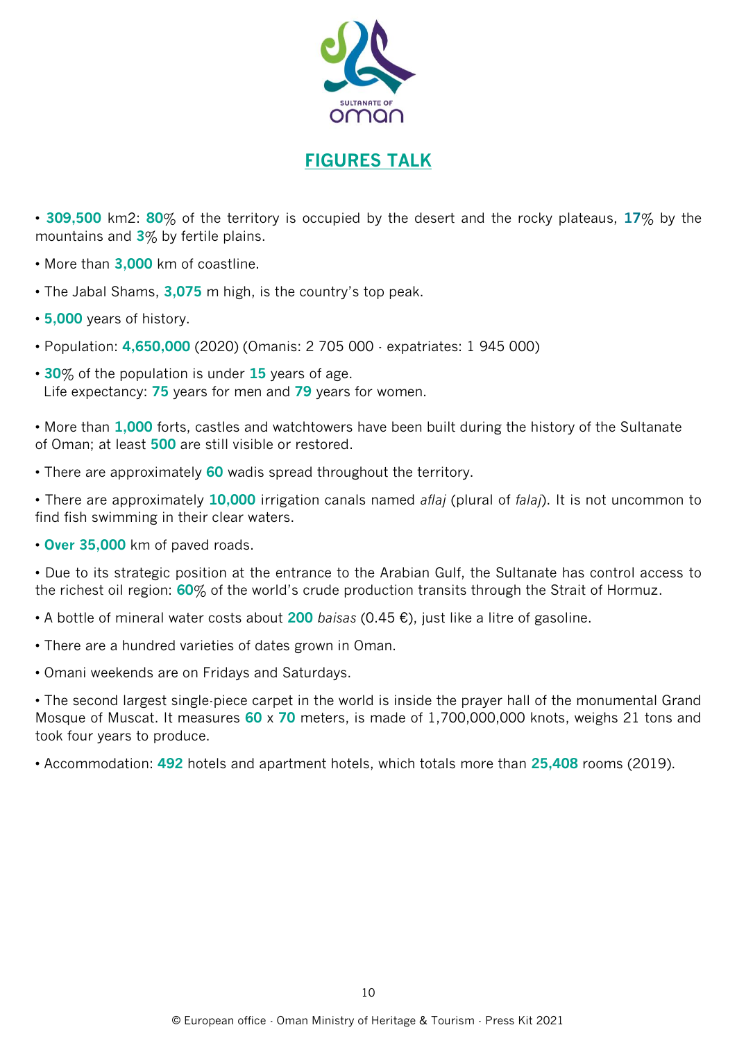## FIGURES TALK

- **309,500** km2: **80**% of the territory is occupied by the desert and the rocky plateaus, **17**% by the mountains and **3**% by fertile plains.
- More than **3,000** km of coastline.
- The Jabal Shams, **3,075** m high, is the country's top peak.
- **5,000** years of history.
- Population: **4,650,000** (2020) (Omanis: 2 705 000 · expatriates: 1 945 000)
- **30**% of the population is under **15** years of age.
  Life expectancy: **75** years for men and **79** years for women.
- More than **1,000** forts, castles and watchtowers have been built during the history of the Sultanate of Oman; at least **500** are still visible or restored.
- There are approximately **60** wadis spread throughout the territory.
- There are approximately **10,000** irrigation canals named *aflaj* (plural of *falaj*). It is not uncommon to find fish swimming in their clear waters.
- **Over 35,000** km of paved roads.
- Due to its strategic position at the entrance to the Arabian Gulf, the Sultanate has control access to the richest oil region: **60**% of the world's crude production transits through the Strait of Hormuz.
- A bottle of mineral water costs about **200** *baisas* (0.45 €), just like a litre of gasoline.
- There are a hundred varieties of dates grown in Oman.
- Omani weekends are on Fridays and Saturdays.
- The second largest single-piece carpet in the world is inside the prayer hall of the monumental Grand Mosque of Muscat. It measures **60** x **70** meters, is made of 1,700,000,000 knots, weighs 21 tons and took four years to produce.
- Accommodation: **492** hotels and apartment hotels, which totals more than **25,408** rooms (2019).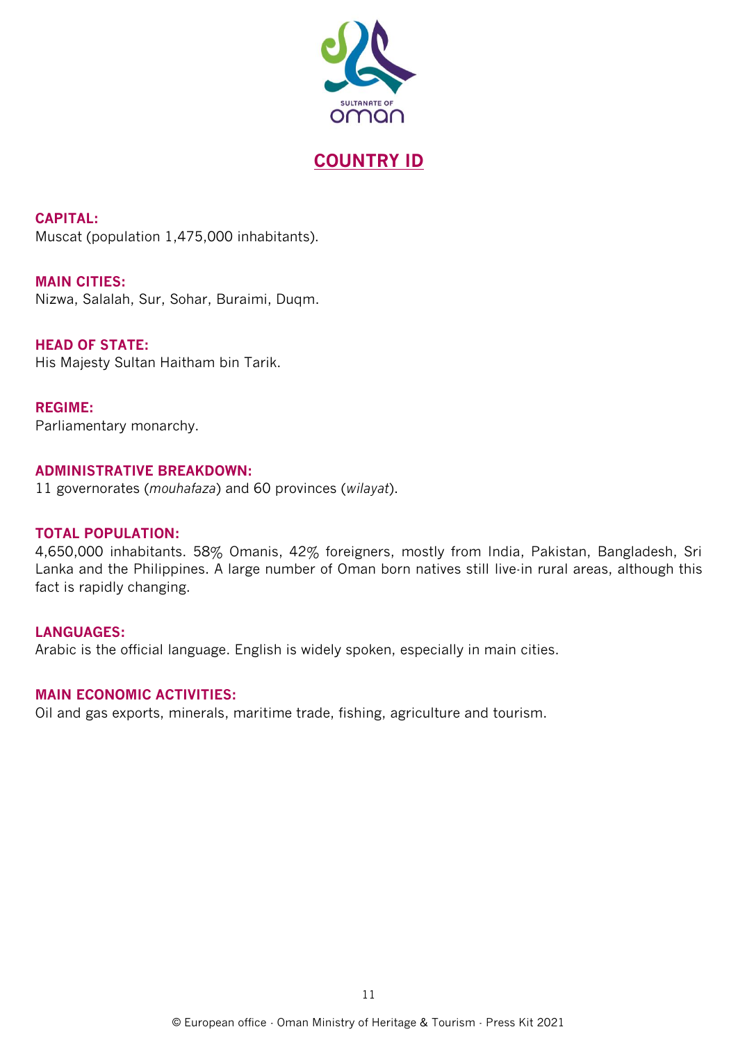# COUNTRY ID

**CAPITAL:**
Muscat (population 1,475,000 inhabitants).

**MAIN CITIES:**
Nizwa, Salalah, Sur, Sohar, Buraimi, Duqm.

**HEAD OF STATE:**
His Majesty Sultan Haitham bin Tarik.

**REGIME:**
Parliamentary monarchy.

**ADMINISTRATIVE BREAKDOWN:**
11 governorates (*mouhafaza*) and 60 provinces (*wilayat*).

**TOTAL POPULATION:**
4,650,000 inhabitants. 58% Omanis, 42% foreigners, mostly from India, Pakistan, Bangladesh, Sri Lanka and the Philippines. A large number of Oman born natives still live-in rural areas, although this fact is rapidly changing.

**LANGUAGES:**
Arabic is the official language. English is widely spoken, especially in main cities.

**MAIN ECONOMIC ACTIVITIES:**
Oil and gas exports, minerals, maritime trade, fishing, agriculture and tourism.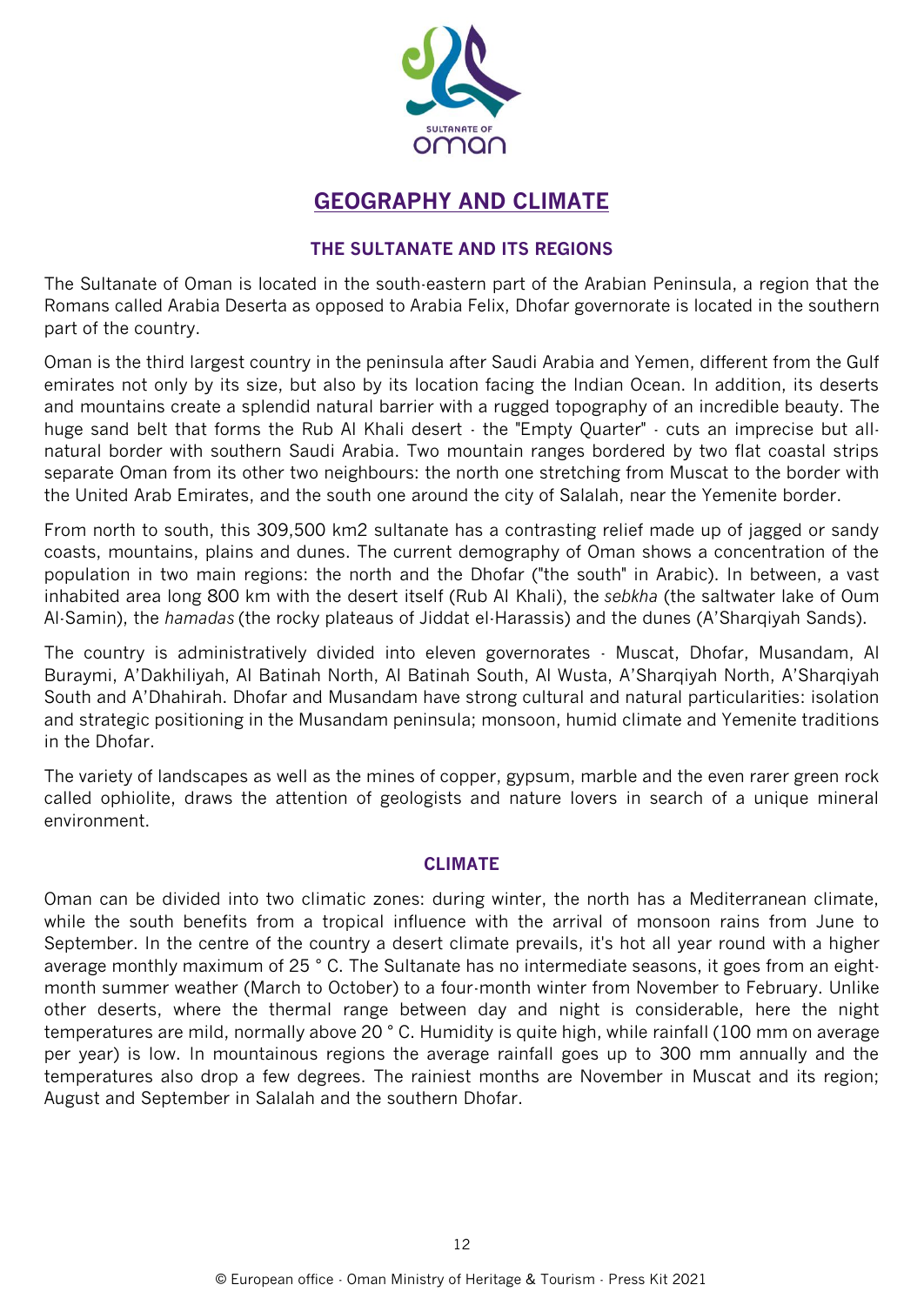# GEOGRAPHY AND CLIMATE

## THE SULTANATE AND ITS REGIONS

The Sultanate of Oman is located in the south-eastern part of the Arabian Peninsula, a region that the Romans called Arabia Deserta as opposed to Arabia Felix, Dhofar governorate is located in the southern part of the country.

Oman is the third largest country in the peninsula after Saudi Arabia and Yemen, different from the Gulf emirates not only by its size, but also by its location facing the Indian Ocean. In addition, its deserts and mountains create a splendid natural barrier with a rugged topography of an incredible beauty. The huge sand belt that forms the Rub Al Khali desert - the "Empty Quarter" - cuts an imprecise but all-natural border with southern Saudi Arabia. Two mountain ranges bordered by two flat coastal strips separate Oman from its other two neighbours: the north one stretching from Muscat to the border with the United Arab Emirates, and the south one around the city of Salalah, near the Yemenite border.

From north to south, this 309,500 km2 sultanate has a contrasting relief made up of jagged or sandy coasts, mountains, plains and dunes. The current demography of Oman shows a concentration of the population in two main regions: the north and the Dhofar ("the south" in Arabic). In between, a vast inhabited area long 800 km with the desert itself (Rub Al Khali), the *sebkha* (the saltwater lake of Oum Al-Samin), the *hamadas* (the rocky plateaus of Jiddat el-Harassis) and the dunes (A'Sharqiyah Sands).

The country is administratively divided into eleven governorates - Muscat, Dhofar, Musandam, Al Buraymi, A'Dakhiliyah, Al Batinah North, Al Batinah South, Al Wusta, A'Sharqiyah North, A'Sharqiyah South and A'Dhahirah. Dhofar and Musandam have strong cultural and natural particularities: isolation and strategic positioning in the Musandam peninsula; monsoon, humid climate and Yemenite traditions in the Dhofar.

The variety of landscapes as well as the mines of copper, gypsum, marble and the even rarer green rock called ophiolite, draws the attention of geologists and nature lovers in search of a unique mineral environment.

## CLIMATE

Oman can be divided into two climatic zones: during winter, the north has a Mediterranean climate, while the south benefits from a tropical influence with the arrival of monsoon rains from June to September. In the centre of the country a desert climate prevails, it's hot all year round with a higher average monthly maximum of 25 ° C. The Sultanate has no intermediate seasons, it goes from an eight-month summer weather (March to October) to a four-month winter from November to February. Unlike other deserts, where the thermal range between day and night is considerable, here the night temperatures are mild, normally above 20 ° C. Humidity is quite high, while rainfall (100 mm on average per year) is low. In mountainous regions the average rainfall goes up to 300 mm annually and the temperatures also drop a few degrees. The rainiest months are November in Muscat and its region; August and September in Salalah and the southern Dhofar.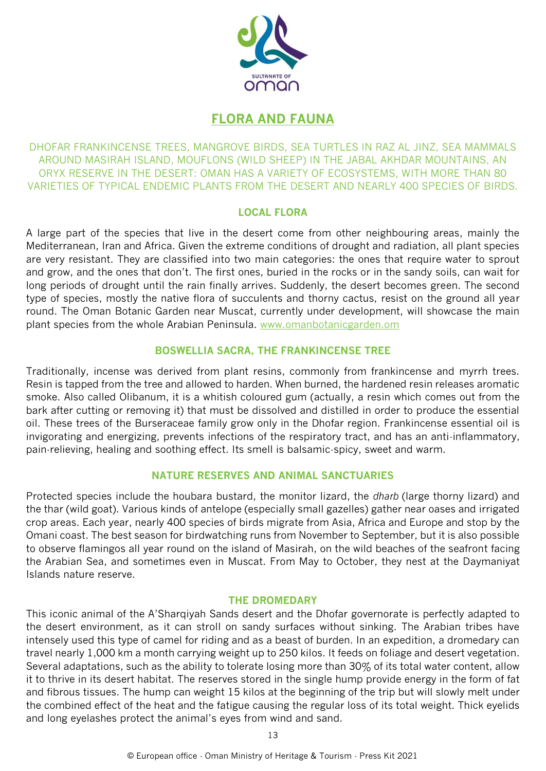# FLORA AND FAUNA

DHOFAR FRANKINCENSE TREES, MANGROVE BIRDS, SEA TURTLES IN RAZ AL JINZ, SEA MAMMALS AROUND MASIRAH ISLAND, MOUFLONS (WILD SHEEP) IN THE JABAL AKHDAR MOUNTAINS, AN ORYX RESERVE IN THE DESERT: OMAN HAS A VARIETY OF ECOSYSTEMS, WITH MORE THAN 80 VARIETIES OF TYPICAL ENDEMIC PLANTS FROM THE DESERT AND NEARLY 400 SPECIES OF BIRDS.

## LOCAL FLORA

A large part of the species that live in the desert come from other neighbouring areas, mainly the Mediterranean, Iran and Africa. Given the extreme conditions of drought and radiation, all plant species are very resistant. They are classified into two main categories: the ones that require water to sprout and grow, and the ones that don't. The first ones, buried in the rocks or in the sandy soils, can wait for long periods of drought until the rain finally arrives. Suddenly, the desert becomes green. The second type of species, mostly the native flora of succulents and thorny cactus, resist on the ground all year round. The Oman Botanic Garden near Muscat, currently under development, will showcase the main plant species from the whole Arabian Peninsula. www.omanbotanicgarden.om

## BOSWELLIA SACRA, THE FRANKINCENSE TREE

Traditionally, incense was derived from plant resins, commonly from frankincense and myrrh trees. Resin is tapped from the tree and allowed to harden. When burned, the hardened resin releases aromatic smoke. Also called Olibanum, it is a whitish coloured gum (actually, a resin which comes out from the bark after cutting or removing it) that must be dissolved and distilled in order to produce the essential oil. These trees of the Burseraceae family grow only in the Dhofar region. Frankincense essential oil is invigorating and energizing, prevents infections of the respiratory tract, and has an anti-inflammatory, pain-relieving, healing and soothing effect. Its smell is balsamic-spicy, sweet and warm.

## NATURE RESERVES AND ANIMAL SANCTUARIES

Protected species include the houbara bustard, the monitor lizard, the *dharb* (large thorny lizard) and the thar (wild goat). Various kinds of antelope (especially small gazelles) gather near oases and irrigated crop areas. Each year, nearly 400 species of birds migrate from Asia, Africa and Europe and stop by the Omani coast. The best season for birdwatching runs from November to September, but it is also possible to observe flamingos all year round on the island of Masirah, on the wild beaches of the seafront facing the Arabian Sea, and sometimes even in Muscat. From May to October, they nest at the Daymaniyat Islands nature reserve.

## THE DROMEDARY

This iconic animal of the A'Sharqiyah Sands desert and the Dhofar governorate is perfectly adapted to the desert environment, as it can stroll on sandy surfaces without sinking. The Arabian tribes have intensely used this type of camel for riding and as a beast of burden. In an expedition, a dromedary can travel nearly 1,000 km a month carrying weight up to 250 kilos. It feeds on foliage and desert vegetation. Several adaptations, such as the ability to tolerate losing more than 30% of its total water content, allow it to thrive in its desert habitat. The reserves stored in the single hump provide energy in the form of fat and fibrous tissues. The hump can weight 15 kilos at the beginning of the trip but will slowly melt under the combined effect of the heat and the fatigue causing the regular loss of its total weight. Thick eyelids and long eyelashes protect the animal's eyes from wind and sand.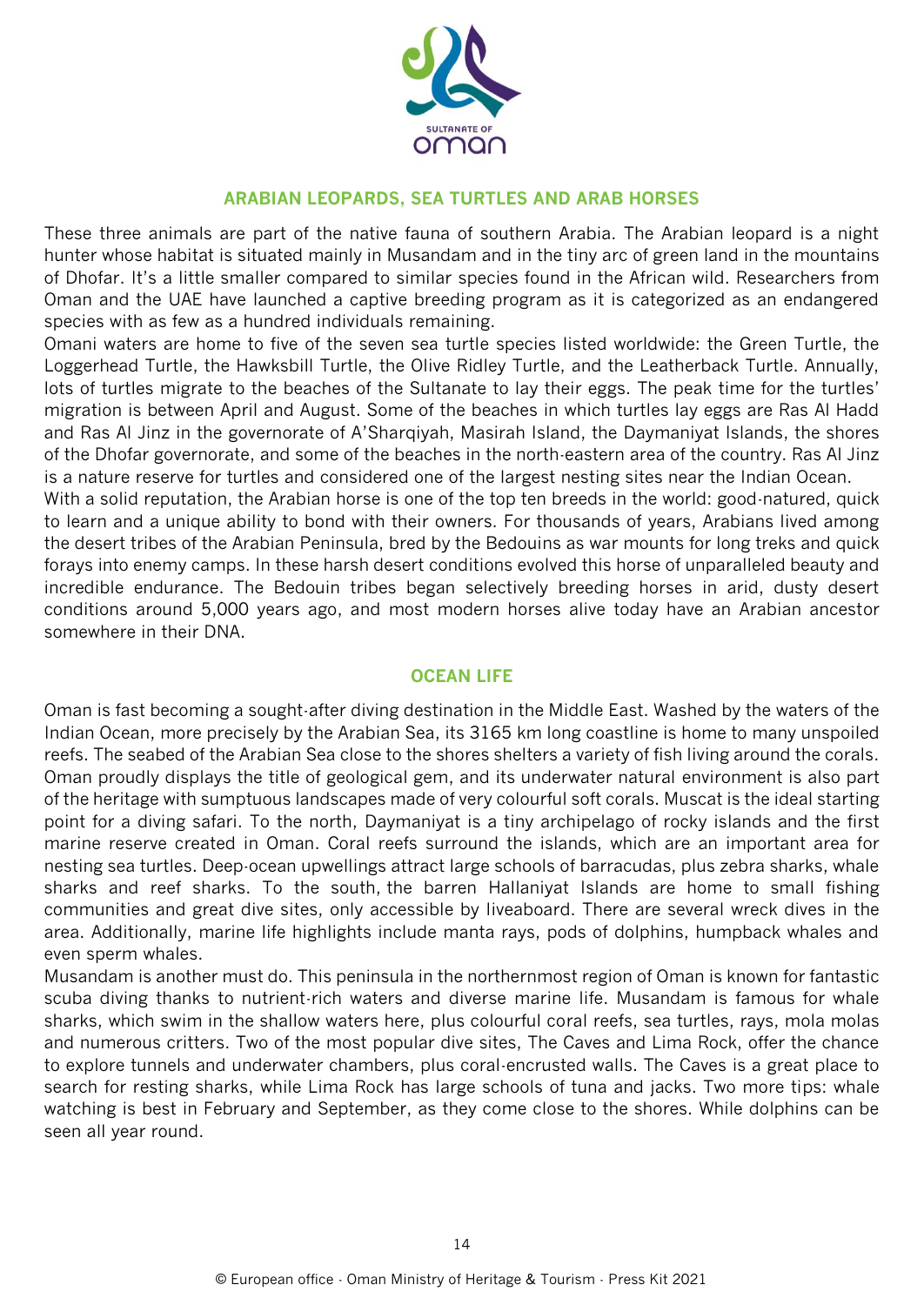## ARABIAN LEOPARDS, SEA TURTLES AND ARAB HORSES

These three animals are part of the native fauna of southern Arabia. The Arabian leopard is a night hunter whose habitat is situated mainly in Musandam and in the tiny arc of green land in the mountains of Dhofar. It's a little smaller compared to similar species found in the African wild. Researchers from Oman and the UAE have launched a captive breeding program as it is categorized as an endangered species with as few as a hundred individuals remaining.

Omani waters are home to five of the seven sea turtle species listed worldwide: the Green Turtle, the Loggerhead Turtle, the Hawksbill Turtle, the Olive Ridley Turtle, and the Leatherback Turtle. Annually, lots of turtles migrate to the beaches of the Sultanate to lay their eggs. The peak time for the turtles' migration is between April and August. Some of the beaches in which turtles lay eggs are Ras Al Hadd and Ras Al Jinz in the governorate of A'Sharqiyah, Masirah Island, the Daymaniyat Islands, the shores of the Dhofar governorate, and some of the beaches in the north-eastern area of the country. Ras Al Jinz is a nature reserve for turtles and considered one of the largest nesting sites near the Indian Ocean.

With a solid reputation, the Arabian horse is one of the top ten breeds in the world: good-natured, quick to learn and a unique ability to bond with their owners. For thousands of years, Arabians lived among the desert tribes of the Arabian Peninsula, bred by the Bedouins as war mounts for long treks and quick forays into enemy camps. In these harsh desert conditions evolved this horse of unparalleled beauty and incredible endurance. The Bedouin tribes began selectively breeding horses in arid, dusty desert conditions around 5,000 years ago, and most modern horses alive today have an Arabian ancestor somewhere in their DNA.

## OCEAN LIFE

Oman is fast becoming a sought-after diving destination in the Middle East. Washed by the waters of the Indian Ocean, more precisely by the Arabian Sea, its 3165 km long coastline is home to many unspoiled reefs. The seabed of the Arabian Sea close to the shores shelters a variety of fish living around the corals. Oman proudly displays the title of geological gem, and its underwater natural environment is also part of the heritage with sumptuous landscapes made of very colourful soft corals. Muscat is the ideal starting point for a diving safari. To the north, Daymaniyat is a tiny archipelago of rocky islands and the first marine reserve created in Oman. Coral reefs surround the islands, which are an important area for nesting sea turtles. Deep-ocean upwellings attract large schools of barracudas, plus zebra sharks, whale sharks and reef sharks. To the south, the barren Hallaniyat Islands are home to small fishing communities and great dive sites, only accessible by liveaboard. There are several wreck dives in the area. Additionally, marine life highlights include manta rays, pods of dolphins, humpback whales and even sperm whales.

Musandam is another must do. This peninsula in the northernmost region of Oman is known for fantastic scuba diving thanks to nutrient-rich waters and diverse marine life. Musandam is famous for whale sharks, which swim in the shallow waters here, plus colourful coral reefs, sea turtles, rays, mola molas and numerous critters. Two of the most popular dive sites, The Caves and Lima Rock, offer the chance to explore tunnels and underwater chambers, plus coral-encrusted walls. The Caves is a great place to search for resting sharks, while Lima Rock has large schools of tuna and jacks. Two more tips: whale watching is best in February and September, as they come close to the shores. While dolphins can be seen all year round.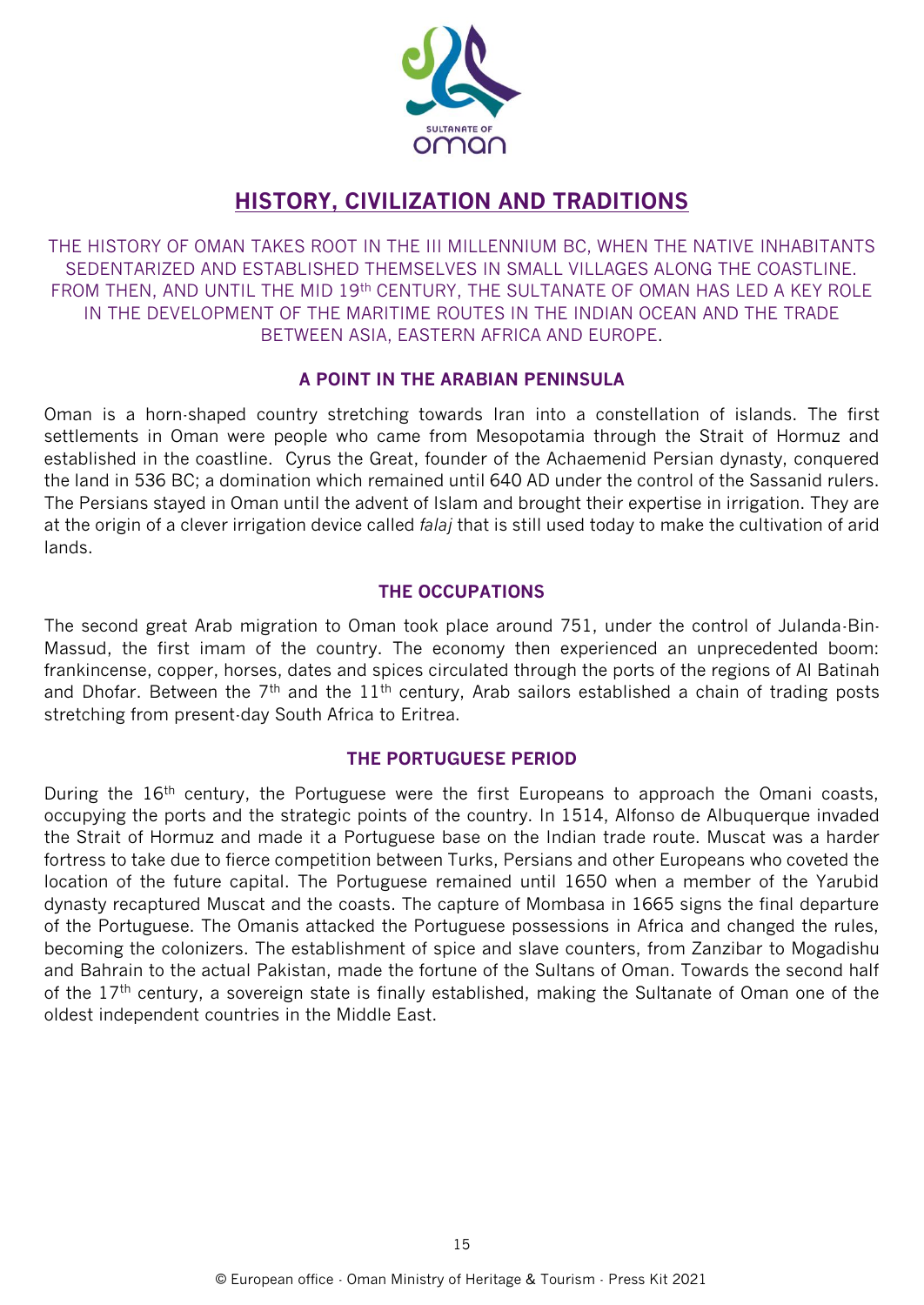# HISTORY, CIVILIZATION AND TRADITIONS

THE HISTORY OF OMAN TAKES ROOT IN THE III MILLENNIUM BC, WHEN THE NATIVE INHABITANTS SEDENTARIZED AND ESTABLISHED THEMSELVES IN SMALL VILLAGES ALONG THE COASTLINE. FROM THEN, AND UNTIL THE MID 19th CENTURY, THE SULTANATE OF OMAN HAS LED A KEY ROLE IN THE DEVELOPMENT OF THE MARITIME ROUTES IN THE INDIAN OCEAN AND THE TRADE BETWEEN ASIA, EASTERN AFRICA AND EUROPE.

## A POINT IN THE ARABIAN PENINSULA

Oman is a horn-shaped country stretching towards Iran into a constellation of islands. The first settlements in Oman were people who came from Mesopotamia through the Strait of Hormuz and established in the coastline. Cyrus the Great, founder of the Achaemenid Persian dynasty, conquered the land in 536 BC; a domination which remained until 640 AD under the control of the Sassanid rulers. The Persians stayed in Oman until the advent of Islam and brought their expertise in irrigation. They are at the origin of a clever irrigation device called *falaj* that is still used today to make the cultivation of arid lands.

## THE OCCUPATIONS

The second great Arab migration to Oman took place around 751, under the control of Julanda-Bin-Massud, the first imam of the country. The economy then experienced an unprecedented boom: frankincense, copper, horses, dates and spices circulated through the ports of the regions of Al Batinah and Dhofar. Between the 7th and the 11th century, Arab sailors established a chain of trading posts stretching from present-day South Africa to Eritrea.

## THE PORTUGUESE PERIOD

During the 16th century, the Portuguese were the first Europeans to approach the Omani coasts, occupying the ports and the strategic points of the country. In 1514, Alfonso de Albuquerque invaded the Strait of Hormuz and made it a Portuguese base on the Indian trade route. Muscat was a harder fortress to take due to fierce competition between Turks, Persians and other Europeans who coveted the location of the future capital. The Portuguese remained until 1650 when a member of the Yarubid dynasty recaptured Muscat and the coasts. The capture of Mombasa in 1665 signs the final departure of the Portuguese. The Omanis attacked the Portuguese possessions in Africa and changed the rules, becoming the colonizers. The establishment of spice and slave counters, from Zanzibar to Mogadishu and Bahrain to the actual Pakistan, made the fortune of the Sultans of Oman. Towards the second half of the 17th century, a sovereign state is finally established, making the Sultanate of Oman one of the oldest independent countries in the Middle East.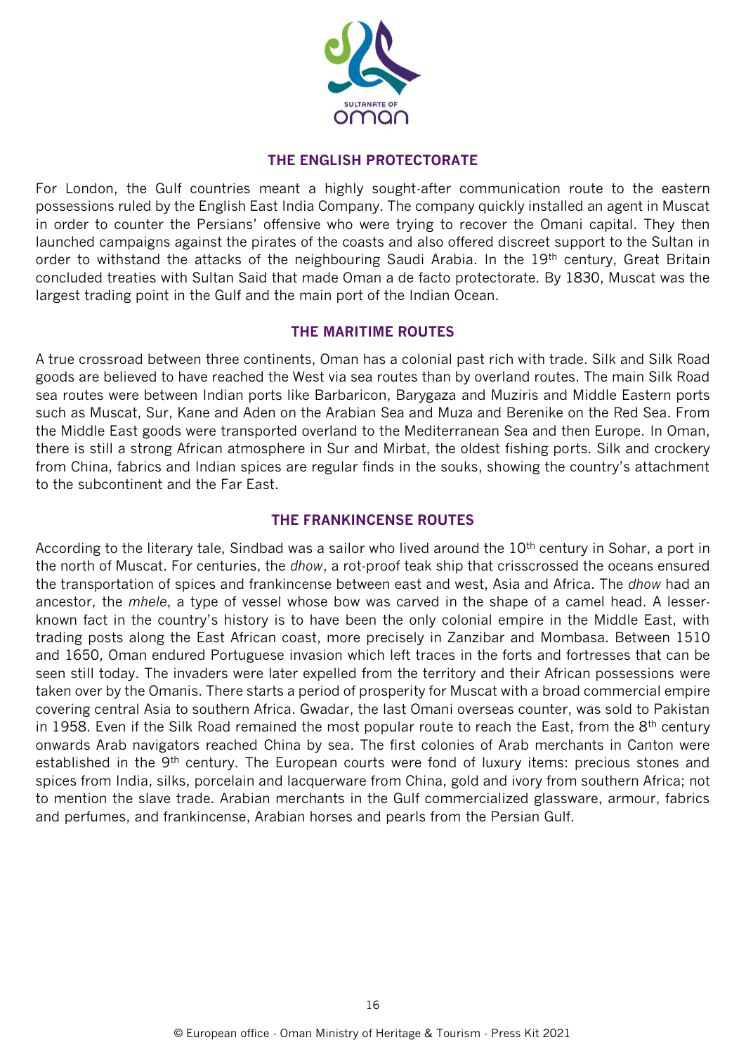## THE ENGLISH PROTECTORATE

For London, the Gulf countries meant a highly sought-after communication route to the eastern possessions ruled by the English East India Company. The company quickly installed an agent in Muscat in order to counter the Persians' offensive who were trying to recover the Omani capital. They then launched campaigns against the pirates of the coasts and also offered discreet support to the Sultan in order to withstand the attacks of the neighbouring Saudi Arabia. In the 19th century, Great Britain concluded treaties with Sultan Said that made Oman a de facto protectorate. By 1830, Muscat was the largest trading point in the Gulf and the main port of the Indian Ocean.

## THE MARITIME ROUTES

A true crossroad between three continents, Oman has a colonial past rich with trade. Silk and Silk Road goods are believed to have reached the West via sea routes than by overland routes. The main Silk Road sea routes were between Indian ports like Barbaricon, Barygaza and Muziris and Middle Eastern ports such as Muscat, Sur, Kane and Aden on the Arabian Sea and Muza and Berenike on the Red Sea. From the Middle East goods were transported overland to the Mediterranean Sea and then Europe. In Oman, there is still a strong African atmosphere in Sur and Mirbat, the oldest fishing ports. Silk and crockery from China, fabrics and Indian spices are regular finds in the souks, showing the country's attachment to the subcontinent and the Far East.

## THE FRANKINCENSE ROUTES

According to the literary tale, Sindbad was a sailor who lived around the 10th century in Sohar, a port in the north of Muscat. For centuries, the *dhow*, a rot-proof teak ship that crisscrossed the oceans ensured the transportation of spices and frankincense between east and west, Asia and Africa. The *dhow* had an ancestor, the *mhele*, a type of vessel whose bow was carved in the shape of a camel head. A lesser-known fact in the country's history is to have been the only colonial empire in the Middle East, with trading posts along the East African coast, more precisely in Zanzibar and Mombasa. Between 1510 and 1650, Oman endured Portuguese invasion which left traces in the forts and fortresses that can be seen still today. The invaders were later expelled from the territory and their African possessions were taken over by the Omanis. There starts a period of prosperity for Muscat with a broad commercial empire covering central Asia to southern Africa. Gwadar, the last Omani overseas counter, was sold to Pakistan in 1958. Even if the Silk Road remained the most popular route to reach the East, from the 8th century onwards Arab navigators reached China by sea. The first colonies of Arab merchants in Canton were established in the 9th century. The European courts were fond of luxury items: precious stones and spices from India, silks, porcelain and lacquerware from China, gold and ivory from southern Africa; not to mention the slave trade. Arabian merchants in the Gulf commercialized glassware, armour, fabrics and perfumes, and frankincense, Arabian horses and pearls from the Persian Gulf.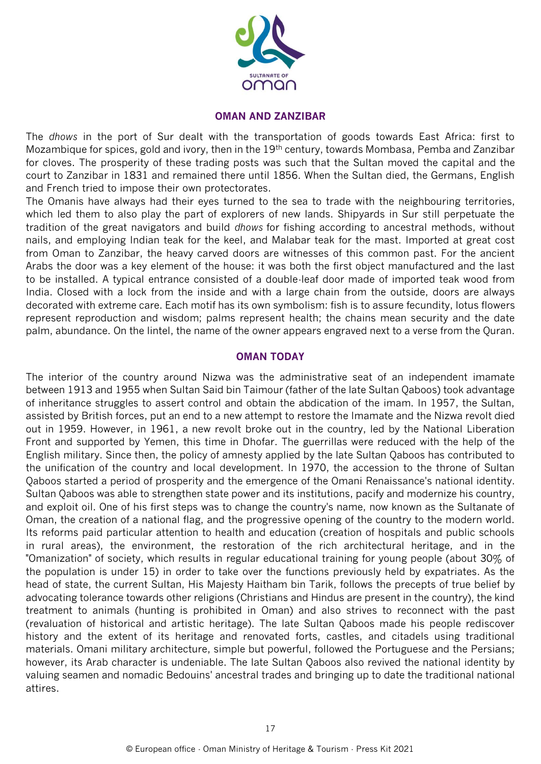## OMAN AND ZANZIBAR

The *dhows* in the port of Sur dealt with the transportation of goods towards East Africa: first to Mozambique for spices, gold and ivory, then in the 19th century, towards Mombasa, Pemba and Zanzibar for cloves. The prosperity of these trading posts was such that the Sultan moved the capital and the court to Zanzibar in 1831 and remained there until 1856. When the Sultan died, the Germans, English and French tried to impose their own protectorates.

The Omanis have always had their eyes turned to the sea to trade with the neighbouring territories, which led them to also play the part of explorers of new lands. Shipyards in Sur still perpetuate the tradition of the great navigators and build *dhows* for fishing according to ancestral methods, without nails, and employing Indian teak for the keel, and Malabar teak for the mast. Imported at great cost from Oman to Zanzibar, the heavy carved doors are witnesses of this common past. For the ancient Arabs the door was a key element of the house: it was both the first object manufactured and the last to be installed. A typical entrance consisted of a double-leaf door made of imported teak wood from India. Closed with a lock from the inside and with a large chain from the outside, doors are always decorated with extreme care. Each motif has its own symbolism: fish is to assure fecundity, lotus flowers represent reproduction and wisdom; palms represent health; the chains mean security and the date palm, abundance. On the lintel, the name of the owner appears engraved next to a verse from the Quran.

## OMAN TODAY

The interior of the country around Nizwa was the administrative seat of an independent imamate between 1913 and 1955 when Sultan Said bin Taimour (father of the late Sultan Qaboos) took advantage of inheritance struggles to assert control and obtain the abdication of the imam. In 1957, the Sultan, assisted by British forces, put an end to a new attempt to restore the Imamate and the Nizwa revolt died out in 1959. However, in 1961, a new revolt broke out in the country, led by the National Liberation Front and supported by Yemen, this time in Dhofar. The guerrillas were reduced with the help of the English military. Since then, the policy of amnesty applied by the late Sultan Qaboos has contributed to the unification of the country and local development. In 1970, the accession to the throne of Sultan Qaboos started a period of prosperity and the emergence of the Omani Renaissance's national identity. Sultan Qaboos was able to strengthen state power and its institutions, pacify and modernize his country, and exploit oil. One of his first steps was to change the country's name, now known as the Sultanate of Oman, the creation of a national flag, and the progressive opening of the country to the modern world. Its reforms paid particular attention to health and education (creation of hospitals and public schools in rural areas), the environment, the restoration of the rich architectural heritage, and in the "Omanization" of society, which results in regular educational training for young people (about 30% of the population is under 15) in order to take over the functions previously held by expatriates. As the head of state, the current Sultan, His Majesty Haitham bin Tarik, follows the precepts of true belief by advocating tolerance towards other religions (Christians and Hindus are present in the country), the kind treatment to animals (hunting is prohibited in Oman) and also strives to reconnect with the past (revaluation of historical and artistic heritage). The late Sultan Qaboos made his people rediscover history and the extent of its heritage and renovated forts, castles, and citadels using traditional materials. Omani military architecture, simple but powerful, followed the Portuguese and the Persians; however, its Arab character is undeniable. The late Sultan Qaboos also revived the national identity by valuing seamen and nomadic Bedouins' ancestral trades and bringing up to date the traditional national attires.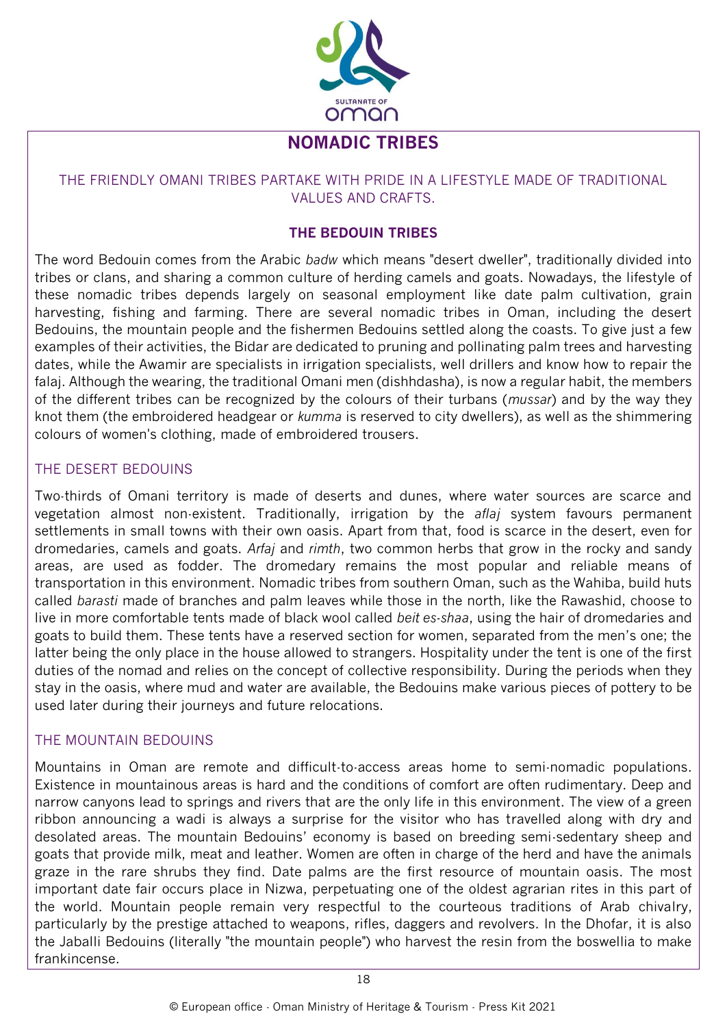# NOMADIC TRIBES

THE FRIENDLY OMANI TRIBES PARTAKE WITH PRIDE IN A LIFESTYLE MADE OF TRADITIONAL VALUES AND CRAFTS.

## THE BEDOUIN TRIBES

The word Bedouin comes from the Arabic *badw* which means "desert dweller", traditionally divided into tribes or clans, and sharing a common culture of herding camels and goats. Nowadays, the lifestyle of these nomadic tribes depends largely on seasonal employment like date palm cultivation, grain harvesting, fishing and farming. There are several nomadic tribes in Oman, including the desert Bedouins, the mountain people and the fishermen Bedouins settled along the coasts. To give just a few examples of their activities, the Bidar are dedicated to pruning and pollinating palm trees and harvesting dates, while the Awamir are specialists in irrigation specialists, well drillers and know how to repair the falaj. Although the wearing, the traditional Omani men (dishhdasha), is now a regular habit, the members of the different tribes can be recognized by the colours of their turbans (*mussar*) and by the way they knot them (the embroidered headgear or *kumma* is reserved to city dwellers), as well as the shimmering colours of women's clothing, made of embroidered trousers.

### THE DESERT BEDOUINS

Two-thirds of Omani territory is made of deserts and dunes, where water sources are scarce and vegetation almost non-existent. Traditionally, irrigation by the *aflaj* system favours permanent settlements in small towns with their own oasis. Apart from that, food is scarce in the desert, even for dromedaries, camels and goats. *Arfaj* and *rimth*, two common herbs that grow in the rocky and sandy areas, are used as fodder. The dromedary remains the most popular and reliable means of transportation in this environment. Nomadic tribes from southern Oman, such as the Wahiba, build huts called *barasti* made of branches and palm leaves while those in the north, like the Rawashid, choose to live in more comfortable tents made of black wool called *beit es-shaa*, using the hair of dromedaries and goats to build them. These tents have a reserved section for women, separated from the men's one; the latter being the only place in the house allowed to strangers. Hospitality under the tent is one of the first duties of the nomad and relies on the concept of collective responsibility. During the periods when they stay in the oasis, where mud and water are available, the Bedouins make various pieces of pottery to be used later during their journeys and future relocations.

### THE MOUNTAIN BEDOUINS

Mountains in Oman are remote and difficult-to-access areas home to semi-nomadic populations. Existence in mountainous areas is hard and the conditions of comfort are often rudimentary. Deep and narrow canyons lead to springs and rivers that are the only life in this environment. The view of a green ribbon announcing a wadi is always a surprise for the visitor who has travelled along with dry and desolated areas. The mountain Bedouins' economy is based on breeding semi-sedentary sheep and goats that provide milk, meat and leather. Women are often in charge of the herd and have the animals graze in the rare shrubs they find. Date palms are the first resource of mountain oasis. The most important date fair occurs place in Nizwa, perpetuating one of the oldest agrarian rites in this part of the world. Mountain people remain very respectful to the courteous traditions of Arab chivalry, particularly by the prestige attached to weapons, rifles, daggers and revolvers. In the Dhofar, it is also the Jaballi Bedouins (literally "the mountain people") who harvest the resin from the boswellia to make frankincense.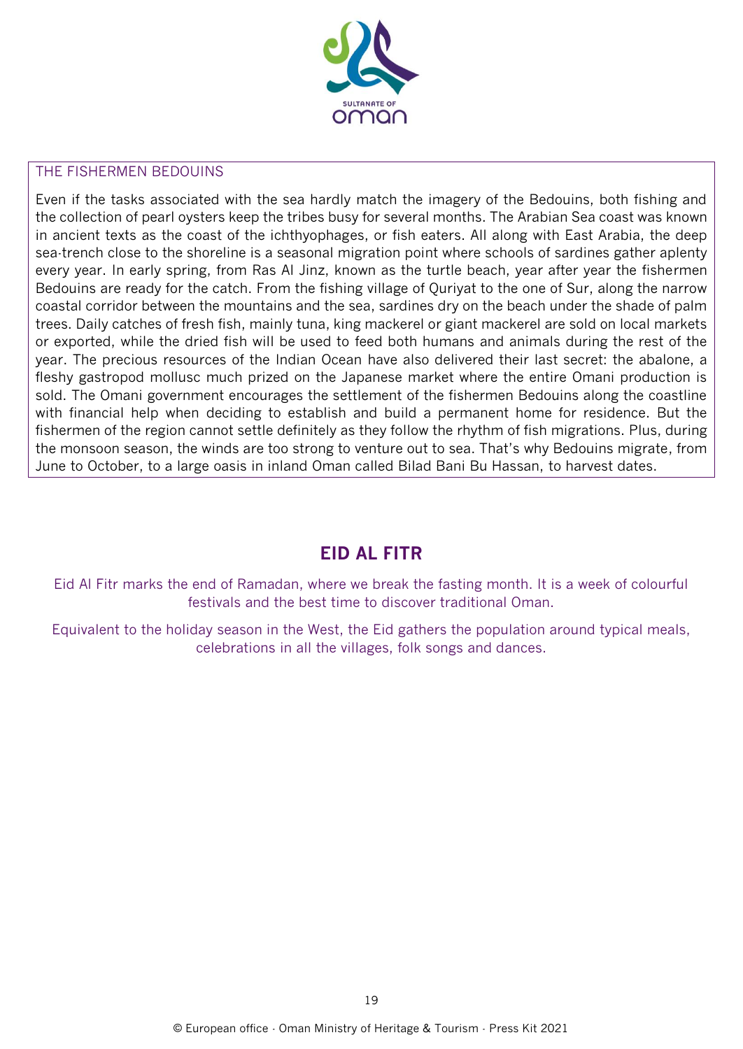### THE FISHERMEN BEDOUINS

Even if the tasks associated with the sea hardly match the imagery of the Bedouins, both fishing and the collection of pearl oysters keep the tribes busy for several months. The Arabian Sea coast was known in ancient texts as the coast of the ichthyophages, or fish eaters. All along with East Arabia, the deep sea-trench close to the shoreline is a seasonal migration point where schools of sardines gather aplenty every year. In early spring, from Ras Al Jinz, known as the turtle beach, year after year the fishermen Bedouins are ready for the catch. From the fishing village of Quriyat to the one of Sur, along the narrow coastal corridor between the mountains and the sea, sardines dry on the beach under the shade of palm trees. Daily catches of fresh fish, mainly tuna, king mackerel or giant mackerel are sold on local markets or exported, while the dried fish will be used to feed both humans and animals during the rest of the year. The precious resources of the Indian Ocean have also delivered their last secret: the abalone, a fleshy gastropod mollusc much prized on the Japanese market where the entire Omani production is sold. The Omani government encourages the settlement of the fishermen Bedouins along the coastline with financial help when deciding to establish and build a permanent home for residence. But the fishermen of the region cannot settle definitely as they follow the rhythm of fish migrations. Plus, during the monsoon season, the winds are too strong to venture out to sea. That's why Bedouins migrate, from June to October, to a large oasis in inland Oman called Bilad Bani Bu Hassan, to harvest dates.

## EID AL FITR

Eid Al Fitr marks the end of Ramadan, where we break the fasting month. It is a week of colourful festivals and the best time to discover traditional Oman.

Equivalent to the holiday season in the West, the Eid gathers the population around typical meals, celebrations in all the villages, folk songs and dances.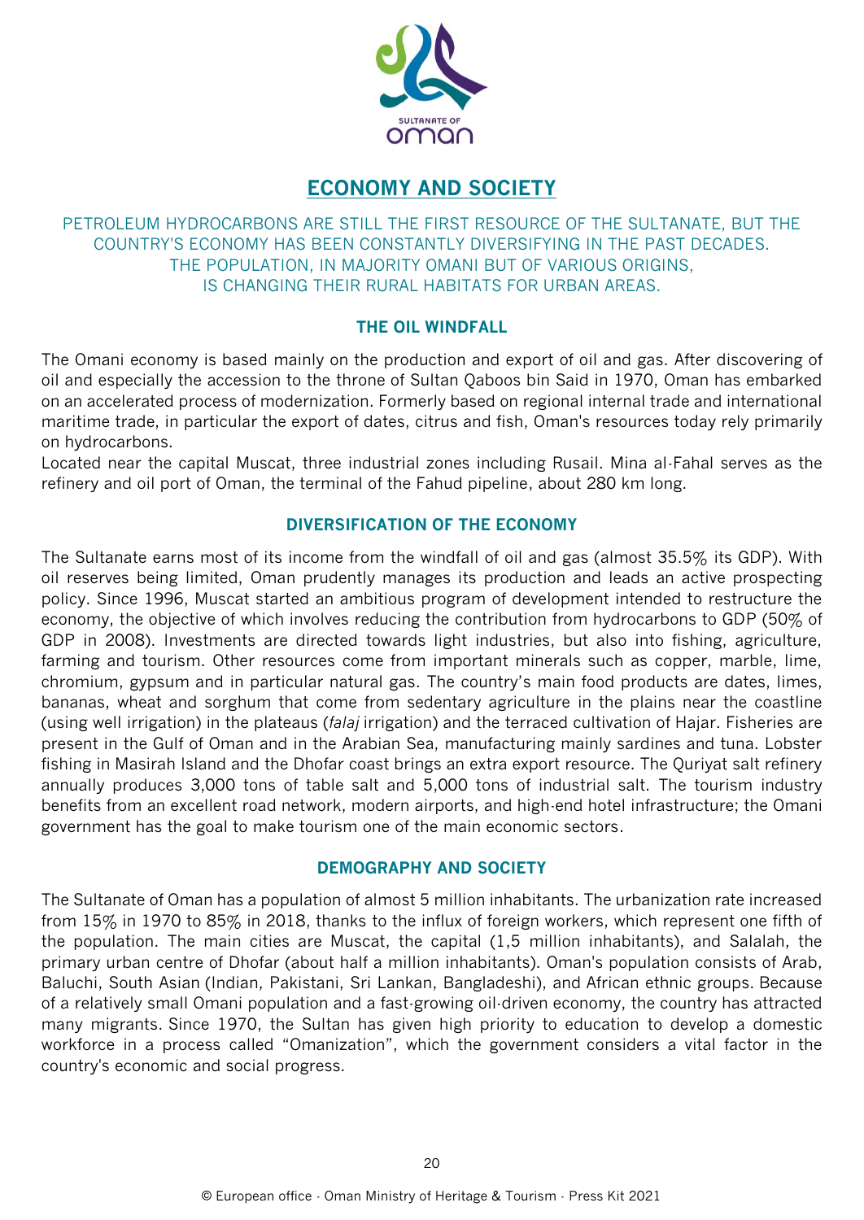# ECONOMY AND SOCIETY

PETROLEUM HYDROCARBONS ARE STILL THE FIRST RESOURCE OF THE SULTANATE, BUT THE COUNTRY'S ECONOMY HAS BEEN CONSTANTLY DIVERSIFYING IN THE PAST DECADES.
THE POPULATION, IN MAJORITY OMANI BUT OF VARIOUS ORIGINS,
IS CHANGING THEIR RURAL HABITATS FOR URBAN AREAS.

## THE OIL WINDFALL

The Omani economy is based mainly on the production and export of oil and gas. After discovering of oil and especially the accession to the throne of Sultan Qaboos bin Said in 1970, Oman has embarked on an accelerated process of modernization. Formerly based on regional internal trade and international maritime trade, in particular the export of dates, citrus and fish, Oman's resources today rely primarily on hydrocarbons.

Located near the capital Muscat, three industrial zones including Rusail. Mina al-Fahal serves as the refinery and oil port of Oman, the terminal of the Fahud pipeline, about 280 km long.

## DIVERSIFICATION OF THE ECONOMY

The Sultanate earns most of its income from the windfall of oil and gas (almost 35.5% its GDP). With oil reserves being limited, Oman prudently manages its production and leads an active prospecting policy. Since 1996, Muscat started an ambitious program of development intended to restructure the economy, the objective of which involves reducing the contribution from hydrocarbons to GDP (50% of GDP in 2008). Investments are directed towards light industries, but also into fishing, agriculture, farming and tourism. Other resources come from important minerals such as copper, marble, lime, chromium, gypsum and in particular natural gas. The country's main food products are dates, limes, bananas, wheat and sorghum that come from sedentary agriculture in the plains near the coastline (using well irrigation) in the plateaus (*falaj* irrigation) and the terraced cultivation of Hajar. Fisheries are present in the Gulf of Oman and in the Arabian Sea, manufacturing mainly sardines and tuna. Lobster fishing in Masirah Island and the Dhofar coast brings an extra export resource. The Quriyat salt refinery annually produces 3,000 tons of table salt and 5,000 tons of industrial salt. The tourism industry benefits from an excellent road network, modern airports, and high-end hotel infrastructure; the Omani government has the goal to make tourism one of the main economic sectors.

## DEMOGRAPHY AND SOCIETY

The Sultanate of Oman has a population of almost 5 million inhabitants. The urbanization rate increased from 15% in 1970 to 85% in 2018, thanks to the influx of foreign workers, which represent one fifth of the population. The main cities are Muscat, the capital (1,5 million inhabitants), and Salalah, the primary urban centre of Dhofar (about half a million inhabitants). Oman's population consists of Arab, Baluchi, South Asian (Indian, Pakistani, Sri Lankan, Bangladeshi), and African ethnic groups. Because of a relatively small Omani population and a fast-growing oil-driven economy, the country has attracted many migrants. Since 1970, the Sultan has given high priority to education to develop a domestic workforce in a process called "Omanization", which the government considers a vital factor in the country's economic and social progress.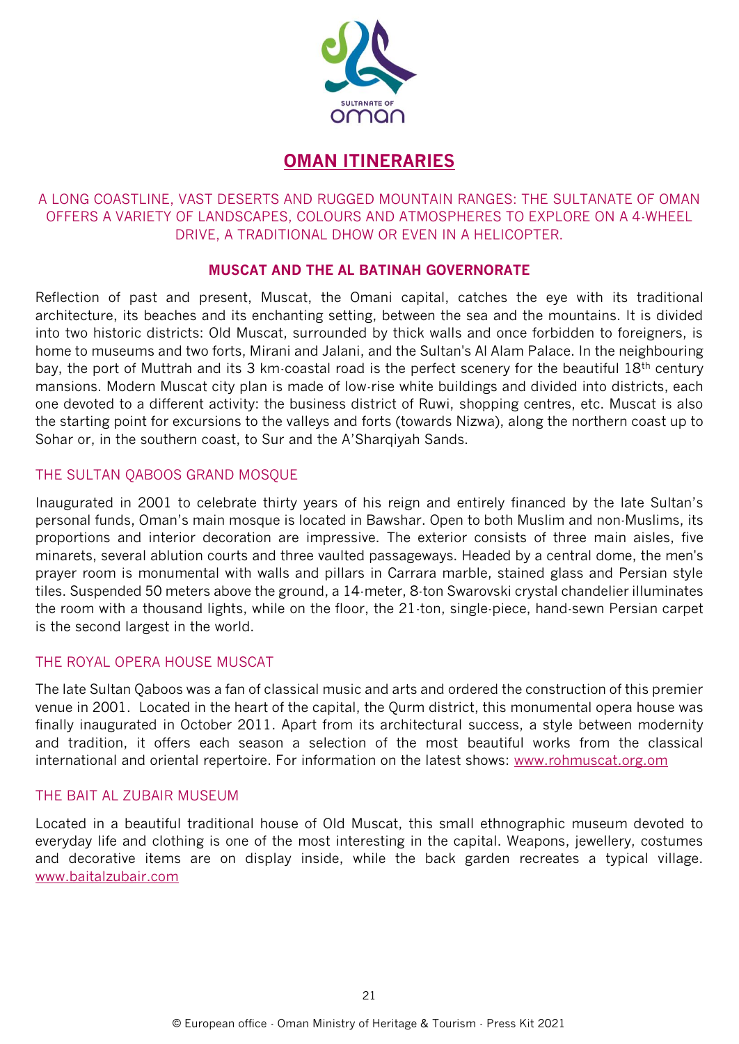# OMAN ITINERARIES

A LONG COASTLINE, VAST DESERTS AND RUGGED MOUNTAIN RANGES: THE SULTANATE OF OMAN OFFERS A VARIETY OF LANDSCAPES, COLOURS AND ATMOSPHERES TO EXPLORE ON A 4-WHEEL DRIVE, A TRADITIONAL DHOW OR EVEN IN A HELICOPTER.

## MUSCAT AND THE AL BATINAH GOVERNORATE

Reflection of past and present, Muscat, the Omani capital, catches the eye with its traditional architecture, its beaches and its enchanting setting, between the sea and the mountains. It is divided into two historic districts: Old Muscat, surrounded by thick walls and once forbidden to foreigners, is home to museums and two forts, Mirani and Jalani, and the Sultan's Al Alam Palace. In the neighbouring bay, the port of Muttrah and its 3 km-coastal road is the perfect scenery for the beautiful 18th century mansions. Modern Muscat city plan is made of low-rise white buildings and divided into districts, each one devoted to a different activity: the business district of Ruwi, shopping centres, etc. Muscat is also the starting point for excursions to the valleys and forts (towards Nizwa), along the northern coast up to Sohar or, in the southern coast, to Sur and the A'Sharqiyah Sands.

### THE SULTAN QABOOS GRAND MOSQUE

Inaugurated in 2001 to celebrate thirty years of his reign and entirely financed by the late Sultan's personal funds, Oman's main mosque is located in Bawshar. Open to both Muslim and non-Muslims, its proportions and interior decoration are impressive. The exterior consists of three main aisles, five minarets, several ablution courts and three vaulted passageways. Headed by a central dome, the men's prayer room is monumental with walls and pillars in Carrara marble, stained glass and Persian style tiles. Suspended 50 meters above the ground, a 14-meter, 8-ton Swarovski crystal chandelier illuminates the room with a thousand lights, while on the floor, the 21-ton, single-piece, hand-sewn Persian carpet is the second largest in the world.

### THE ROYAL OPERA HOUSE MUSCAT

The late Sultan Qaboos was a fan of classical music and arts and ordered the construction of this premier venue in 2001. Located in the heart of the capital, the Qurm district, this monumental opera house was finally inaugurated in October 2011. Apart from its architectural success, a style between modernity and tradition, it offers each season a selection of the most beautiful works from the classical international and oriental repertoire. For information on the latest shows: www.rohmuscat.org.om

### THE BAIT AL ZUBAIR MUSEUM

Located in a beautiful traditional house of Old Muscat, this small ethnographic museum devoted to everyday life and clothing is one of the most interesting in the capital. Weapons, jewellery, costumes and decorative items are on display inside, while the back garden recreates a typical village. www.baitalzubair.com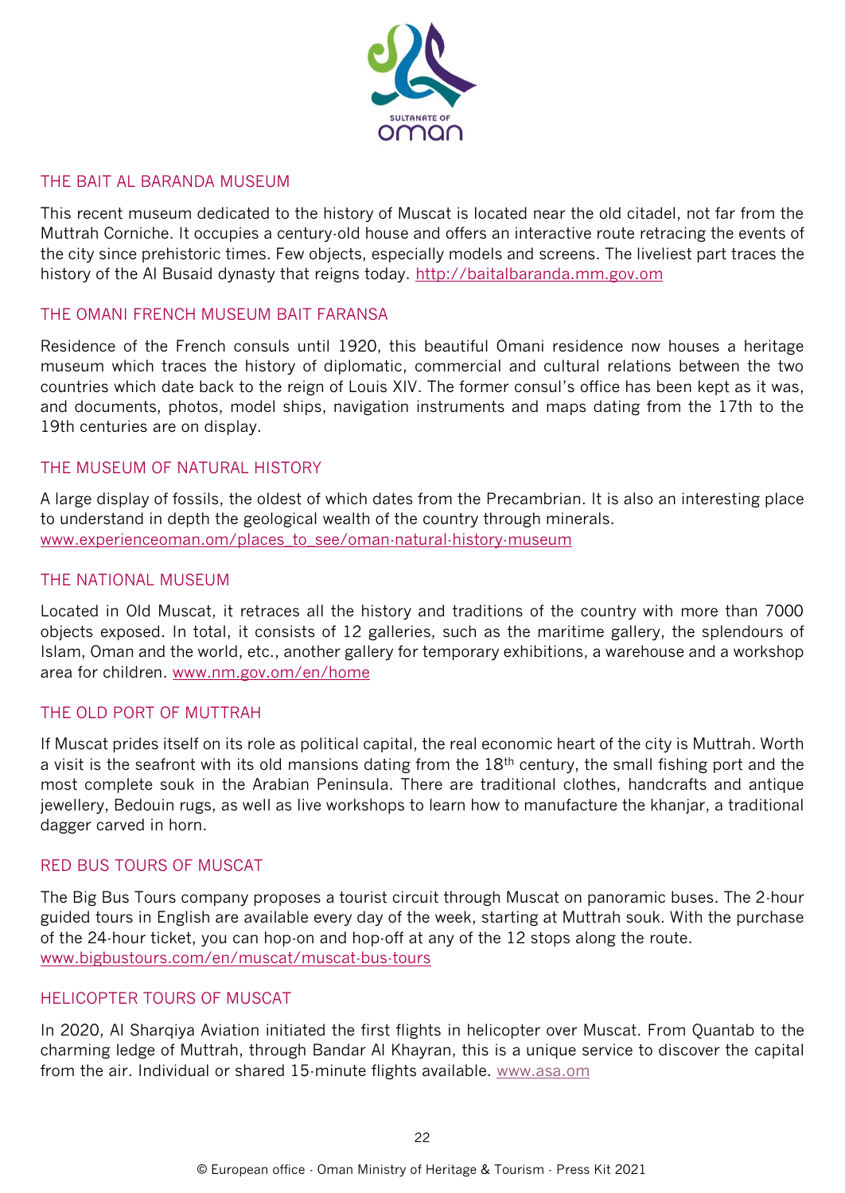## THE BAIT AL BARANDA MUSEUM

This recent museum dedicated to the history of Muscat is located near the old citadel, not far from the Muttrah Corniche. It occupies a century-old house and offers an interactive route retracing the events of the city since prehistoric times. Few objects, especially models and screens. The liveliest part traces the history of the Al Busaid dynasty that reigns today. http://baitalbaranda.mm.gov.om

## THE OMANI FRENCH MUSEUM BAIT FARANSA

Residence of the French consuls until 1920, this beautiful Omani residence now houses a heritage museum which traces the history of diplomatic, commercial and cultural relations between the two countries which date back to the reign of Louis XIV. The former consul's office has been kept as it was, and documents, photos, model ships, navigation instruments and maps dating from the 17th to the 19th centuries are on display.

## THE MUSEUM OF NATURAL HISTORY

A large display of fossils, the oldest of which dates from the Precambrian. It is also an interesting place to understand in depth the geological wealth of the country through minerals.
www.experienceoman.om/places_to_see/oman-natural-history-museum

## THE NATIONAL MUSEUM

Located in Old Muscat, it retraces all the history and traditions of the country with more than 7000 objects exposed. In total, it consists of 12 galleries, such as the maritime gallery, the splendours of Islam, Oman and the world, etc., another gallery for temporary exhibitions, a warehouse and a workshop area for children. www.nm.gov.om/en/home

## THE OLD PORT OF MUTTRAH

If Muscat prides itself on its role as political capital, the real economic heart of the city is Muttrah. Worth a visit is the seafront with its old mansions dating from the 18th century, the small fishing port and the most complete souk in the Arabian Peninsula. There are traditional clothes, handcrafts and antique jewellery, Bedouin rugs, as well as live workshops to learn how to manufacture the khanjar, a traditional dagger carved in horn.

## RED BUS TOURS OF MUSCAT

The Big Bus Tours company proposes a tourist circuit through Muscat on panoramic buses. The 2-hour guided tours in English are available every day of the week, starting at Muttrah souk. With the purchase of the 24-hour ticket, you can hop-on and hop-off at any of the 12 stops along the route.
www.bigbustours.com/en/muscat/muscat-bus-tours

## HELICOPTER TOURS OF MUSCAT

In 2020, Al Sharqiya Aviation initiated the first flights in helicopter over Muscat. From Quantab to the charming ledge of Muttrah, through Bandar Al Khayran, this is a unique service to discover the capital from the air. Individual or shared 15-minute flights available. www.asa.om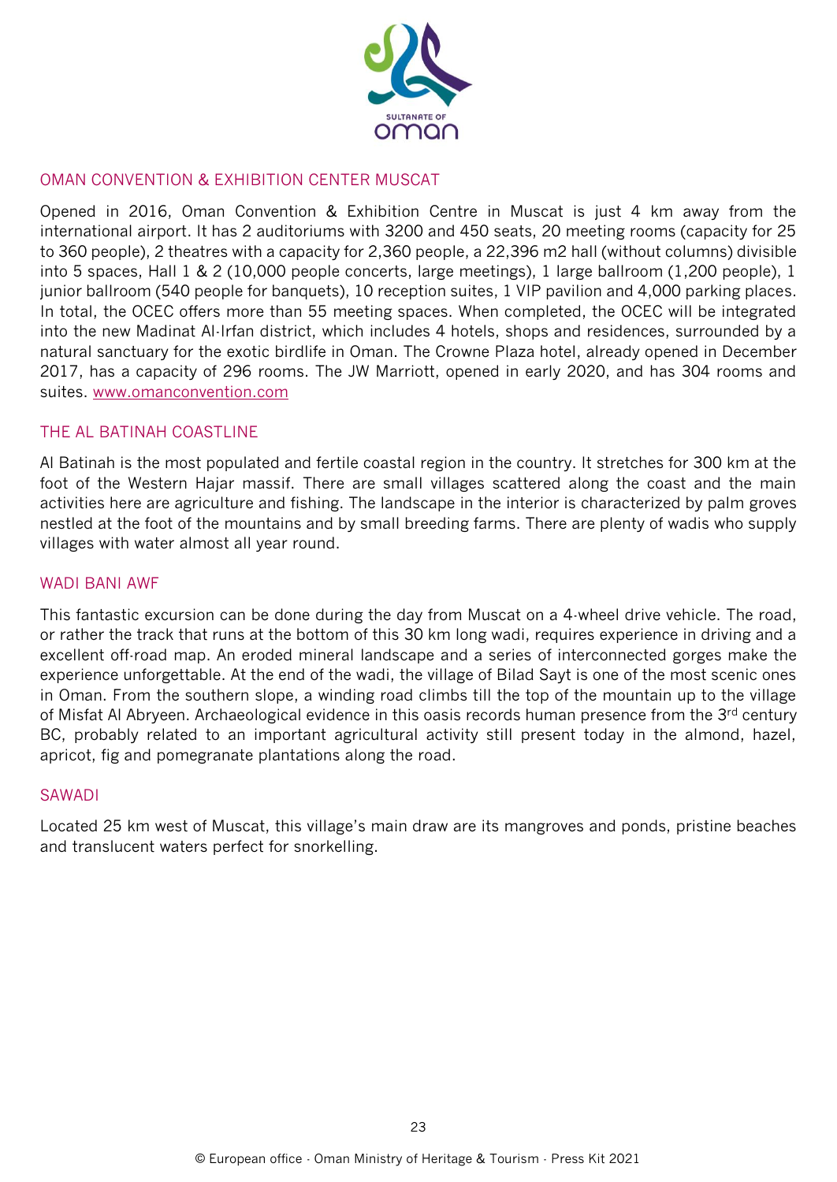## OMAN CONVENTION & EXHIBITION CENTER MUSCAT

Opened in 2016, Oman Convention & Exhibition Centre in Muscat is just 4 km away from the international airport. It has 2 auditoriums with 3200 and 450 seats, 20 meeting rooms (capacity for 25 to 360 people), 2 theatres with a capacity for 2,360 people, a 22,396 m2 hall (without columns) divisible into 5 spaces, Hall 1 & 2 (10,000 people concerts, large meetings), 1 large ballroom (1,200 people), 1 junior ballroom (540 people for banquets), 10 reception suites, 1 VIP pavilion and 4,000 parking places. In total, the OCEC offers more than 55 meeting spaces. When completed, the OCEC will be integrated into the new Madinat Al-Irfan district, which includes 4 hotels, shops and residences, surrounded by a natural sanctuary for the exotic birdlife in Oman. The Crowne Plaza hotel, already opened in December 2017, has a capacity of 296 rooms. The JW Marriott, opened in early 2020, and has 304 rooms and suites. [www.omanconvention.com](http://www.omanconvention.com)

## THE AL BATINAH COASTLINE

Al Batinah is the most populated and fertile coastal region in the country. It stretches for 300 km at the foot of the Western Hajar massif. There are small villages scattered along the coast and the main activities here are agriculture and fishing. The landscape in the interior is characterized by palm groves nestled at the foot of the mountains and by small breeding farms. There are plenty of wadis who supply villages with water almost all year round.

## WADI BANI AWF

This fantastic excursion can be done during the day from Muscat on a 4-wheel drive vehicle. The road, or rather the track that runs at the bottom of this 30 km long wadi, requires experience in driving and a excellent off-road map. An eroded mineral landscape and a series of interconnected gorges make the experience unforgettable. At the end of the wadi, the village of Bilad Sayt is one of the most scenic ones in Oman. From the southern slope, a winding road climbs till the top of the mountain up to the village of Misfat Al Abryeen. Archaeological evidence in this oasis records human presence from the 3rd century BC, probably related to an important agricultural activity still present today in the almond, hazel, apricot, fig and pomegranate plantations along the road.

## SAWADI

Located 25 km west of Muscat, this village's main draw are its mangroves and ponds, pristine beaches and translucent waters perfect for snorkelling.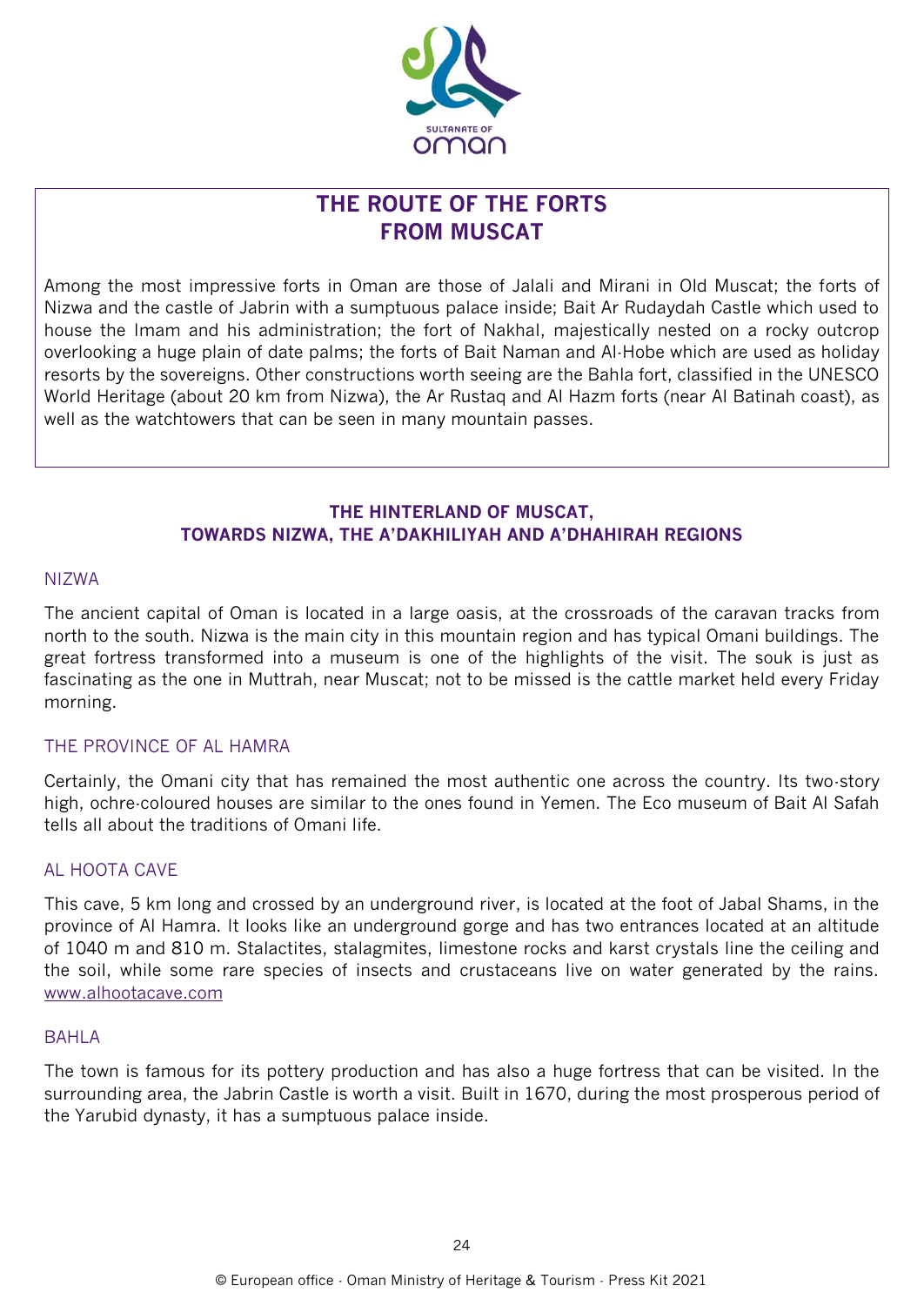# THE ROUTE OF THE FORTS FROM MUSCAT

Among the most impressive forts in Oman are those of Jalali and Mirani in Old Muscat; the forts of Nizwa and the castle of Jabrin with a sumptuous palace inside; Bait Ar Rudaydah Castle which used to house the Imam and his administration; the fort of Nakhal, majestically nested on a rocky outcrop overlooking a huge plain of date palms; the forts of Bait Naman and Al-Hobe which are used as holiday resorts by the sovereigns. Other constructions worth seeing are the Bahla fort, classified in the UNESCO World Heritage (about 20 km from Nizwa), the Ar Rustaq and Al Hazm forts (near Al Batinah coast), as well as the watchtowers that can be seen in many mountain passes.

## THE HINTERLAND OF MUSCAT, TOWARDS NIZWA, THE A'DAKHILIYAH AND A'DHAHIRAH REGIONS

### NIZWA

The ancient capital of Oman is located in a large oasis, at the crossroads of the caravan tracks from north to the south. Nizwa is the main city in this mountain region and has typical Omani buildings. The great fortress transformed into a museum is one of the highlights of the visit. The souk is just as fascinating as the one in Muttrah, near Muscat; not to be missed is the cattle market held every Friday morning.

### THE PROVINCE OF AL HAMRA

Certainly, the Omani city that has remained the most authentic one across the country. Its two-story high, ochre-coloured houses are similar to the ones found in Yemen. The Eco museum of Bait Al Safah tells all about the traditions of Omani life.

### AL HOOTA CAVE

This cave, 5 km long and crossed by an underground river, is located at the foot of Jabal Shams, in the province of Al Hamra. It looks like an underground gorge and has two entrances located at an altitude of 1040 m and 810 m. Stalactites, stalagmites, limestone rocks and karst crystals line the ceiling and the soil, while some rare species of insects and crustaceans live on water generated by the rains. www.alhootacave.com

### BAHLA

The town is famous for its pottery production and has also a huge fortress that can be visited. In the surrounding area, the Jabrin Castle is worth a visit. Built in 1670, during the most prosperous period of the Yarubid dynasty, it has a sumptuous palace inside.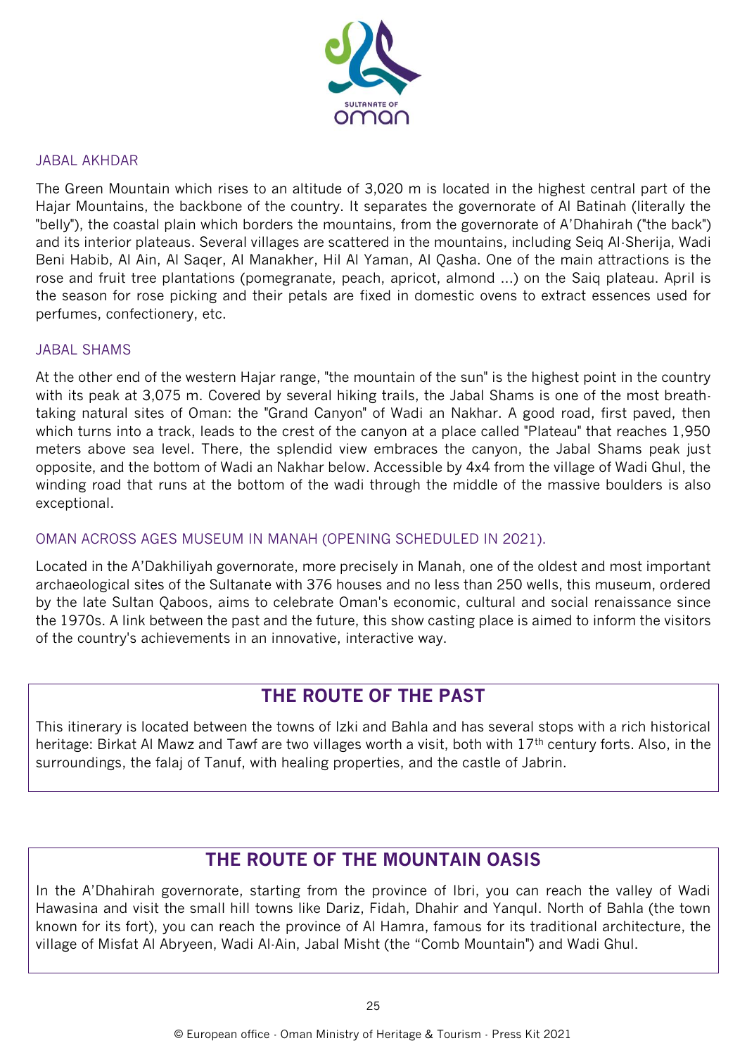## JABAL AKHDAR

The Green Mountain which rises to an altitude of 3,020 m is located in the highest central part of the Hajar Mountains, the backbone of the country. It separates the governorate of Al Batinah (literally the "belly"), the coastal plain which borders the mountains, from the governorate of A'Dhahirah ("the back") and its interior plateaus. Several villages are scattered in the mountains, including Seiq Al-Sherija, Wadi Beni Habib, Al Ain, Al Saqer, Al Manakher, Hil Al Yaman, Al Qasha. One of the main attractions is the rose and fruit tree plantations (pomegranate, peach, apricot, almond ...) on the Saiq plateau. April is the season for rose picking and their petals are fixed in domestic ovens to extract essences used for perfumes, confectionery, etc.

## JABAL SHAMS

At the other end of the western Hajar range, "the mountain of the sun" is the highest point in the country with its peak at 3,075 m. Covered by several hiking trails, the Jabal Shams is one of the most breath-taking natural sites of Oman: the "Grand Canyon" of Wadi an Nakhar. A good road, first paved, then which turns into a track, leads to the crest of the canyon at a place called "Plateau" that reaches 1,950 meters above sea level. There, the splendid view embraces the canyon, the Jabal Shams peak just opposite, and the bottom of Wadi an Nakhar below. Accessible by 4x4 from the village of Wadi Ghul, the winding road that runs at the bottom of the wadi through the middle of the massive boulders is also exceptional.

## OMAN ACROSS AGES MUSEUM IN MANAH (OPENING SCHEDULED IN 2021).

Located in the A'Dakhiliyah governorate, more precisely in Manah, one of the oldest and most important archaeological sites of the Sultanate with 376 houses and no less than 250 wells, this museum, ordered by the late Sultan Qaboos, aims to celebrate Oman's economic, cultural and social renaissance since the 1970s. A link between the past and the future, this show casting place is aimed to inform the visitors of the country's achievements in an innovative, interactive way.

## THE ROUTE OF THE PAST

This itinerary is located between the towns of Izki and Bahla and has several stops with a rich historical heritage: Birkat Al Mawz and Tawf are two villages worth a visit, both with 17th century forts. Also, in the surroundings, the falaj of Tanuf, with healing properties, and the castle of Jabrin.

## THE ROUTE OF THE MOUNTAIN OASIS

In the A'Dhahirah governorate, starting from the province of Ibri, you can reach the valley of Wadi Hawasina and visit the small hill towns like Dariz, Fidah, Dhahir and Yanqul. North of Bahla (the town known for its fort), you can reach the province of Al Hamra, famous for its traditional architecture, the village of Misfat Al Abryeen, Wadi Al-Ain, Jabal Misht (the "Comb Mountain") and Wadi Ghul.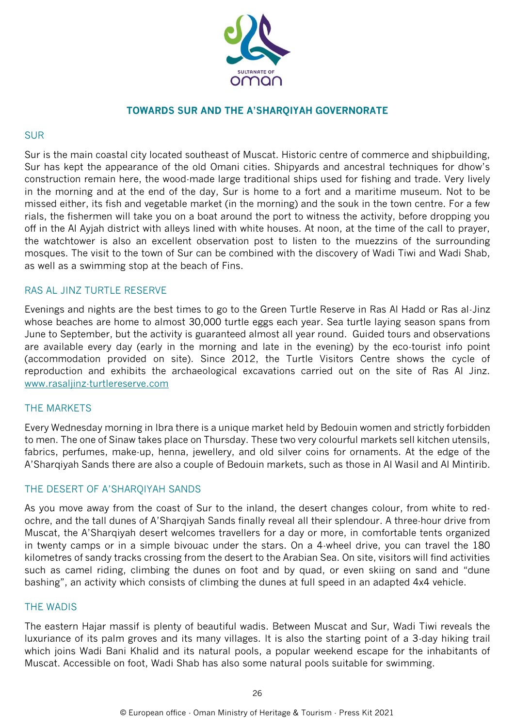## TOWARDS SUR AND THE A'SHARQIYAH GOVERNORATE

### SUR

Sur is the main coastal city located southeast of Muscat. Historic centre of commerce and shipbuilding, Sur has kept the appearance of the old Omani cities. Shipyards and ancestral techniques for dhow's construction remain here, the wood-made large traditional ships used for fishing and trade. Very lively in the morning and at the end of the day, Sur is home to a fort and a maritime museum. Not to be missed either, its fish and vegetable market (in the morning) and the souk in the town centre. For a few rials, the fishermen will take you on a boat around the port to witness the activity, before dropping you off in the Al Ayjah district with alleys lined with white houses. At noon, at the time of the call to prayer, the watchtower is also an excellent observation post to listen to the muezzins of the surrounding mosques. The visit to the town of Sur can be combined with the discovery of Wadi Tiwi and Wadi Shab, as well as a swimming stop at the beach of Fins.

### RAS AL JINZ TURTLE RESERVE

Evenings and nights are the best times to go to the Green Turtle Reserve in Ras Al Hadd or Ras al-Jinz whose beaches are home to almost 30,000 turtle eggs each year. Sea turtle laying season spans from June to September, but the activity is guaranteed almost all year round. Guided tours and observations are available every day (early in the morning and late in the evening) by the eco-tourist info point (accommodation provided on site). Since 2012, the Turtle Visitors Centre shows the cycle of reproduction and exhibits the archaeological excavations carried out on the site of Ras Al Jinz. www.rasaljinz-turtlereserve.com

### THE MARKETS

Every Wednesday morning in Ibra there is a unique market held by Bedouin women and strictly forbidden to men. The one of Sinaw takes place on Thursday. These two very colourful markets sell kitchen utensils, fabrics, perfumes, make-up, henna, jewellery, and old silver coins for ornaments. At the edge of the A'Sharqiyah Sands there are also a couple of Bedouin markets, such as those in Al Wasil and Al Mintirib.

### THE DESERT OF A'SHARQIYAH SANDS

As you move away from the coast of Sur to the inland, the desert changes colour, from white to red-ochre, and the tall dunes of A'Sharqiyah Sands finally reveal all their splendour. A three-hour drive from Muscat, the A'Sharqiyah desert welcomes travellers for a day or more, in comfortable tents organized in twenty camps or in a simple bivouac under the stars. On a 4-wheel drive, you can travel the 180 kilometres of sandy tracks crossing from the desert to the Arabian Sea. On site, visitors will find activities such as camel riding, climbing the dunes on foot and by quad, or even skiing on sand and "dune bashing", an activity which consists of climbing the dunes at full speed in an adapted 4x4 vehicle.

### THE WADIS

The eastern Hajar massif is plenty of beautiful wadis. Between Muscat and Sur, Wadi Tiwi reveals the luxuriance of its palm groves and its many villages. It is also the starting point of a 3-day hiking trail which joins Wadi Bani Khalid and its natural pools, a popular weekend escape for the inhabitants of Muscat. Accessible on foot, Wadi Shab has also some natural pools suitable for swimming.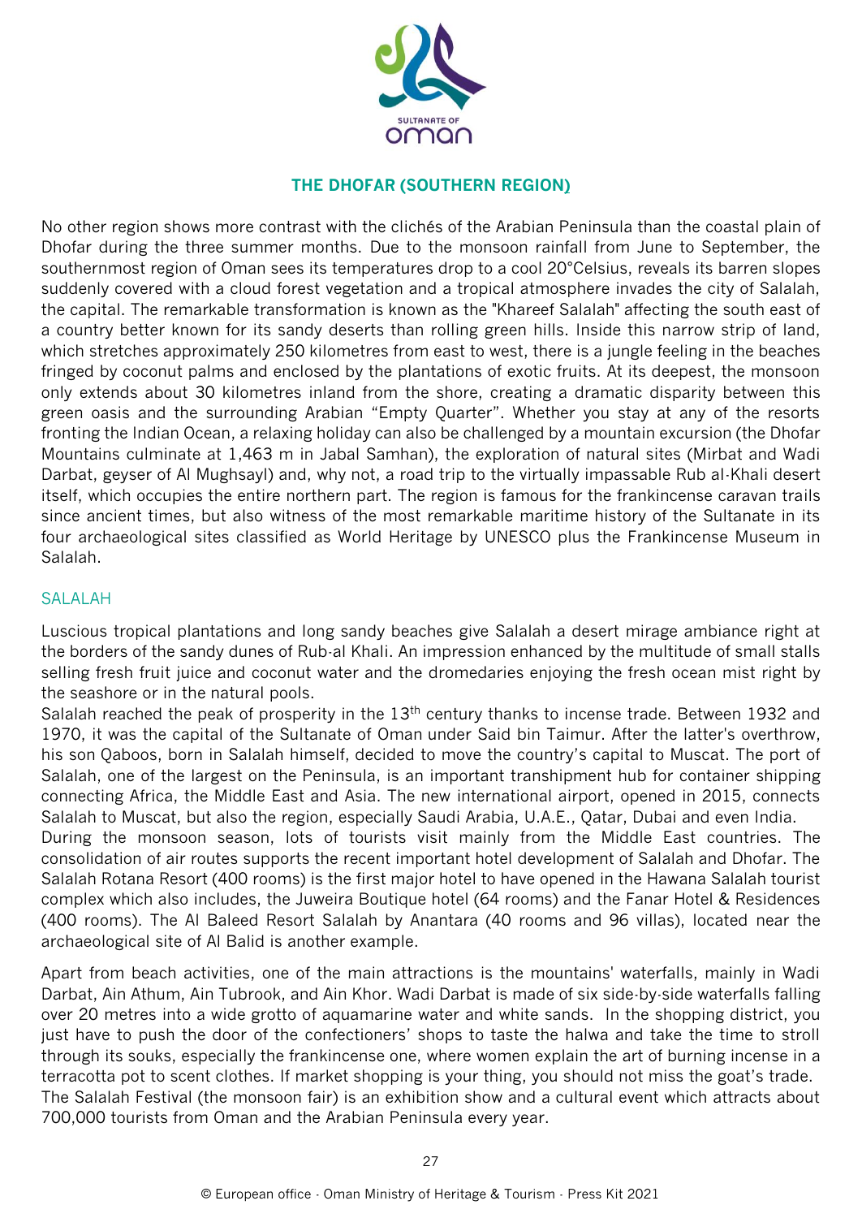## THE DHOFAR (SOUTHERN REGION)

No other region shows more contrast with the clichés of the Arabian Peninsula than the coastal plain of Dhofar during the three summer months. Due to the monsoon rainfall from June to September, the southernmost region of Oman sees its temperatures drop to a cool 20°Celsius, reveals its barren slopes suddenly covered with a cloud forest vegetation and a tropical atmosphere invades the city of Salalah, the capital. The remarkable transformation is known as the "Khareef Salalah" affecting the south east of a country better known for its sandy deserts than rolling green hills. Inside this narrow strip of land, which stretches approximately 250 kilometres from east to west, there is a jungle feeling in the beaches fringed by coconut palms and enclosed by the plantations of exotic fruits. At its deepest, the monsoon only extends about 30 kilometres inland from the shore, creating a dramatic disparity between this green oasis and the surrounding Arabian "Empty Quarter". Whether you stay at any of the resorts fronting the Indian Ocean, a relaxing holiday can also be challenged by a mountain excursion (the Dhofar Mountains culminate at 1,463 m in Jabal Samhan), the exploration of natural sites (Mirbat and Wadi Darbat, geyser of Al Mughsayl) and, why not, a road trip to the virtually impassable Rub al-Khali desert itself, which occupies the entire northern part. The region is famous for the frankincense caravan trails since ancient times, but also witness of the most remarkable maritime history of the Sultanate in its four archaeological sites classified as World Heritage by UNESCO plus the Frankincense Museum in Salalah.

### SALALAH

Luscious tropical plantations and long sandy beaches give Salalah a desert mirage ambiance right at the borders of the sandy dunes of Rub-al Khali. An impression enhanced by the multitude of small stalls selling fresh fruit juice and coconut water and the dromedaries enjoying the fresh ocean mist right by the seashore or in the natural pools.

Salalah reached the peak of prosperity in the 13th century thanks to incense trade. Between 1932 and 1970, it was the capital of the Sultanate of Oman under Said bin Taimur. After the latter's overthrow, his son Qaboos, born in Salalah himself, decided to move the country's capital to Muscat. The port of Salalah, one of the largest on the Peninsula, is an important transhipment hub for container shipping connecting Africa, the Middle East and Asia. The new international airport, opened in 2015, connects Salalah to Muscat, but also the region, especially Saudi Arabia, U.A.E., Qatar, Dubai and even India.

During the monsoon season, lots of tourists visit mainly from the Middle East countries. The consolidation of air routes supports the recent important hotel development of Salalah and Dhofar. The Salalah Rotana Resort (400 rooms) is the first major hotel to have opened in the Hawana Salalah tourist complex which also includes, the Juweira Boutique hotel (64 rooms) and the Fanar Hotel & Residences (400 rooms). The Al Baleed Resort Salalah by Anantara (40 rooms and 96 villas), located near the archaeological site of Al Balid is another example.

Apart from beach activities, one of the main attractions is the mountains' waterfalls, mainly in Wadi Darbat, Ain Athum, Ain Tubrook, and Ain Khor. Wadi Darbat is made of six side-by-side waterfalls falling over 20 metres into a wide grotto of aquamarine water and white sands. In the shopping district, you just have to push the door of the confectioners' shops to taste the halwa and take the time to stroll through its souks, especially the frankincense one, where women explain the art of burning incense in a terracotta pot to scent clothes. If market shopping is your thing, you should not miss the goat's trade.

The Salalah Festival (the monsoon fair) is an exhibition show and a cultural event which attracts about 700,000 tourists from Oman and the Arabian Peninsula every year.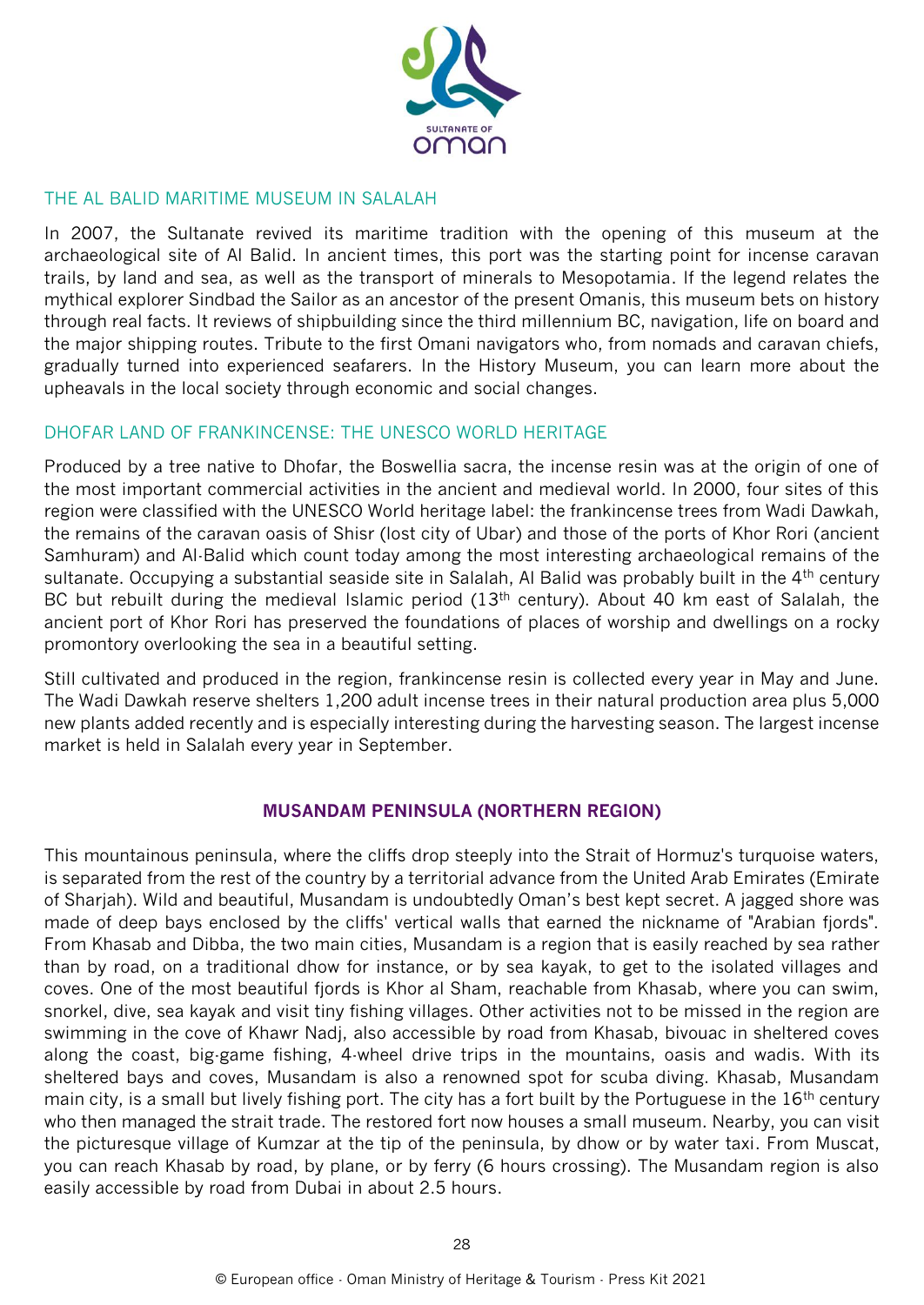## THE AL BALID MARITIME MUSEUM IN SALALAH

In 2007, the Sultanate revived its maritime tradition with the opening of this museum at the archaeological site of Al Balid. In ancient times, this port was the starting point for incense caravan trails, by land and sea, as well as the transport of minerals to Mesopotamia. If the legend relates the mythical explorer Sindbad the Sailor as an ancestor of the present Omanis, this museum bets on history through real facts. It reviews of shipbuilding since the third millennium BC, navigation, life on board and the major shipping routes. Tribute to the first Omani navigators who, from nomads and caravan chiefs, gradually turned into experienced seafarers. In the History Museum, you can learn more about the upheavals in the local society through economic and social changes.

## DHOFAR LAND OF FRANKINCENSE: THE UNESCO WORLD HERITAGE

Produced by a tree native to Dhofar, the Boswellia sacra, the incense resin was at the origin of one of the most important commercial activities in the ancient and medieval world. In 2000, four sites of this region were classified with the UNESCO World heritage label: the frankincense trees from Wadi Dawkah, the remains of the caravan oasis of Shisr (lost city of Ubar) and those of the ports of Khor Rori (ancient Samhuram) and Al-Balid which count today among the most interesting archaeological remains of the sultanate. Occupying a substantial seaside site in Salalah, Al Balid was probably built in the 4th century BC but rebuilt during the medieval Islamic period (13th century). About 40 km east of Salalah, the ancient port of Khor Rori has preserved the foundations of places of worship and dwellings on a rocky promontory overlooking the sea in a beautiful setting.

Still cultivated and produced in the region, frankincense resin is collected every year in May and June. The Wadi Dawkah reserve shelters 1,200 adult incense trees in their natural production area plus 5,000 new plants added recently and is especially interesting during the harvesting season. The largest incense market is held in Salalah every year in September.

# MUSANDAM PENINSULA (NORTHERN REGION)

This mountainous peninsula, where the cliffs drop steeply into the Strait of Hormuz's turquoise waters, is separated from the rest of the country by a territorial advance from the United Arab Emirates (Emirate of Sharjah). Wild and beautiful, Musandam is undoubtedly Oman's best kept secret. A jagged shore was made of deep bays enclosed by the cliffs' vertical walls that earned the nickname of "Arabian fjords". From Khasab and Dibba, the two main cities, Musandam is a region that is easily reached by sea rather than by road, on a traditional dhow for instance, or by sea kayak, to get to the isolated villages and coves. One of the most beautiful fjords is Khor al Sham, reachable from Khasab, where you can swim, snorkel, dive, sea kayak and visit tiny fishing villages. Other activities not to be missed in the region are swimming in the cove of Khawr Nadj, also accessible by road from Khasab, bivouac in sheltered coves along the coast, big-game fishing, 4-wheel drive trips in the mountains, oasis and wadis. With its sheltered bays and coves, Musandam is also a renowned spot for scuba diving. Khasab, Musandam main city, is a small but lively fishing port. The city has a fort built by the Portuguese in the 16th century who then managed the strait trade. The restored fort now houses a small museum. Nearby, you can visit the picturesque village of Kumzar at the tip of the peninsula, by dhow or by water taxi. From Muscat, you can reach Khasab by road, by plane, or by ferry (6 hours crossing). The Musandam region is also easily accessible by road from Dubai in about 2.5 hours.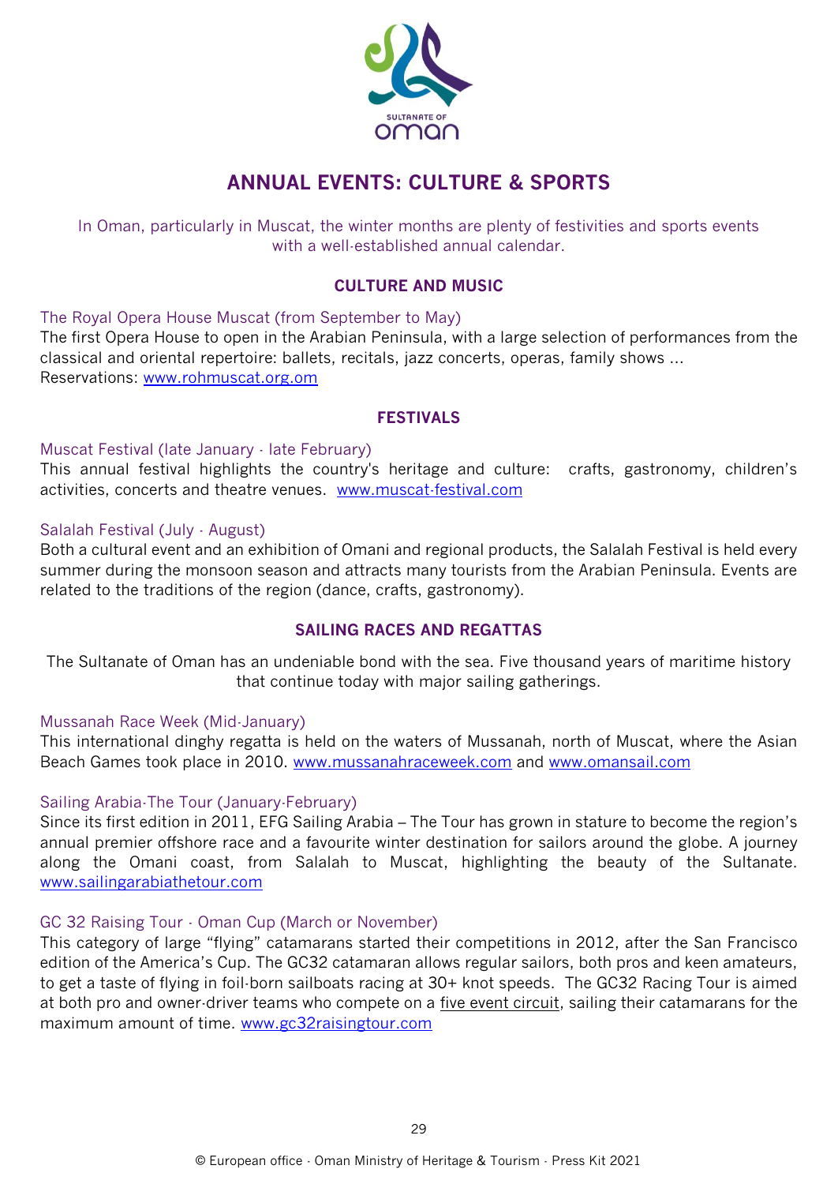SULTANATE OF oman

# ANNUAL EVENTS: CULTURE & SPORTS

In Oman, particularly in Muscat, the winter months are plenty of festivities and sports events with a well-established annual calendar.

## CULTURE AND MUSIC

### The Royal Opera House Muscat (from September to May)

The first Opera House to open in the Arabian Peninsula, with a large selection of performances from the classical and oriental repertoire: ballets, recitals, jazz concerts, operas, family shows …
Reservations: www.rohmuscat.org.om

## FESTIVALS

### Muscat Festival (late January - late February)

This annual festival highlights the country's heritage and culture: crafts, gastronomy, children's activities, concerts and theatre venues. www.muscat-festival.com

### Salalah Festival (July - August)

Both a cultural event and an exhibition of Omani and regional products, the Salalah Festival is held every summer during the monsoon season and attracts many tourists from the Arabian Peninsula. Events are related to the traditions of the region (dance, crafts, gastronomy).

## SAILING RACES AND REGATTAS

The Sultanate of Oman has an undeniable bond with the sea. Five thousand years of maritime history that continue today with major sailing gatherings.

### Mussanah Race Week (Mid-January)

This international dinghy regatta is held on the waters of Mussanah, north of Muscat, where the Asian Beach Games took place in 2010. www.mussanahraceweek.com and www.omansail.com

### Sailing Arabia-The Tour (January-February)

Since its first edition in 2011, EFG Sailing Arabia – The Tour has grown in stature to become the region's annual premier offshore race and a favourite winter destination for sailors around the globe. A journey along the Omani coast, from Salalah to Muscat, highlighting the beauty of the Sultanate. www.sailingarabiathetour.com

### GC 32 Raising Tour - Oman Cup (March or November)

This category of large "flying" catamarans started their competitions in 2012, after the San Francisco edition of the America's Cup. The GC32 catamaran allows regular sailors, both pros and keen amateurs, to get a taste of flying in foil-born sailboats racing at 30+ knot speeds. The GC32 Racing Tour is aimed at both pro and owner-driver teams who compete on a five event circuit, sailing their catamarans for the maximum amount of time. www.gc32raisingtour.com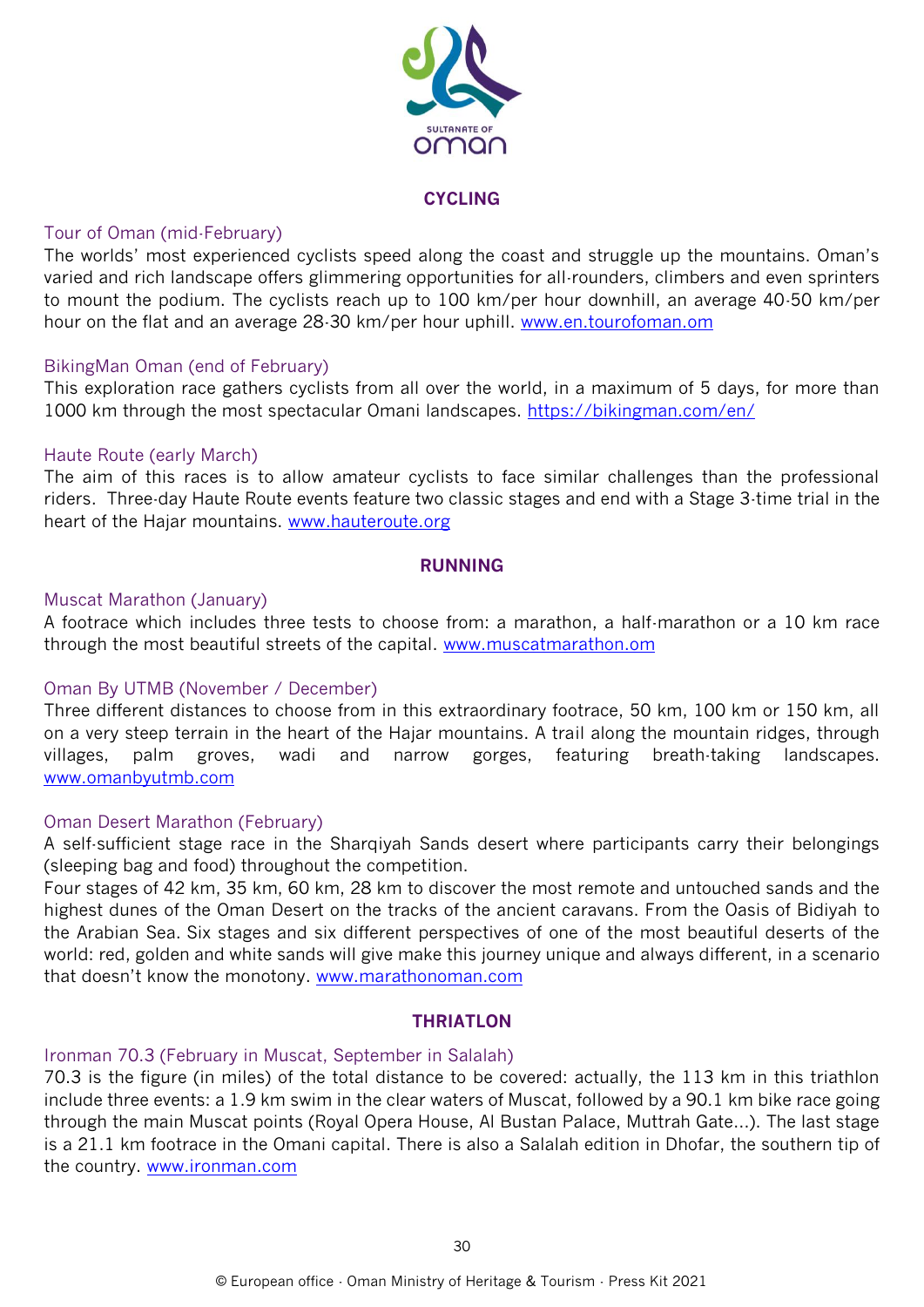## CYCLING

### Tour of Oman (mid-February)

The worlds' most experienced cyclists speed along the coast and struggle up the mountains. Oman's varied and rich landscape offers glimmering opportunities for all-rounders, climbers and even sprinters to mount the podium. The cyclists reach up to 100 km/per hour downhill, an average 40-50 km/per hour on the flat and an average 28-30 km/per hour uphill. www.en.tourofoman.om

### BikingMan Oman (end of February)

This exploration race gathers cyclists from all over the world, in a maximum of 5 days, for more than 1000 km through the most spectacular Omani landscapes. https://bikingman.com/en/

### Haute Route (early March)

The aim of this races is to allow amateur cyclists to face similar challenges than the professional riders. Three-day Haute Route events feature two classic stages and end with a Stage 3-time trial in the heart of the Hajar mountains. www.hauteroute.org

## RUNNING

### Muscat Marathon (January)

A footrace which includes three tests to choose from: a marathon, a half-marathon or a 10 km race through the most beautiful streets of the capital. www.muscatmarathon.om

### Oman By UTMB (November / December)

Three different distances to choose from in this extraordinary footrace, 50 km, 100 km or 150 km, all on a very steep terrain in the heart of the Hajar mountains. A trail along the mountain ridges, through villages, palm groves, wadi and narrow gorges, featuring breath-taking landscapes. www.omanbyutmb.com

### Oman Desert Marathon (February)

A self-sufficient stage race in the Sharqiyah Sands desert where participants carry their belongings (sleeping bag and food) throughout the competition.

Four stages of 42 km, 35 km, 60 km, 28 km to discover the most remote and untouched sands and the highest dunes of the Oman Desert on the tracks of the ancient caravans. From the Oasis of Bidiyah to the Arabian Sea. Six stages and six different perspectives of one of the most beautiful deserts of the world: red, golden and white sands will give make this journey unique and always different, in a scenario that doesn't know the monotony. www.marathonoman.com

## THRIATLON

### Ironman 70.3 (February in Muscat, September in Salalah)

70.3 is the figure (in miles) of the total distance to be covered: actually, the 113 km in this triathlon include three events: a 1.9 km swim in the clear waters of Muscat, followed by a 90.1 km bike race going through the main Muscat points (Royal Opera House, Al Bustan Palace, Muttrah Gate...). The last stage is a 21.1 km footrace in the Omani capital. There is also a Salalah edition in Dhofar, the southern tip of the country. www.ironman.com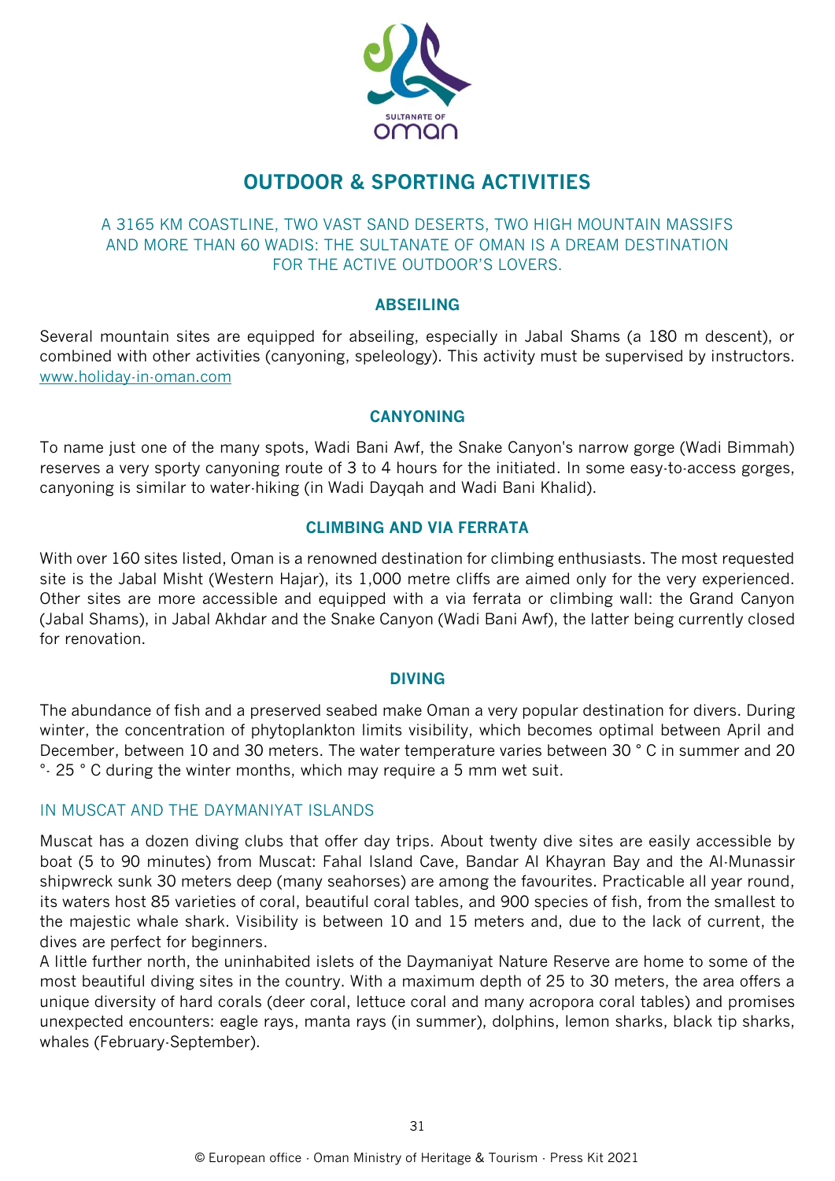# OUTDOOR & SPORTING ACTIVITIES

A 3165 KM COASTLINE, TWO VAST SAND DESERTS, TWO HIGH MOUNTAIN MASSIFS AND MORE THAN 60 WADIS: THE SULTANATE OF OMAN IS A DREAM DESTINATION FOR THE ACTIVE OUTDOOR'S LOVERS.

## ABSEILING

Several mountain sites are equipped for abseiling, especially in Jabal Shams (a 180 m descent), or combined with other activities (canyoning, speleology). This activity must be supervised by instructors. www.holiday-in-oman.com

## CANYONING

To name just one of the many spots, Wadi Bani Awf, the Snake Canyon's narrow gorge (Wadi Bimmah) reserves a very sporty canyoning route of 3 to 4 hours for the initiated. In some easy-to-access gorges, canyoning is similar to water-hiking (in Wadi Dayqah and Wadi Bani Khalid).

## CLIMBING AND VIA FERRATA

With over 160 sites listed, Oman is a renowned destination for climbing enthusiasts. The most requested site is the Jabal Misht (Western Hajar), its 1,000 metre cliffs are aimed only for the very experienced. Other sites are more accessible and equipped with a via ferrata or climbing wall: the Grand Canyon (Jabal Shams), in Jabal Akhdar and the Snake Canyon (Wadi Bani Awf), the latter being currently closed for renovation.

## DIVING

The abundance of fish and a preserved seabed make Oman a very popular destination for divers. During winter, the concentration of phytoplankton limits visibility, which becomes optimal between April and December, between 10 and 30 meters. The water temperature varies between 30 ° C in summer and 20 °- 25 ° C during the winter months, which may require a 5 mm wet suit.

### IN MUSCAT AND THE DAYMANIYAT ISLANDS

Muscat has a dozen diving clubs that offer day trips. About twenty dive sites are easily accessible by boat (5 to 90 minutes) from Muscat: Fahal Island Cave, Bandar Al Khayran Bay and the Al-Munassir shipwreck sunk 30 meters deep (many seahorses) are among the favourites. Practicable all year round, its waters host 85 varieties of coral, beautiful coral tables, and 900 species of fish, from the smallest to the majestic whale shark. Visibility is between 10 and 15 meters and, due to the lack of current, the dives are perfect for beginners.

A little further north, the uninhabited islets of the Daymaniyat Nature Reserve are home to some of the most beautiful diving sites in the country. With a maximum depth of 25 to 30 meters, the area offers a unique diversity of hard corals (deer coral, lettuce coral and many acropora coral tables) and promises unexpected encounters: eagle rays, manta rays (in summer), dolphins, lemon sharks, black tip sharks, whales (February-September).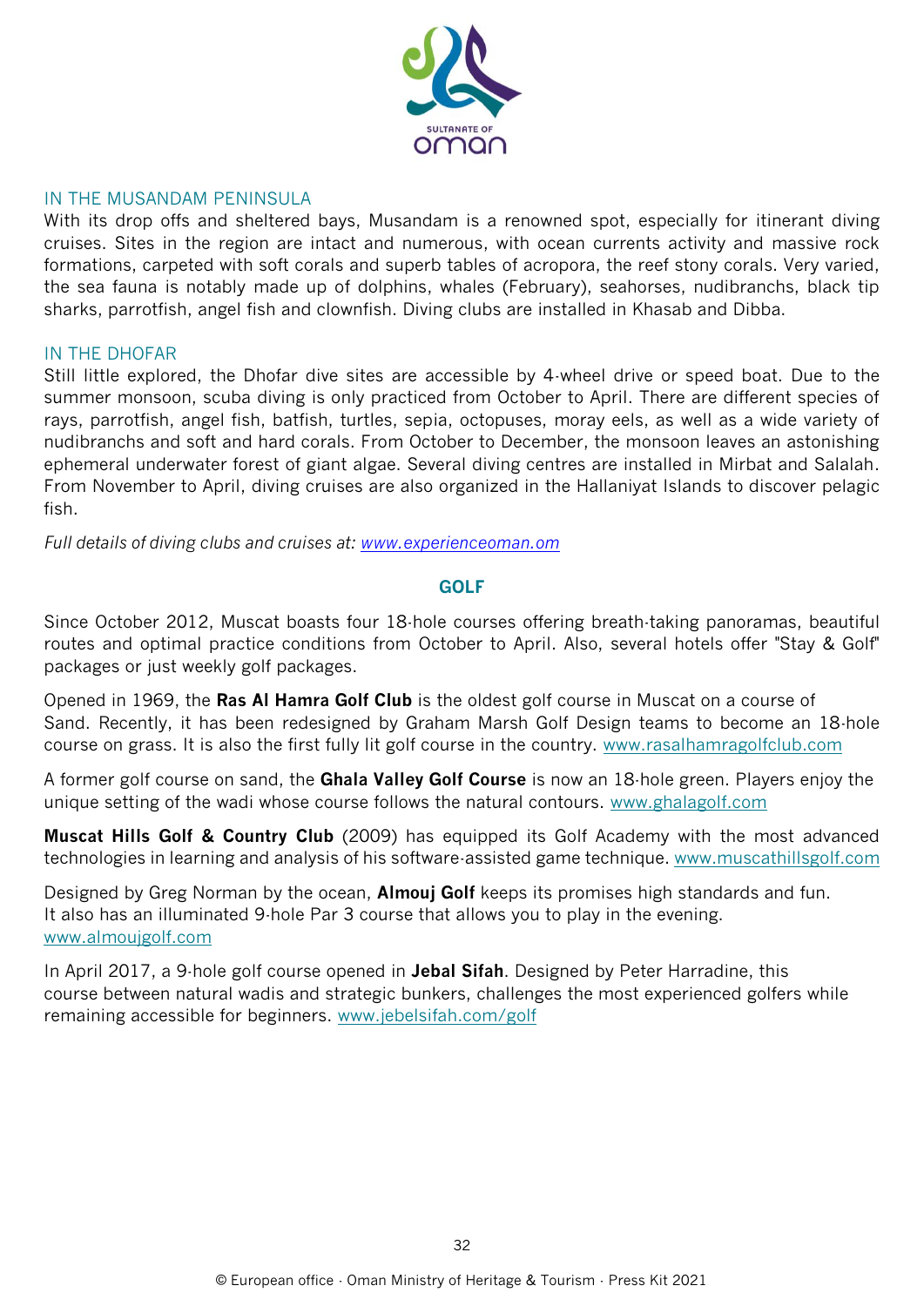### IN THE MUSANDAM PENINSULA

With its drop offs and sheltered bays, Musandam is a renowned spot, especially for itinerant diving cruises. Sites in the region are intact and numerous, with ocean currents activity and massive rock formations, carpeted with soft corals and superb tables of acropora, the reef stony corals. Very varied, the sea fauna is notably made up of dolphins, whales (February), seahorses, nudibranchs, black tip sharks, parrotfish, angel fish and clownfish. Diving clubs are installed in Khasab and Dibba.

### IN THE DHOFAR

Still little explored, the Dhofar dive sites are accessible by 4-wheel drive or speed boat. Due to the summer monsoon, scuba diving is only practiced from October to April. There are different species of rays, parrotfish, angel fish, batfish, turtles, sepia, octopuses, moray eels, as well as a wide variety of nudibranchs and soft and hard corals. From October to December, the monsoon leaves an astonishing ephemeral underwater forest of giant algae. Several diving centres are installed in Mirbat and Salalah. From November to April, diving cruises are also organized in the Hallaniyat Islands to discover pelagic fish.

*Full details of diving clubs and cruises at: www.experienceoman.om*

## GOLF

Since October 2012, Muscat boasts four 18-hole courses offering breath-taking panoramas, beautiful routes and optimal practice conditions from October to April. Also, several hotels offer "Stay & Golf" packages or just weekly golf packages.

Opened in 1969, the **Ras Al Hamra Golf Club** is the oldest golf course in Muscat on a course of Sand. Recently, it has been redesigned by Graham Marsh Golf Design teams to become an 18-hole course on grass. It is also the first fully lit golf course in the country. www.rasalhamragolfclub.com

A former golf course on sand, the **Ghala Valley Golf Course** is now an 18-hole green. Players enjoy the unique setting of the wadi whose course follows the natural contours. www.ghalagolf.com

**Muscat Hills Golf & Country Club** (2009) has equipped its Golf Academy with the most advanced technologies in learning and analysis of his software-assisted game technique. www.muscathillsgolf.com

Designed by Greg Norman by the ocean, **Almouj Golf** keeps its promises high standards and fun. It also has an illuminated 9-hole Par 3 course that allows you to play in the evening. www.almoujgolf.com

In April 2017, a 9-hole golf course opened in **Jebal Sifah**. Designed by Peter Harradine, this course between natural wadis and strategic bunkers, challenges the most experienced golfers while remaining accessible for beginners. www.jebelsifah.com/golf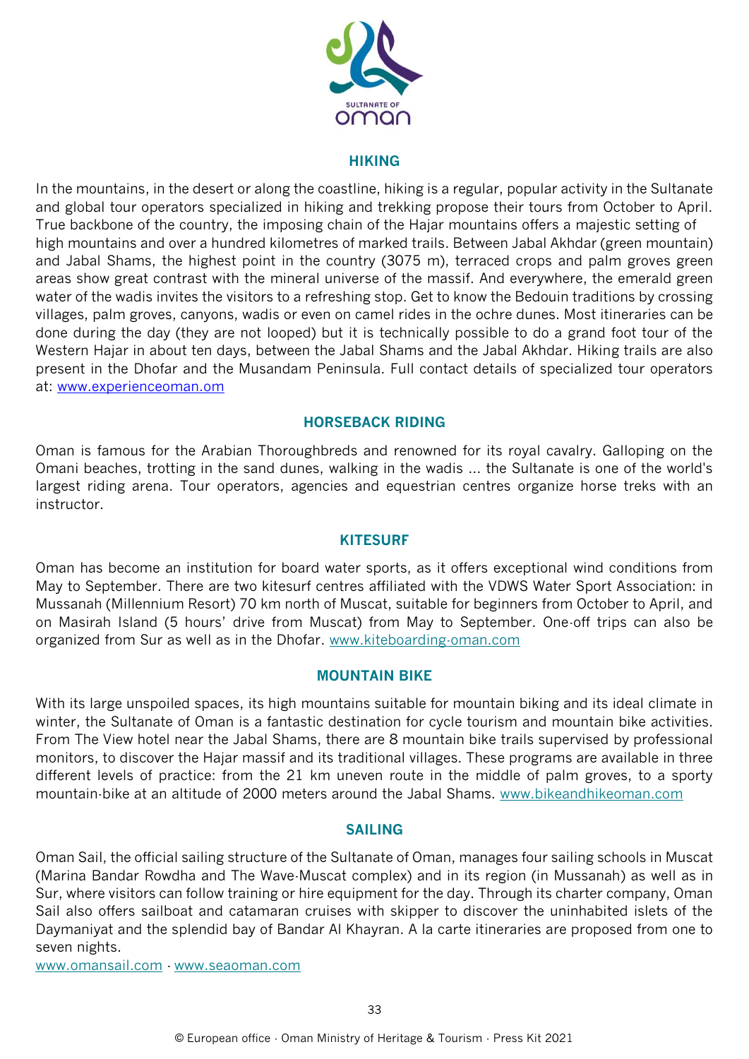## HIKING

In the mountains, in the desert or along the coastline, hiking is a regular, popular activity in the Sultanate and global tour operators specialized in hiking and trekking propose their tours from October to April. True backbone of the country, the imposing chain of the Hajar mountains offers a majestic setting of high mountains and over a hundred kilometres of marked trails. Between Jabal Akhdar (green mountain) and Jabal Shams, the highest point in the country (3075 m), terraced crops and palm groves green areas show great contrast with the mineral universe of the massif. And everywhere, the emerald green water of the wadis invites the visitors to a refreshing stop. Get to know the Bedouin traditions by crossing villages, palm groves, canyons, wadis or even on camel rides in the ochre dunes. Most itineraries can be done during the day (they are not looped) but it is technically possible to do a grand foot tour of the Western Hajar in about ten days, between the Jabal Shams and the Jabal Akhdar. Hiking trails are also present in the Dhofar and the Musandam Peninsula. Full contact details of specialized tour operators at: www.experienceoman.om

## HORSEBACK RIDING

Oman is famous for the Arabian Thoroughbreds and renowned for its royal cavalry. Galloping on the Omani beaches, trotting in the sand dunes, walking in the wadis ... the Sultanate is one of the world's largest riding arena. Tour operators, agencies and equestrian centres organize horse treks with an instructor.

## KITESURF

Oman has become an institution for board water sports, as it offers exceptional wind conditions from May to September. There are two kitesurf centres affiliated with the VDWS Water Sport Association: in Mussanah (Millennium Resort) 70 km north of Muscat, suitable for beginners from October to April, and on Masirah Island (5 hours' drive from Muscat) from May to September. One-off trips can also be organized from Sur as well as in the Dhofar. www.kiteboarding-oman.com

## MOUNTAIN BIKE

With its large unspoiled spaces, its high mountains suitable for mountain biking and its ideal climate in winter, the Sultanate of Oman is a fantastic destination for cycle tourism and mountain bike activities. From The View hotel near the Jabal Shams, there are 8 mountain bike trails supervised by professional monitors, to discover the Hajar massif and its traditional villages. These programs are available in three different levels of practice: from the 21 km uneven route in the middle of palm groves, to a sporty mountain-bike at an altitude of 2000 meters around the Jabal Shams. www.bikeandhikeoman.com

## SAILING

Oman Sail, the official sailing structure of the Sultanate of Oman, manages four sailing schools in Muscat (Marina Bandar Rowdha and The Wave-Muscat complex) and in its region (in Mussanah) as well as in Sur, where visitors can follow training or hire equipment for the day. Through its charter company, Oman Sail also offers sailboat and catamaran cruises with skipper to discover the uninhabited islets of the Daymaniyat and the splendid bay of Bandar Al Khayran. A la carte itineraries are proposed from one to seven nights.

www.omansail.com - www.seaoman.com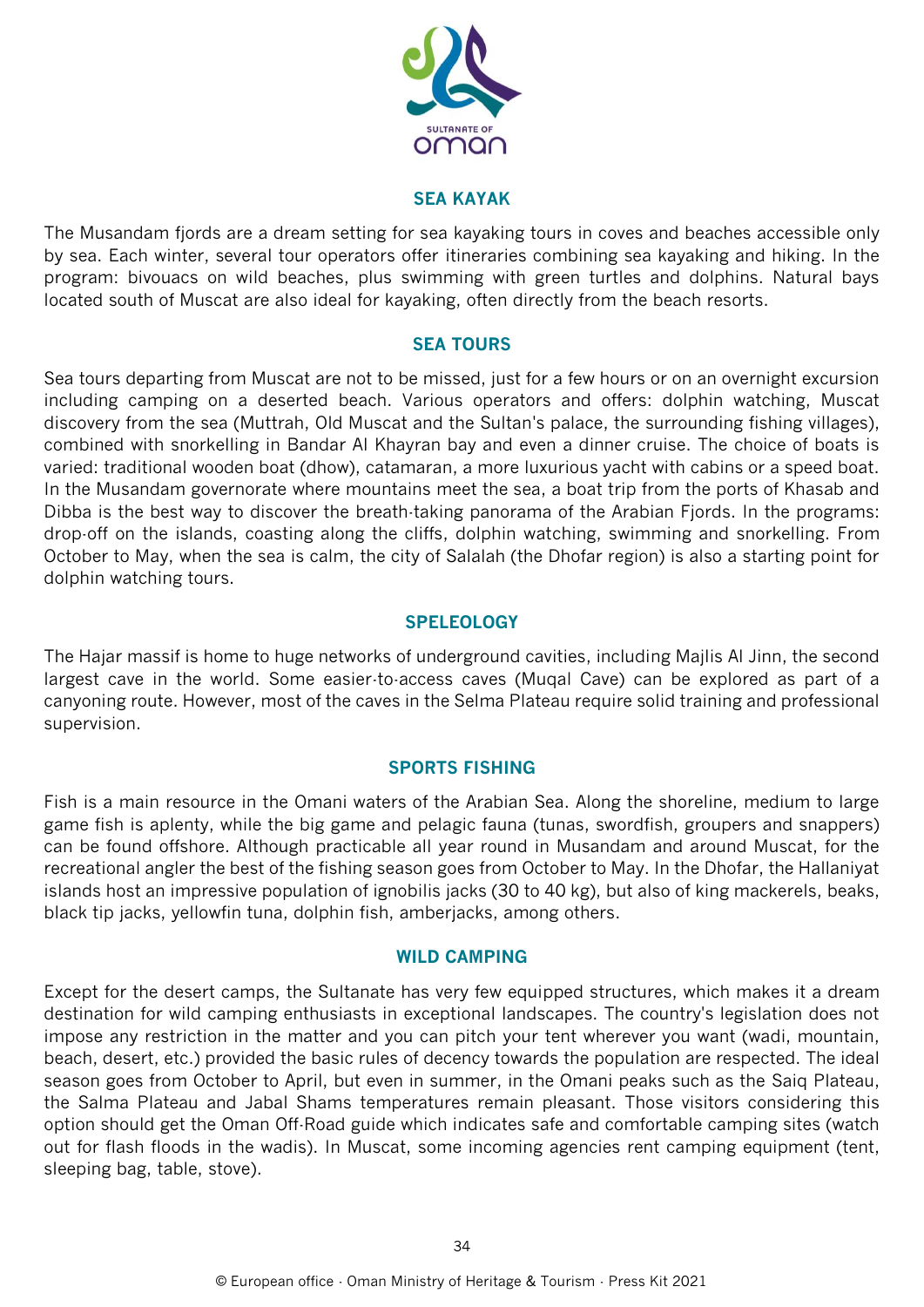## SEA KAYAK

The Musandam fjords are a dream setting for sea kayaking tours in coves and beaches accessible only by sea. Each winter, several tour operators offer itineraries combining sea kayaking and hiking. In the program: bivouacs on wild beaches, plus swimming with green turtles and dolphins. Natural bays located south of Muscat are also ideal for kayaking, often directly from the beach resorts.

## SEA TOURS

Sea tours departing from Muscat are not to be missed, just for a few hours or on an overnight excursion including camping on a deserted beach. Various operators and offers: dolphin watching, Muscat discovery from the sea (Muttrah, Old Muscat and the Sultan's palace, the surrounding fishing villages), combined with snorkelling in Bandar Al Khayran bay and even a dinner cruise. The choice of boats is varied: traditional wooden boat (dhow), catamaran, a more luxurious yacht with cabins or a speed boat. In the Musandam governorate where mountains meet the sea, a boat trip from the ports of Khasab and Dibba is the best way to discover the breath-taking panorama of the Arabian Fjords. In the programs: drop-off on the islands, coasting along the cliffs, dolphin watching, swimming and snorkelling. From October to May, when the sea is calm, the city of Salalah (the Dhofar region) is also a starting point for dolphin watching tours.

## SPELEOLOGY

The Hajar massif is home to huge networks of underground cavities, including Majlis Al Jinn, the second largest cave in the world. Some easier-to-access caves (Muqal Cave) can be explored as part of a canyoning route. However, most of the caves in the Selma Plateau require solid training and professional supervision.

## SPORTS FISHING

Fish is a main resource in the Omani waters of the Arabian Sea. Along the shoreline, medium to large game fish is aplenty, while the big game and pelagic fauna (tunas, swordfish, groupers and snappers) can be found offshore. Although practicable all year round in Musandam and around Muscat, for the recreational angler the best of the fishing season goes from October to May. In the Dhofar, the Hallaniyat islands host an impressive population of ignobilis jacks (30 to 40 kg), but also of king mackerels, beaks, black tip jacks, yellowfin tuna, dolphin fish, amberjacks, among others.

## WILD CAMPING

Except for the desert camps, the Sultanate has very few equipped structures, which makes it a dream destination for wild camping enthusiasts in exceptional landscapes. The country's legislation does not impose any restriction in the matter and you can pitch your tent wherever you want (wadi, mountain, beach, desert, etc.) provided the basic rules of decency towards the population are respected. The ideal season goes from October to April, but even in summer, in the Omani peaks such as the Saiq Plateau, the Salma Plateau and Jabal Shams temperatures remain pleasant. Those visitors considering this option should get the Oman Off-Road guide which indicates safe and comfortable camping sites (watch out for flash floods in the wadis). In Muscat, some incoming agencies rent camping equipment (tent, sleeping bag, table, stove).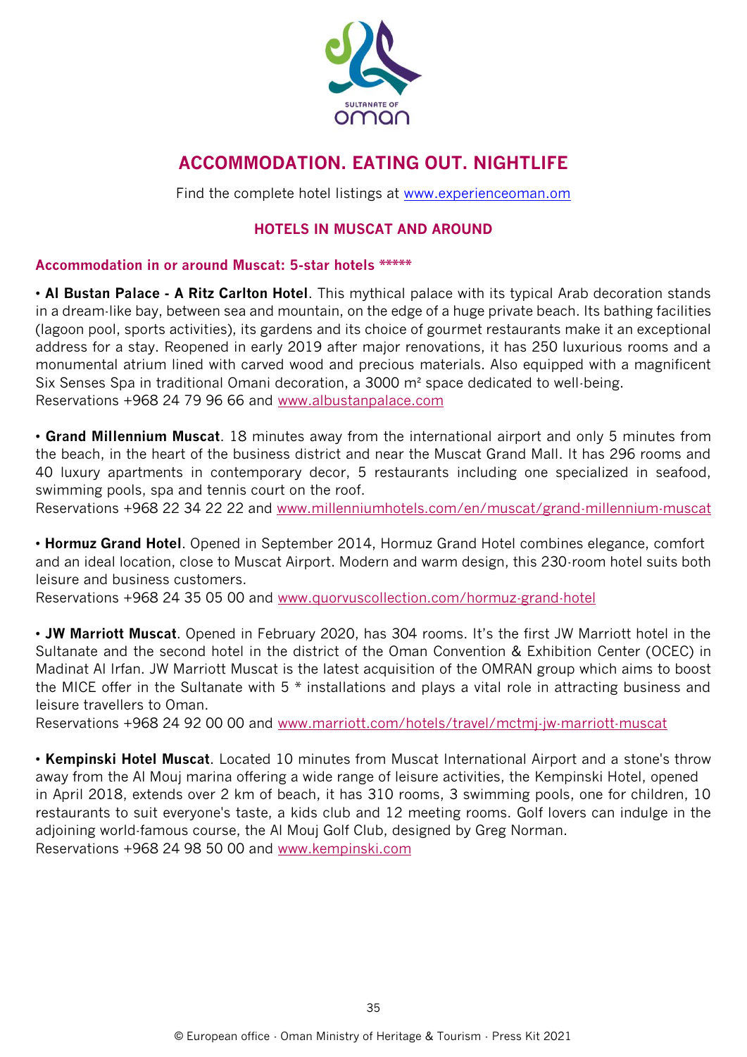# ACCOMMODATION. EATING OUT. NIGHTLIFE

Find the complete hotel listings at www.experienceoman.om

## HOTELS IN MUSCAT AND AROUND

### Accommodation in or around Muscat: 5-star hotels *****

• **Al Bustan Palace - A Ritz Carlton Hotel**. This mythical palace with its typical Arab decoration stands in a dream-like bay, between sea and mountain, on the edge of a huge private beach. Its bathing facilities (lagoon pool, sports activities), its gardens and its choice of gourmet restaurants make it an exceptional address for a stay. Reopened in early 2019 after major renovations, it has 250 luxurious rooms and a monumental atrium lined with carved wood and precious materials. Also equipped with a magnificent Six Senses Spa in traditional Omani decoration, a 3000 m² space dedicated to well-being.
Reservations +968 24 79 96 66 and www.albustanpalace.com

• **Grand Millennium Muscat**. 18 minutes away from the international airport and only 5 minutes from the beach, in the heart of the business district and near the Muscat Grand Mall. It has 296 rooms and 40 luxury apartments in contemporary decor, 5 restaurants including one specialized in seafood, swimming pools, spa and tennis court on the roof.
Reservations +968 22 34 22 22 and www.millenniumhotels.com/en/muscat/grand-millennium-muscat

• **Hormuz Grand Hotel**. Opened in September 2014, Hormuz Grand Hotel combines elegance, comfort and an ideal location, close to Muscat Airport. Modern and warm design, this 230-room hotel suits both leisure and business customers.
Reservations +968 24 35 05 00 and www.quorvuscollection.com/hormuz-grand-hotel

• **JW Marriott Muscat**. Opened in February 2020, has 304 rooms. It's the first JW Marriott hotel in the Sultanate and the second hotel in the district of the Oman Convention & Exhibition Center (OCEC) in Madinat Al Irfan. JW Marriott Muscat is the latest acquisition of the OMRAN group which aims to boost the MICE offer in the Sultanate with 5 * installations and plays a vital role in attracting business and leisure travellers to Oman.
Reservations +968 24 92 00 00 and www.marriott.com/hotels/travel/mctmj-jw-marriott-muscat

• **Kempinski Hotel Muscat**. Located 10 minutes from Muscat International Airport and a stone's throw away from the Al Mouj marina offering a wide range of leisure activities, the Kempinski Hotel, opened in April 2018, extends over 2 km of beach, it has 310 rooms, 3 swimming pools, one for children, 10 restaurants to suit everyone's taste, a kids club and 12 meeting rooms. Golf lovers can indulge in the adjoining world-famous course, the Al Mouj Golf Club, designed by Greg Norman.
Reservations +968 24 98 50 00 and www.kempinski.com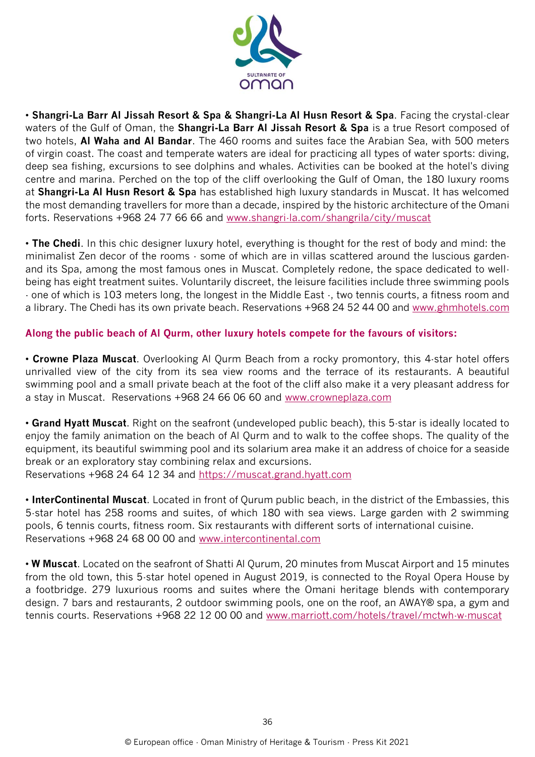• **Shangri-La Barr Al Jissah Resort & Spa & Shangri-La Al Husn Resort & Spa**. Facing the crystal-clear waters of the Gulf of Oman, the **Shangri-La Barr Al Jissah Resort & Spa** is a true Resort composed of two hotels, **Al Waha and Al Bandar**. The 460 rooms and suites face the Arabian Sea, with 500 meters of virgin coast. The coast and temperate waters are ideal for practicing all types of water sports: diving, deep sea fishing, excursions to see dolphins and whales. Activities can be booked at the hotel's diving centre and marina. Perched on the top of the cliff overlooking the Gulf of Oman, the 180 luxury rooms at **Shangri-La Al Husn Resort & Spa** has established high luxury standards in Muscat. It has welcomed the most demanding travellers for more than a decade, inspired by the historic architecture of the Omani forts. Reservations +968 24 77 66 66 and www.shangri-la.com/shangrila/city/muscat

• **The Chedi**. In this chic designer luxury hotel, everything is thought for the rest of body and mind: the minimalist Zen decor of the rooms - some of which are in villas scattered around the luscious garden- and its Spa, among the most famous ones in Muscat. Completely redone, the space dedicated to well-being has eight treatment suites. Voluntarily discreet, the leisure facilities include three swimming pools - one of which is 103 meters long, the longest in the Middle East -, two tennis courts, a fitness room and a library. The Chedi has its own private beach. Reservations +968 24 52 44 00 and www.ghmhotels.com

**Along the public beach of Al Qurm, other luxury hotels compete for the favours of visitors:**

• **Crowne Plaza Muscat**. Overlooking Al Qurm Beach from a rocky promontory, this 4-star hotel offers unrivalled view of the city from its sea view rooms and the terrace of its restaurants. A beautiful swimming pool and a small private beach at the foot of the cliff also make it a very pleasant address for a stay in Muscat. Reservations +968 24 66 06 60 and www.crowneplaza.com

• **Grand Hyatt Muscat**. Right on the seafront (undeveloped public beach), this 5-star is ideally located to enjoy the family animation on the beach of Al Qurm and to walk to the coffee shops. The quality of the equipment, its beautiful swimming pool and its solarium area make it an address of choice for a seaside break or an exploratory stay combining relax and excursions.
Reservations +968 24 64 12 34 and https://muscat.grand.hyatt.com

• **InterContinental Muscat**. Located in front of Qurum public beach, in the district of the Embassies, this 5-star hotel has 258 rooms and suites, of which 180 with sea views. Large garden with 2 swimming pools, 6 tennis courts, fitness room. Six restaurants with different sorts of international cuisine.
Reservations +968 24 68 00 00 and www.intercontinental.com

• **W Muscat**. Located on the seafront of Shatti Al Qurum, 20 minutes from Muscat Airport and 15 minutes from the old town, this 5-star hotel opened in August 2019, is connected to the Royal Opera House by a footbridge. 279 luxurious rooms and suites where the Omani heritage blends with contemporary design. 7 bars and restaurants, 2 outdoor swimming pools, one on the roof, an AWAY® spa, a gym and tennis courts. Reservations +968 22 12 00 00 and www.marriott.com/hotels/travel/mctwh-w-muscat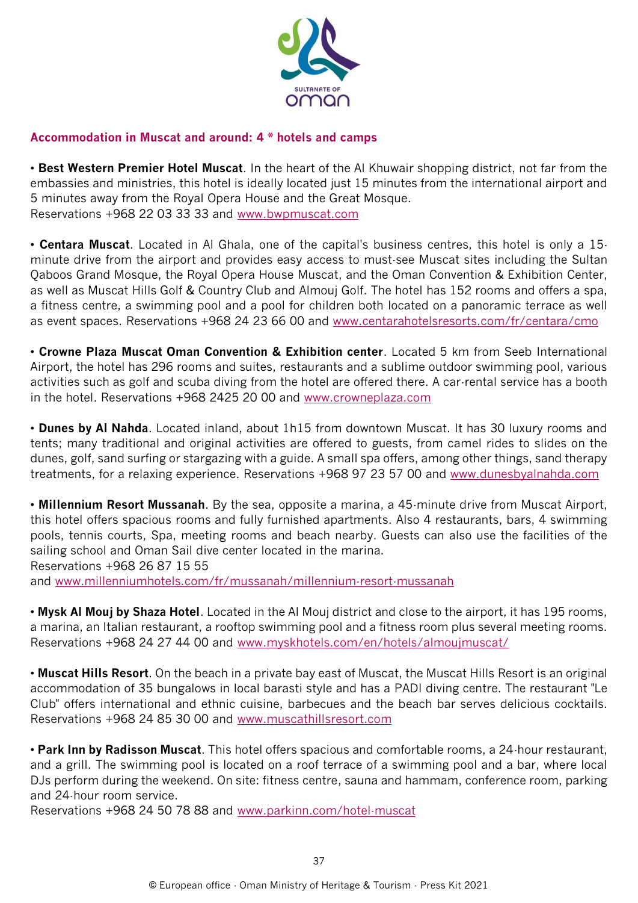## Accommodation in Muscat and around: 4 * hotels and camps

• **Best Western Premier Hotel Muscat**. In the heart of the Al Khuwair shopping district, not far from the embassies and ministries, this hotel is ideally located just 15 minutes from the international airport and 5 minutes away from the Royal Opera House and the Great Mosque.
Reservations +968 22 03 33 33 and www.bwpmuscat.com

• **Centara Muscat**. Located in Al Ghala, one of the capital's business centres, this hotel is only a 15-minute drive from the airport and provides easy access to must-see Muscat sites including the Sultan Qaboos Grand Mosque, the Royal Opera House Muscat, and the Oman Convention & Exhibition Center, as well as Muscat Hills Golf & Country Club and Almouj Golf. The hotel has 152 rooms and offers a spa, a fitness centre, a swimming pool and a pool for children both located on a panoramic terrace as well as event spaces. Reservations +968 24 23 66 00 and www.centarahotelsresorts.com/fr/centara/cmo

• **Crowne Plaza Muscat Oman Convention & Exhibition center**. Located 5 km from Seeb International Airport, the hotel has 296 rooms and suites, restaurants and a sublime outdoor swimming pool, various activities such as golf and scuba diving from the hotel are offered there. A car-rental service has a booth in the hotel. Reservations +968 2425 20 00 and www.crowneplaza.com

• **Dunes by Al Nahda**. Located inland, about 1h15 from downtown Muscat. It has 30 luxury rooms and tents; many traditional and original activities are offered to guests, from camel rides to slides on the dunes, golf, sand surfing or stargazing with a guide. A small spa offers, among other things, sand therapy treatments, for a relaxing experience. Reservations +968 97 23 57 00 and www.dunesbyalnahda.com

• **Millennium Resort Mussanah**. By the sea, opposite a marina, a 45-minute drive from Muscat Airport, this hotel offers spacious rooms and fully furnished apartments. Also 4 restaurants, bars, 4 swimming pools, tennis courts, Spa, meeting rooms and beach nearby. Guests can also use the facilities of the sailing school and Oman Sail dive center located in the marina.
Reservations +968 26 87 15 55
and www.millenniumhotels.com/fr/mussanah/millennium-resort-mussanah

• **Mysk Al Mouj by Shaza Hotel**. Located in the Al Mouj district and close to the airport, it has 195 rooms, a marina, an Italian restaurant, a rooftop swimming pool and a fitness room plus several meeting rooms. Reservations +968 24 27 44 00 and www.myskhotels.com/en/hotels/almoujmuscat/

• **Muscat Hills Resort**. On the beach in a private bay east of Muscat, the Muscat Hills Resort is an original accommodation of 35 bungalows in local barasti style and has a PADI diving centre. The restaurant "Le Club" offers international and ethnic cuisine, barbecues and the beach bar serves delicious cocktails. Reservations +968 24 85 30 00 and www.muscathillsresort.com

• **Park Inn by Radisson Muscat**. This hotel offers spacious and comfortable rooms, a 24-hour restaurant, and a grill. The swimming pool is located on a roof terrace of a swimming pool and a bar, where local DJs perform during the weekend. On site: fitness centre, sauna and hammam, conference room, parking and 24-hour room service.
Reservations +968 24 50 78 88 and www.parkinn.com/hotel-muscat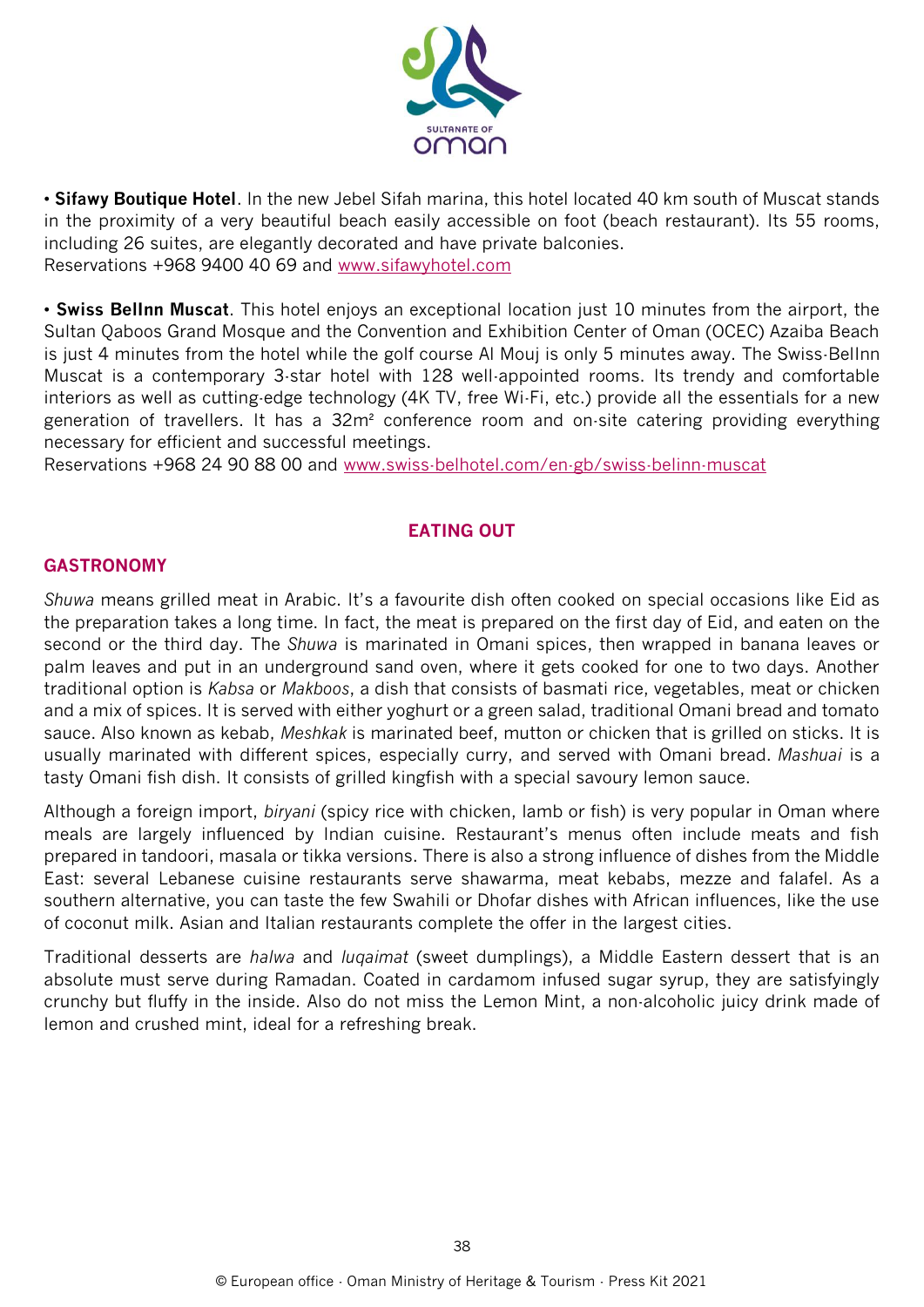• **Sifawy Boutique Hotel**. In the new Jebel Sifah marina, this hotel located 40 km south of Muscat stands in the proximity of a very beautiful beach easily accessible on foot (beach restaurant). Its 55 rooms, including 26 suites, are elegantly decorated and have private balconies.
Reservations +968 9400 40 69 and [www.sifawyhotel.com](http://www.sifawyhotel.com)

• **Swiss BelInn Muscat**. This hotel enjoys an exceptional location just 10 minutes from the airport, the Sultan Qaboos Grand Mosque and the Convention and Exhibition Center of Oman (OCEC) Azaiba Beach is just 4 minutes from the hotel while the golf course Al Mouj is only 5 minutes away. The Swiss-BelInn Muscat is a contemporary 3-star hotel with 128 well-appointed rooms. Its trendy and comfortable interiors as well as cutting-edge technology (4K TV, free Wi-Fi, etc.) provide all the essentials for a new generation of travellers. It has a 32m² conference room and on-site catering providing everything necessary for efficient and successful meetings.
Reservations +968 24 90 88 00 and [www.swiss-belhotel.com/en-gb/swiss-belinn-muscat](http://www.swiss-belhotel.com/en-gb/swiss-belinn-muscat)

## EATING OUT

### GASTRONOMY

*Shuwa* means grilled meat in Arabic. It's a favourite dish often cooked on special occasions like Eid as the preparation takes a long time. In fact, the meat is prepared on the first day of Eid, and eaten on the second or the third day. The *Shuwa* is marinated in Omani spices, then wrapped in banana leaves or palm leaves and put in an underground sand oven, where it gets cooked for one to two days. Another traditional option is *Kabsa* or *Makboos*, a dish that consists of basmati rice, vegetables, meat or chicken and a mix of spices. It is served with either yoghurt or a green salad, traditional Omani bread and tomato sauce. Also known as kebab, *Meshkak* is marinated beef, mutton or chicken that is grilled on sticks. It is usually marinated with different spices, especially curry, and served with Omani bread. *Mashuai* is a tasty Omani fish dish. It consists of grilled kingfish with a special savoury lemon sauce.

Although a foreign import, *biryani* (spicy rice with chicken, lamb or fish) is very popular in Oman where meals are largely influenced by Indian cuisine. Restaurant's menus often include meats and fish prepared in tandoori, masala or tikka versions. There is also a strong influence of dishes from the Middle East: several Lebanese cuisine restaurants serve shawarma, meat kebabs, mezze and falafel. As a southern alternative, you can taste the few Swahili or Dhofar dishes with African influences, like the use of coconut milk. Asian and Italian restaurants complete the offer in the largest cities.

Traditional desserts are *halwa* and *luqaimat* (sweet dumplings), a Middle Eastern dessert that is an absolute must serve during Ramadan. Coated in cardamom infused sugar syrup, they are satisfyingly crunchy but fluffy in the inside. Also do not miss the Lemon Mint, a non-alcoholic juicy drink made of lemon and crushed mint, ideal for a refreshing break.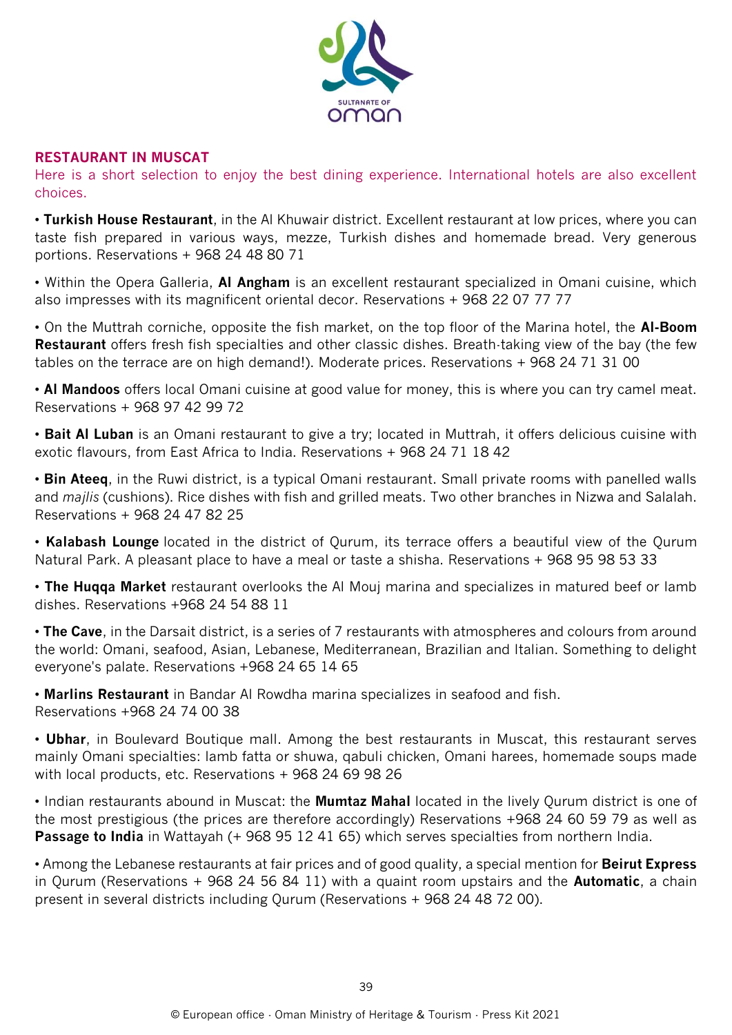## RESTAURANT IN MUSCAT

Here is a short selection to enjoy the best dining experience. International hotels are also excellent choices.

- **Turkish House Restaurant**, in the Al Khuwair district. Excellent restaurant at low prices, where you can taste fish prepared in various ways, mezze, Turkish dishes and homemade bread. Very generous portions. Reservations + 968 24 48 80 71
- Within the Opera Galleria, **Al Angham** is an excellent restaurant specialized in Omani cuisine, which also impresses with its magnificent oriental decor. Reservations + 968 22 07 77 77
- On the Muttrah corniche, opposite the fish market, on the top floor of the Marina hotel, the **Al-Boom Restaurant** offers fresh fish specialties and other classic dishes. Breath-taking view of the bay (the few tables on the terrace are on high demand!). Moderate prices. Reservations + 968 24 71 31 00
- **Al Mandoos** offers local Omani cuisine at good value for money, this is where you can try camel meat. Reservations + 968 97 42 99 72
- **Bait Al Luban** is an Omani restaurant to give a try; located in Muttrah, it offers delicious cuisine with exotic flavours, from East Africa to India. Reservations + 968 24 71 18 42
- **Bin Ateeq**, in the Ruwi district, is a typical Omani restaurant. Small private rooms with panelled walls and *majlis* (cushions). Rice dishes with fish and grilled meats. Two other branches in Nizwa and Salalah. Reservations + 968 24 47 82 25
- **Kalabash Lounge** located in the district of Qurum, its terrace offers a beautiful view of the Qurum Natural Park. A pleasant place to have a meal or taste a shisha. Reservations + 968 95 98 53 33
- **The Huqqa Market** restaurant overlooks the Al Mouj marina and specializes in matured beef or lamb dishes. Reservations +968 24 54 88 11
- **The Cave**, in the Darsait district, is a series of 7 restaurants with atmospheres and colours from around the world: Omani, seafood, Asian, Lebanese, Mediterranean, Brazilian and Italian. Something to delight everyone's palate. Reservations +968 24 65 14 65
- **Marlins Restaurant** in Bandar Al Rowdha marina specializes in seafood and fish. Reservations +968 24 74 00 38
- **Ubhar**, in Boulevard Boutique mall. Among the best restaurants in Muscat, this restaurant serves mainly Omani specialties: lamb fatta or shuwa, qabuli chicken, Omani harees, homemade soups made with local products, etc. Reservations + 968 24 69 98 26
- Indian restaurants abound in Muscat: the **Mumtaz Mahal** located in the lively Qurum district is one of the most prestigious (the prices are therefore accordingly) Reservations +968 24 60 59 79 as well as **Passage to India** in Wattayah (+ 968 95 12 41 65) which serves specialties from northern India.
- Among the Lebanese restaurants at fair prices and of good quality, a special mention for **Beirut Express** in Qurum (Reservations + 968 24 56 84 11) with a quaint room upstairs and the **Automatic**, a chain present in several districts including Qurum (Reservations + 968 24 48 72 00).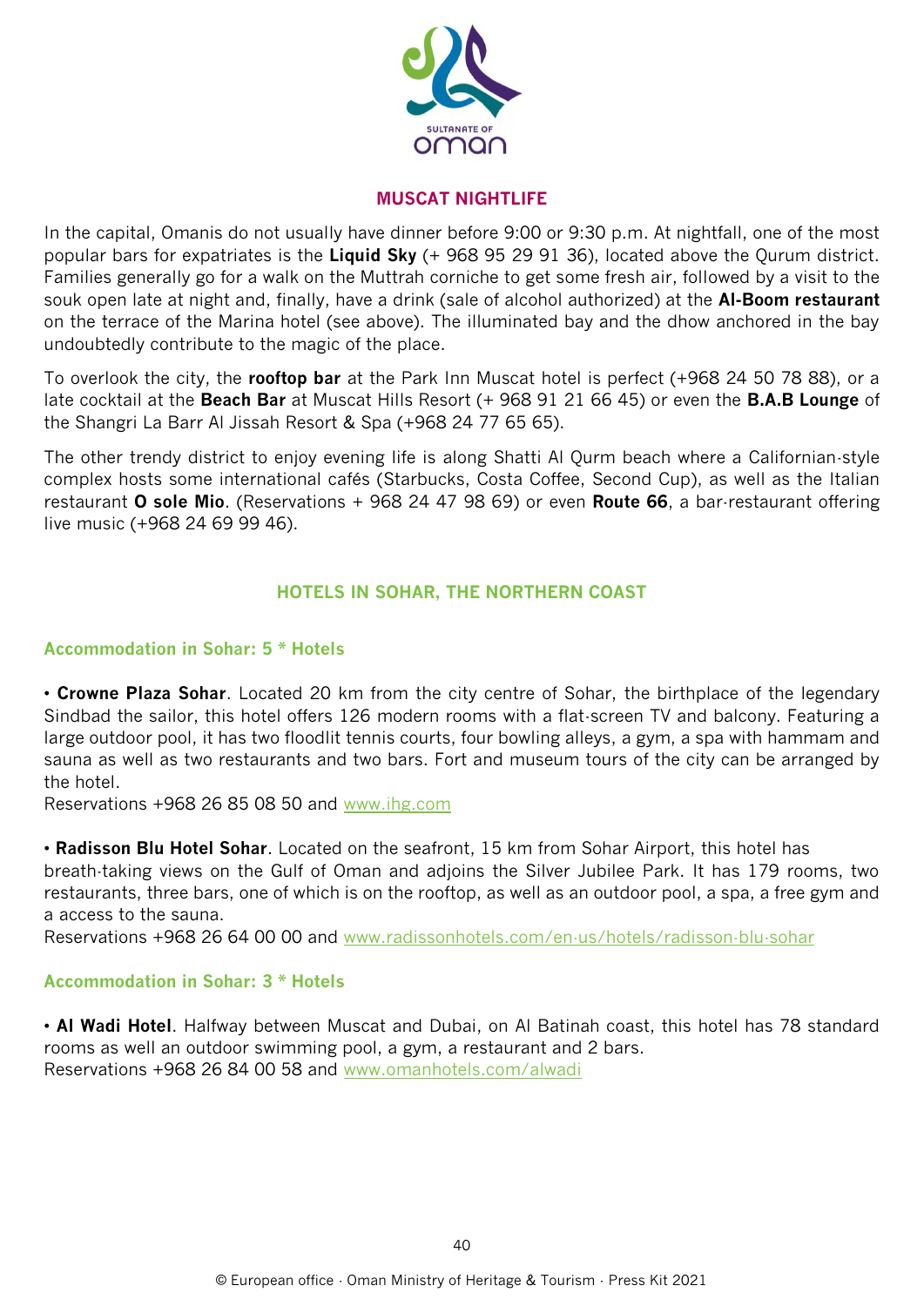## MUSCAT NIGHTLIFE

In the capital, Omanis do not usually have dinner before 9:00 or 9:30 p.m. At nightfall, one of the most popular bars for expatriates is the **Liquid Sky** (+ 968 95 29 91 36), located above the Qurum district. Families generally go for a walk on the Muttrah corniche to get some fresh air, followed by a visit to the souk open late at night and, finally, have a drink (sale of alcohol authorized) at the **Al-Boom restaurant** on the terrace of the Marina hotel (see above). The illuminated bay and the dhow anchored in the bay undoubtedly contribute to the magic of the place.

To overlook the city, the **rooftop bar** at the Park Inn Muscat hotel is perfect (+968 24 50 78 88), or a late cocktail at the **Beach Bar** at Muscat Hills Resort (+ 968 91 21 66 45) or even the **B.A.B Lounge** of the Shangri La Barr Al Jissah Resort & Spa (+968 24 77 65 65).

The other trendy district to enjoy evening life is along Shatti Al Qurm beach where a Californian-style complex hosts some international cafés (Starbucks, Costa Coffee, Second Cup), as well as the Italian restaurant **O sole Mio**. (Reservations + 968 24 47 98 69) or even **Route 66**, a bar-restaurant offering live music (+968 24 69 99 46).

## HOTELS IN SOHAR, THE NORTHERN COAST

### Accommodation in Sohar: 5 * Hotels

• **Crowne Plaza Sohar**. Located 20 km from the city centre of Sohar, the birthplace of the legendary Sindbad the sailor, this hotel offers 126 modern rooms with a flat-screen TV and balcony. Featuring a large outdoor pool, it has two floodlit tennis courts, four bowling alleys, a gym, a spa with hammam and sauna as well as two restaurants and two bars. Fort and museum tours of the city can be arranged by the hotel.
Reservations +968 26 85 08 50 and www.ihg.com

• **Radisson Blu Hotel Sohar**. Located on the seafront, 15 km from Sohar Airport, this hotel has breath-taking views on the Gulf of Oman and adjoins the Silver Jubilee Park. It has 179 rooms, two restaurants, three bars, one of which is on the rooftop, as well as an outdoor pool, a spa, a free gym and a access to the sauna.
Reservations +968 26 64 00 00 and www.radissonhotels.com/en-us/hotels/radisson-blu-sohar

### Accommodation in Sohar: 3 * Hotels

• **Al Wadi Hotel**. Halfway between Muscat and Dubai, on Al Batinah coast, this hotel has 78 standard rooms as well an outdoor swimming pool, a gym, a restaurant and 2 bars.
Reservations +968 26 84 00 58 and www.omanhotels.com/alwadi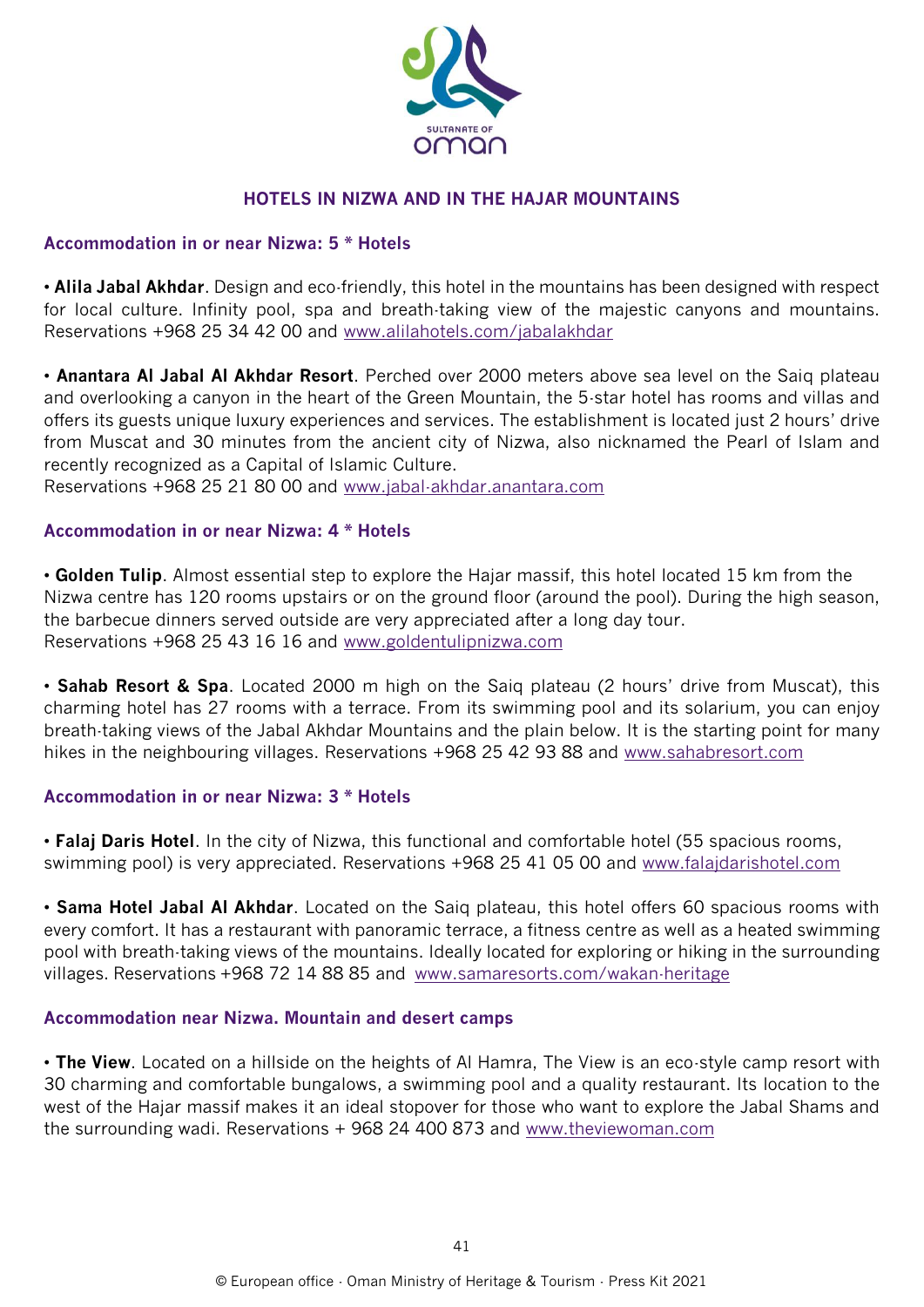# HOTELS IN NIZWA AND IN THE HAJAR MOUNTAINS

## Accommodation in or near Nizwa: 5 * Hotels

• **Alila Jabal Akhdar**. Design and eco-friendly, this hotel in the mountains has been designed with respect for local culture. Infinity pool, spa and breath-taking view of the majestic canyons and mountains. Reservations +968 25 34 42 00 and www.alilahotels.com/jabalakhdar

• **Anantara Al Jabal Al Akhdar Resort**. Perched over 2000 meters above sea level on the Saiq plateau and overlooking a canyon in the heart of the Green Mountain, the 5-star hotel has rooms and villas and offers its guests unique luxury experiences and services. The establishment is located just 2 hours' drive from Muscat and 30 minutes from the ancient city of Nizwa, also nicknamed the Pearl of Islam and recently recognized as a Capital of Islamic Culture.
Reservations +968 25 21 80 00 and www.jabal-akhdar.anantara.com

## Accommodation in or near Nizwa: 4 * Hotels

• **Golden Tulip**. Almost essential step to explore the Hajar massif, this hotel located 15 km from the Nizwa centre has 120 rooms upstairs or on the ground floor (around the pool). During the high season, the barbecue dinners served outside are very appreciated after a long day tour.
Reservations +968 25 43 16 16 and www.goldentulipnizwa.com

• **Sahab Resort & Spa**. Located 2000 m high on the Saiq plateau (2 hours' drive from Muscat), this charming hotel has 27 rooms with a terrace. From its swimming pool and its solarium, you can enjoy breath-taking views of the Jabal Akhdar Mountains and the plain below. It is the starting point for many hikes in the neighbouring villages. Reservations +968 25 42 93 88 and www.sahabresort.com

## Accommodation in or near Nizwa: 3 * Hotels

• **Falaj Daris Hotel**. In the city of Nizwa, this functional and comfortable hotel (55 spacious rooms, swimming pool) is very appreciated. Reservations +968 25 41 05 00 and www.falajdarishotel.com

• **Sama Hotel Jabal Al Akhdar**. Located on the Saiq plateau, this hotel offers 60 spacious rooms with every comfort. It has a restaurant with panoramic terrace, a fitness centre as well as a heated swimming pool with breath-taking views of the mountains. Ideally located for exploring or hiking in the surrounding villages. Reservations +968 72 14 88 85 and www.samaresorts.com/wakan-heritage

## Accommodation near Nizwa. Mountain and desert camps

• **The View**. Located on a hillside on the heights of Al Hamra, The View is an eco-style camp resort with 30 charming and comfortable bungalows, a swimming pool and a quality restaurant. Its location to the west of the Hajar massif makes it an ideal stopover for those who want to explore the Jabal Shams and the surrounding wadi. Reservations + 968 24 400 873 and www.theviewoman.com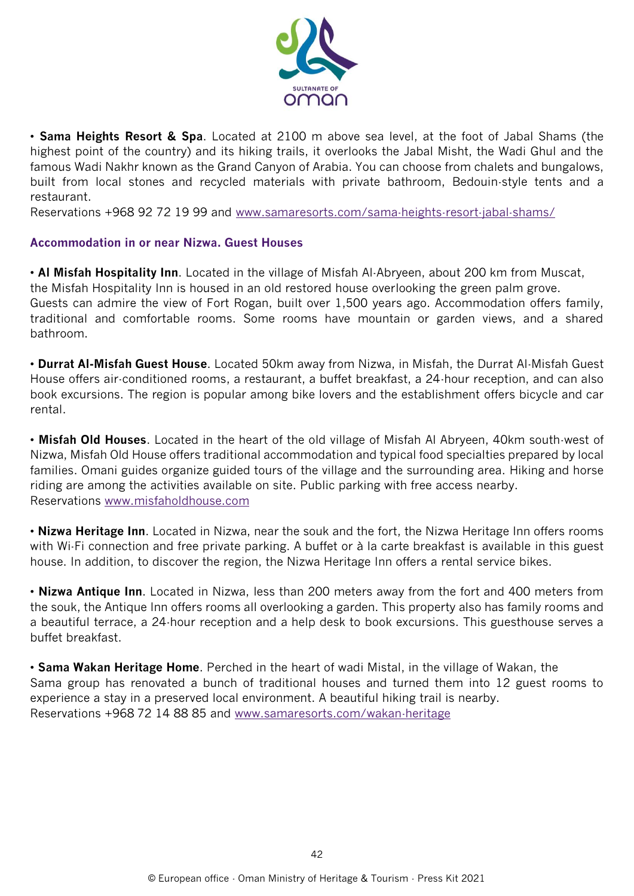• **Sama Heights Resort & Spa**. Located at 2100 m above sea level, at the foot of Jabal Shams (the highest point of the country) and its hiking trails, it overlooks the Jabal Misht, the Wadi Ghul and the famous Wadi Nakhr known as the Grand Canyon of Arabia. You can choose from chalets and bungalows, built from local stones and recycled materials with private bathroom, Bedouin-style tents and a restaurant.
Reservations +968 92 72 19 99 and www.samaresorts.com/sama-heights-resort-jabal-shams/

### Accommodation in or near Nizwa. Guest Houses

• **Al Misfah Hospitality Inn**. Located in the village of Misfah Al-Abryeen, about 200 km from Muscat, the Misfah Hospitality Inn is housed in an old restored house overlooking the green palm grove. Guests can admire the view of Fort Rogan, built over 1,500 years ago. Accommodation offers family, traditional and comfortable rooms. Some rooms have mountain or garden views, and a shared bathroom.

• **Durrat Al-Misfah Guest House**. Located 50km away from Nizwa, in Misfah, the Durrat Al-Misfah Guest House offers air-conditioned rooms, a restaurant, a buffet breakfast, a 24-hour reception, and can also book excursions. The region is popular among bike lovers and the establishment offers bicycle and car rental.

• **Misfah Old Houses**. Located in the heart of the old village of Misfah Al Abryeen, 40km south-west of Nizwa, Misfah Old House offers traditional accommodation and typical food specialties prepared by local families. Omani guides organize guided tours of the village and the surrounding area. Hiking and horse riding are among the activities available on site. Public parking with free access nearby.
Reservations www.misfaholdhouse.com

• **Nizwa Heritage Inn**. Located in Nizwa, near the souk and the fort, the Nizwa Heritage Inn offers rooms with Wi-Fi connection and free private parking. A buffet or à la carte breakfast is available in this guest house. In addition, to discover the region, the Nizwa Heritage Inn offers a rental service bikes.

• **Nizwa Antique Inn**. Located in Nizwa, less than 200 meters away from the fort and 400 meters from the souk, the Antique Inn offers rooms all overlooking a garden. This property also has family rooms and a beautiful terrace, a 24-hour reception and a help desk to book excursions. This guesthouse serves a buffet breakfast.

• **Sama Wakan Heritage Home**. Perched in the heart of wadi Mistal, in the village of Wakan, the Sama group has renovated a bunch of traditional houses and turned them into 12 guest rooms to experience a stay in a preserved local environment. A beautiful hiking trail is nearby.
Reservations +968 72 14 88 85 and www.samaresorts.com/wakan-heritage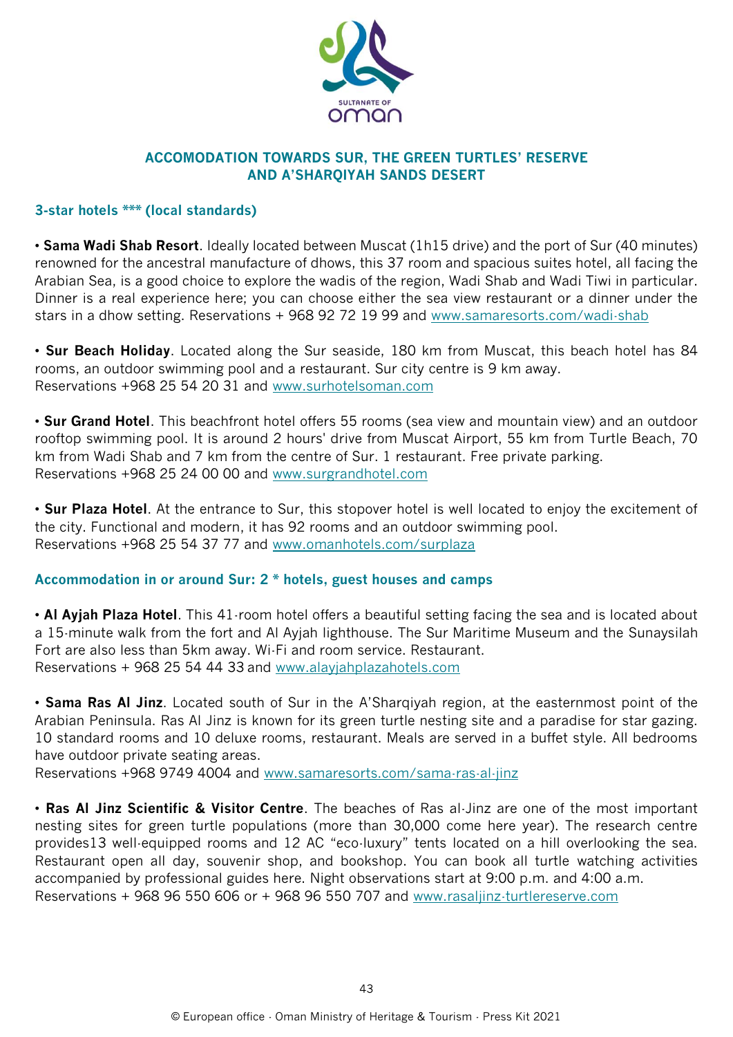## ACCOMODATION TOWARDS SUR, THE GREEN TURTLES' RESERVE AND A'SHARQIYAH SANDS DESERT

### 3-star hotels *** (local standards)

• **Sama Wadi Shab Resort**. Ideally located between Muscat (1h15 drive) and the port of Sur (40 minutes) renowned for the ancestral manufacture of dhows, this 37 room and spacious suites hotel, all facing the Arabian Sea, is a good choice to explore the wadis of the region, Wadi Shab and Wadi Tiwi in particular. Dinner is a real experience here; you can choose either the sea view restaurant or a dinner under the stars in a dhow setting. Reservations + 968 92 72 19 99 and www.samaresorts.com/wadi-shab

• **Sur Beach Holiday**. Located along the Sur seaside, 180 km from Muscat, this beach hotel has 84 rooms, an outdoor swimming pool and a restaurant. Sur city centre is 9 km away.
Reservations +968 25 54 20 31 and www.surhotelsoman.com

• **Sur Grand Hotel**. This beachfront hotel offers 55 rooms (sea view and mountain view) and an outdoor rooftop swimming pool. It is around 2 hours' drive from Muscat Airport, 55 km from Turtle Beach, 70 km from Wadi Shab and 7 km from the centre of Sur. 1 restaurant. Free private parking.
Reservations +968 25 24 00 00 and www.surgrandhotel.com

• **Sur Plaza Hotel**. At the entrance to Sur, this stopover hotel is well located to enjoy the excitement of the city. Functional and modern, it has 92 rooms and an outdoor swimming pool.
Reservations +968 25 54 37 77 and www.omanhotels.com/surplaza

### Accommodation in or around Sur: 2 * hotels, guest houses and camps

• **Al Ayjah Plaza Hotel**. This 41-room hotel offers a beautiful setting facing the sea and is located about a 15-minute walk from the fort and Al Ayjah lighthouse. The Sur Maritime Museum and the Sunaysilah Fort are also less than 5km away. Wi-Fi and room service. Restaurant.
Reservations + 968 25 54 44 33 and www.alayjahplazahotels.com

• **Sama Ras Al Jinz**. Located south of Sur in the A'Sharqiyah region, at the easternmost point of the Arabian Peninsula. Ras Al Jinz is known for its green turtle nesting site and a paradise for star gazing. 10 standard rooms and 10 deluxe rooms, restaurant. Meals are served in a buffet style. All bedrooms have outdoor private seating areas.
Reservations +968 9749 4004 and www.samaresorts.com/sama-ras-al-jinz

• **Ras Al Jinz Scientific & Visitor Centre**. The beaches of Ras al-Jinz are one of the most important nesting sites for green turtle populations (more than 30,000 come here year). The research centre provides13 well-equipped rooms and 12 AC "eco-luxury" tents located on a hill overlooking the sea. Restaurant open all day, souvenir shop, and bookshop. You can book all turtle watching activities accompanied by professional guides here. Night observations start at 9:00 p.m. and 4:00 a.m.
Reservations + 968 96 550 606 or + 968 96 550 707 and www.rasaljinz-turtlereserve.com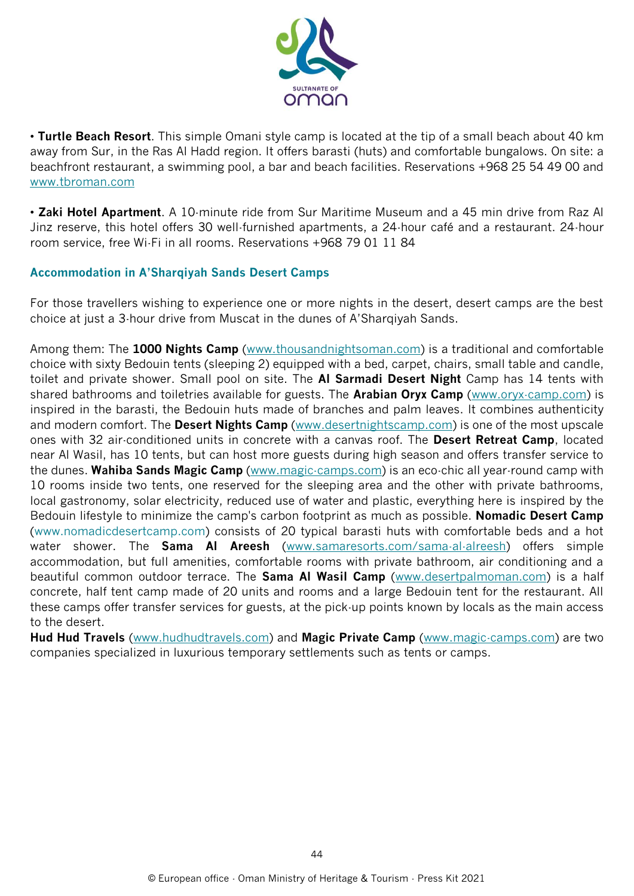• **Turtle Beach Resort**. This simple Omani style camp is located at the tip of a small beach about 40 km away from Sur, in the Ras Al Hadd region. It offers barasti (huts) and comfortable bungalows. On site: a beachfront restaurant, a swimming pool, a bar and beach facilities. Reservations +968 25 54 49 00 and www.tbroman.com

• **Zaki Hotel Apartment**. A 10-minute ride from Sur Maritime Museum and a 45 min drive from Raz Al Jinz reserve, this hotel offers 30 well-furnished apartments, a 24-hour café and a restaurant. 24-hour room service, free Wi-Fi in all rooms. Reservations +968 79 01 11 84

### Accommodation in A'Sharqiyah Sands Desert Camps

For those travellers wishing to experience one or more nights in the desert, desert camps are the best choice at just a 3-hour drive from Muscat in the dunes of A'Sharqiyah Sands.

Among them: The **1000 Nights Camp** (www.thousandnightsoman.com) is a traditional and comfortable choice with sixty Bedouin tents (sleeping 2) equipped with a bed, carpet, chairs, small table and candle, toilet and private shower. Small pool on site. The **Al Sarmadi Desert Night** Camp has 14 tents with shared bathrooms and toiletries available for guests. The **Arabian Oryx Camp** (www.oryx-camp.com) is inspired in the barasti, the Bedouin huts made of branches and palm leaves. It combines authenticity and modern comfort. The **Desert Nights Camp** (www.desertnightscamp.com) is one of the most upscale ones with 32 air-conditioned units in concrete with a canvas roof. The **Desert Retreat Camp**, located near Al Wasil, has 10 tents, but can host more guests during high season and offers transfer service to the dunes. **Wahiba Sands Magic Camp** (www.magic-camps.com) is an eco-chic all year-round camp with 10 rooms inside two tents, one reserved for the sleeping area and the other with private bathrooms, local gastronomy, solar electricity, reduced use of water and plastic, everything here is inspired by the Bedouin lifestyle to minimize the camp's carbon footprint as much as possible. **Nomadic Desert Camp** (www.nomadicdesertcamp.com) consists of 20 typical barasti huts with comfortable beds and a hot water shower. The **Sama Al Areesh** (www.samaresorts.com/sama-al-alreesh) offers simple accommodation, but full amenities, comfortable rooms with private bathroom, air conditioning and a beautiful common outdoor terrace. The **Sama Al Wasil Camp** (www.desertpalmoman.com) is a half concrete, half tent camp made of 20 units and rooms and a large Bedouin tent for the restaurant. All these camps offer transfer services for guests, at the pick-up points known by locals as the main access to the desert.

**Hud Hud Travels** (www.hudhudtravels.com) and **Magic Private Camp** (www.magic-camps.com) are two companies specialized in luxurious temporary settlements such as tents or camps.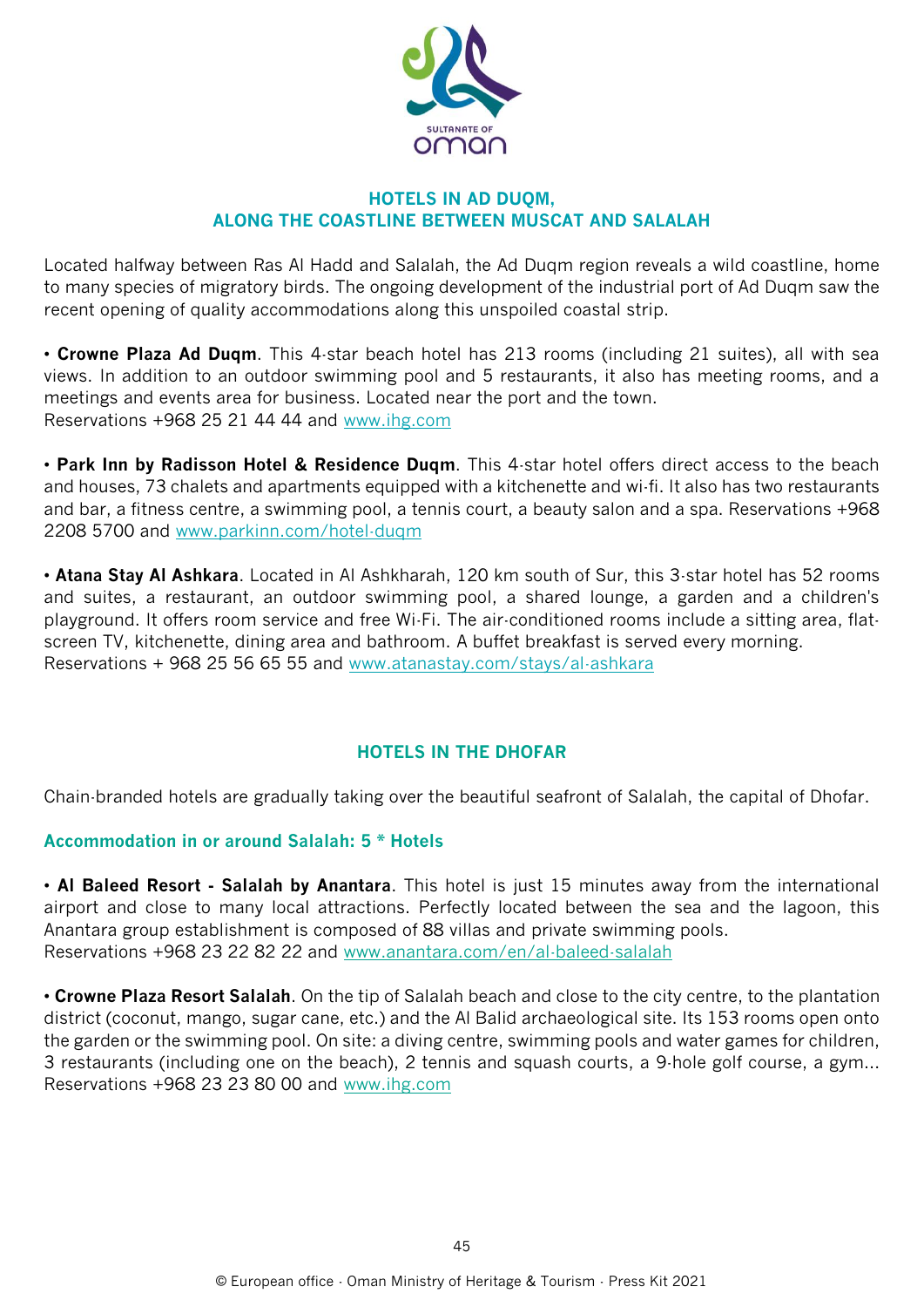## HOTELS IN AD DUQM, ALONG THE COASTLINE BETWEEN MUSCAT AND SALALAH

Located halfway between Ras Al Hadd and Salalah, the Ad Duqm region reveals a wild coastline, home to many species of migratory birds. The ongoing development of the industrial port of Ad Duqm saw the recent opening of quality accommodations along this unspoiled coastal strip.

• **Crowne Plaza Ad Duqm**. This 4-star beach hotel has 213 rooms (including 21 suites), all with sea views. In addition to an outdoor swimming pool and 5 restaurants, it also has meeting rooms, and a meetings and events area for business. Located near the port and the town.
Reservations +968 25 21 44 44 and www.ihg.com

• **Park Inn by Radisson Hotel & Residence Duqm**. This 4-star hotel offers direct access to the beach and houses, 73 chalets and apartments equipped with a kitchenette and wi-fi. It also has two restaurants and bar, a fitness centre, a swimming pool, a tennis court, a beauty salon and a spa. Reservations +968 2208 5700 and www.parkinn.com/hotel-duqm

• **Atana Stay Al Ashkara**. Located in Al Ashkharah, 120 km south of Sur, this 3-star hotel has 52 rooms and suites, a restaurant, an outdoor swimming pool, a shared lounge, a garden and a children's playground. It offers room service and free Wi-Fi. The air-conditioned rooms include a sitting area, flat-screen TV, kitchenette, dining area and bathroom. A buffet breakfast is served every morning.
Reservations + 968 25 56 65 55 and www.atanastay.com/stays/al-ashkara

## HOTELS IN THE DHOFAR

Chain-branded hotels are gradually taking over the beautiful seafront of Salalah, the capital of Dhofar.

### Accommodation in or around Salalah: 5 * Hotels

• **Al Baleed Resort - Salalah by Anantara**. This hotel is just 15 minutes away from the international airport and close to many local attractions. Perfectly located between the sea and the lagoon, this Anantara group establishment is composed of 88 villas and private swimming pools.
Reservations +968 23 22 82 22 and www.anantara.com/en/al-baleed-salalah

• **Crowne Plaza Resort Salalah**. On the tip of Salalah beach and close to the city centre, to the plantation district (coconut, mango, sugar cane, etc.) and the Al Balid archaeological site. Its 153 rooms open onto the garden or the swimming pool. On site: a diving centre, swimming pools and water games for children, 3 restaurants (including one on the beach), 2 tennis and squash courts, a 9-hole golf course, a gym...
Reservations +968 23 23 80 00 and www.ihg.com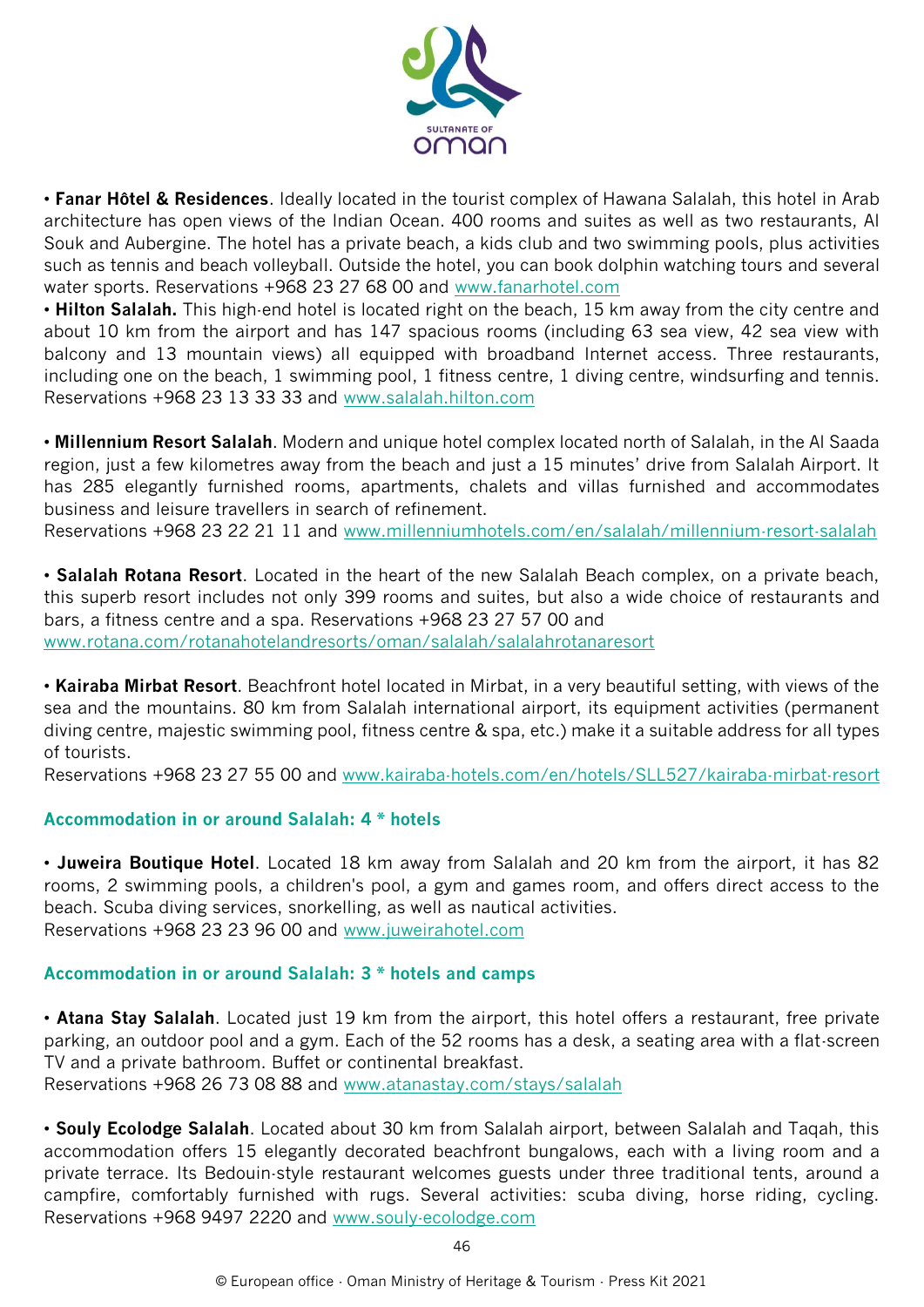• **Fanar Hôtel & Residences**. Ideally located in the tourist complex of Hawana Salalah, this hotel in Arab architecture has open views of the Indian Ocean. 400 rooms and suites as well as two restaurants, Al Souk and Aubergine. The hotel has a private beach, a kids club and two swimming pools, plus activities such as tennis and beach volleyball. Outside the hotel, you can book dolphin watching tours and several water sports. Reservations +968 23 27 68 00 and www.fanarhotel.com

• **Hilton Salalah.** This high-end hotel is located right on the beach, 15 km away from the city centre and about 10 km from the airport and has 147 spacious rooms (including 63 sea view, 42 sea view with balcony and 13 mountain views) all equipped with broadband Internet access. Three restaurants, including one on the beach, 1 swimming pool, 1 fitness centre, 1 diving centre, windsurfing and tennis. Reservations +968 23 13 33 33 and www.salalah.hilton.com

• **Millennium Resort Salalah**. Modern and unique hotel complex located north of Salalah, in the Al Saada region, just a few kilometres away from the beach and just a 15 minutes' drive from Salalah Airport. It has 285 elegantly furnished rooms, apartments, chalets and villas furnished and accommodates business and leisure travellers in search of refinement.
Reservations +968 23 22 21 11 and www.millenniumhotels.com/en/salalah/millennium-resort-salalah

• **Salalah Rotana Resort**. Located in the heart of the new Salalah Beach complex, on a private beach, this superb resort includes not only 399 rooms and suites, but also a wide choice of restaurants and bars, a fitness centre and a spa. Reservations +968 23 27 57 00 and
www.rotana.com/rotanahotelandresorts/oman/salalah/salalahrotanaresort

• **Kairaba Mirbat Resort**. Beachfront hotel located in Mirbat, in a very beautiful setting, with views of the sea and the mountains. 80 km from Salalah international airport, its equipment activities (permanent diving centre, majestic swimming pool, fitness centre & spa, etc.) make it a suitable address for all types of tourists.
Reservations +968 23 27 55 00 and www.kairaba-hotels.com/en/hotels/SLL527/kairaba-mirbat-resort

### Accommodation in or around Salalah: 4 * hotels

• **Juweira Boutique Hotel**. Located 18 km away from Salalah and 20 km from the airport, it has 82 rooms, 2 swimming pools, a children's pool, a gym and games room, and offers direct access to the beach. Scuba diving services, snorkelling, as well as nautical activities.
Reservations +968 23 23 96 00 and www.juweirahotel.com

### Accommodation in or around Salalah: 3 * hotels and camps

• **Atana Stay Salalah**. Located just 19 km from the airport, this hotel offers a restaurant, free private parking, an outdoor pool and a gym. Each of the 52 rooms has a desk, a seating area with a flat-screen TV and a private bathroom. Buffet or continental breakfast.
Reservations +968 26 73 08 88 and www.atanastay.com/stays/salalah

• **Souly Ecolodge Salalah**. Located about 30 km from Salalah airport, between Salalah and Taqah, this accommodation offers 15 elegantly decorated beachfront bungalows, each with a living room and a private terrace. Its Bedouin-style restaurant welcomes guests under three traditional tents, around a campfire, comfortably furnished with rugs. Several activities: scuba diving, horse riding, cycling.
Reservations +968 9497 2220 and www.souly-ecolodge.com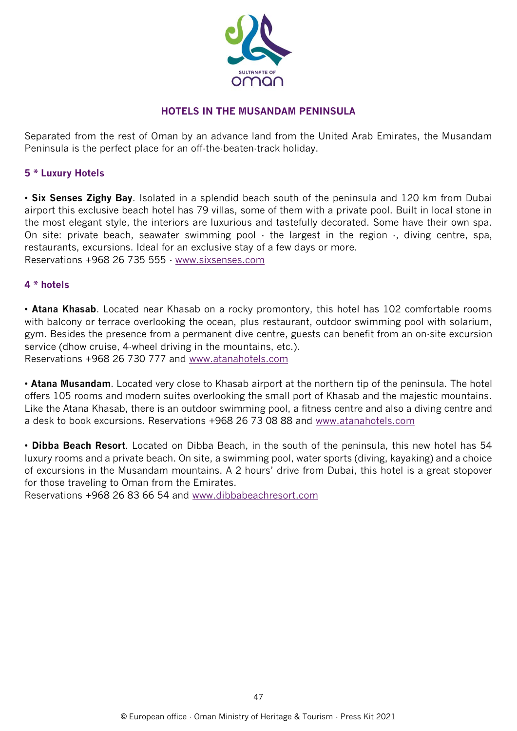# HOTELS IN THE MUSANDAM PENINSULA

Separated from the rest of Oman by an advance land from the United Arab Emirates, the Musandam Peninsula is the perfect place for an off-the-beaten-track holiday.

## 5 * Luxury Hotels

• **Six Senses Zighy Bay**. Isolated in a splendid beach south of the peninsula and 120 km from Dubai airport this exclusive beach hotel has 79 villas, some of them with a private pool. Built in local stone in the most elegant style, the interiors are luxurious and tastefully decorated. Some have their own spa. On site: private beach, seawater swimming pool - the largest in the region -, diving centre, spa, restaurants, excursions. Ideal for an exclusive stay of a few days or more.
Reservations +968 26 735 555 - www.sixsenses.com

## 4 * hotels

• **Atana Khasab**. Located near Khasab on a rocky promontory, this hotel has 102 comfortable rooms with balcony or terrace overlooking the ocean, plus restaurant, outdoor swimming pool with solarium, gym. Besides the presence from a permanent dive centre, guests can benefit from an on-site excursion service (dhow cruise, 4-wheel driving in the mountains, etc.).
Reservations +968 26 730 777 and www.atanahotels.com

• **Atana Musandam**. Located very close to Khasab airport at the northern tip of the peninsula. The hotel offers 105 rooms and modern suites overlooking the small port of Khasab and the majestic mountains. Like the Atana Khasab, there is an outdoor swimming pool, a fitness centre and also a diving centre and a desk to book excursions. Reservations +968 26 73 08 88 and www.atanahotels.com

• **Dibba Beach Resort**. Located on Dibba Beach, in the south of the peninsula, this new hotel has 54 luxury rooms and a private beach. On site, a swimming pool, water sports (diving, kayaking) and a choice of excursions in the Musandam mountains. A 2 hours' drive from Dubai, this hotel is a great stopover for those traveling to Oman from the Emirates.
Reservations +968 26 83 66 54 and www.dibbabeachresort.com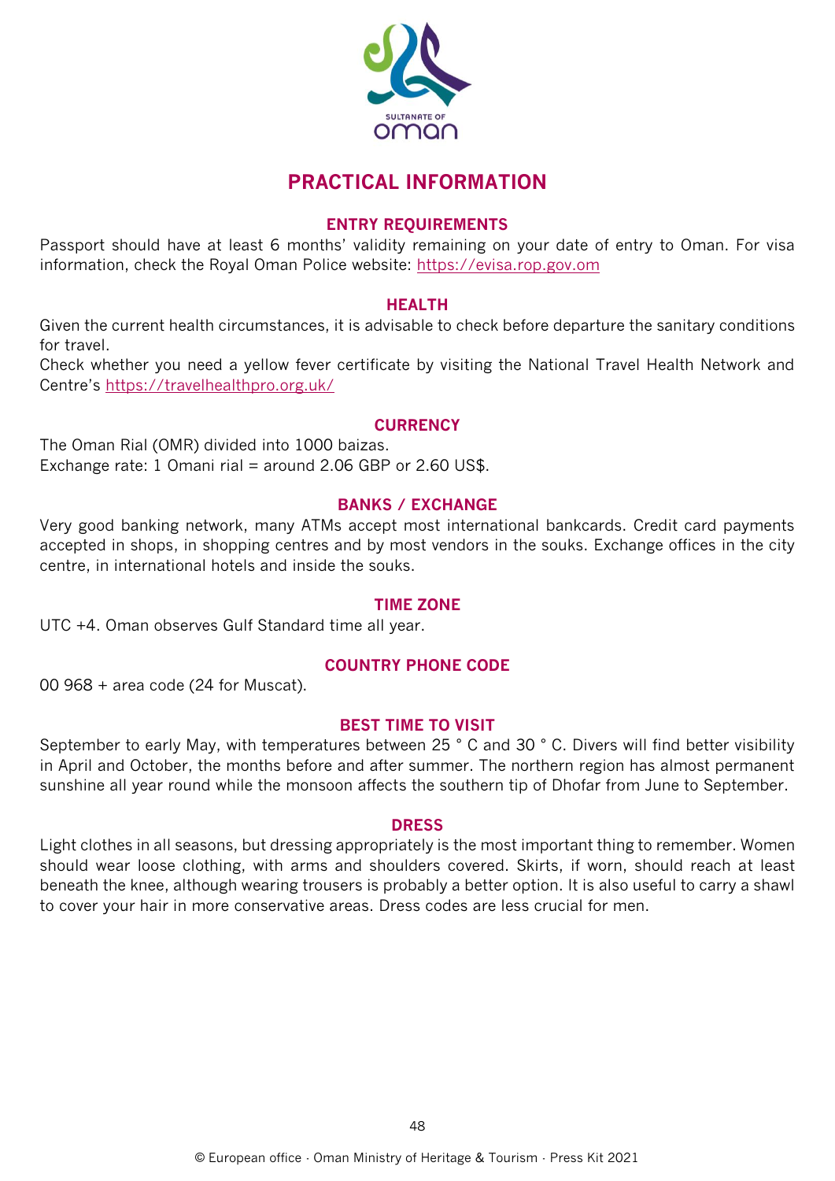# PRACTICAL INFORMATION

## ENTRY REQUIREMENTS

Passport should have at least 6 months' validity remaining on your date of entry to Oman. For visa information, check the Royal Oman Police website: https://evisa.rop.gov.om

## HEALTH

Given the current health circumstances, it is advisable to check before departure the sanitary conditions for travel.

Check whether you need a yellow fever certificate by visiting the National Travel Health Network and Centre's https://travelhealthpro.org.uk/

## CURRENCY

The Oman Rial (OMR) divided into 1000 baizas.

Exchange rate: 1 Omani rial = around 2.06 GBP or 2.60 US$.

## BANKS / EXCHANGE

Very good banking network, many ATMs accept most international bankcards. Credit card payments accepted in shops, in shopping centres and by most vendors in the souks. Exchange offices in the city centre, in international hotels and inside the souks.

## TIME ZONE

UTC +4. Oman observes Gulf Standard time all year.

## COUNTRY PHONE CODE

00 968 + area code (24 for Muscat).

## BEST TIME TO VISIT

September to early May, with temperatures between 25 ° C and 30 ° C. Divers will find better visibility in April and October, the months before and after summer. The northern region has almost permanent sunshine all year round while the monsoon affects the southern tip of Dhofar from June to September.

## DRESS

Light clothes in all seasons, but dressing appropriately is the most important thing to remember. Women should wear loose clothing, with arms and shoulders covered. Skirts, if worn, should reach at least beneath the knee, although wearing trousers is probably a better option. It is also useful to carry a shawl to cover your hair in more conservative areas. Dress codes are less crucial for men.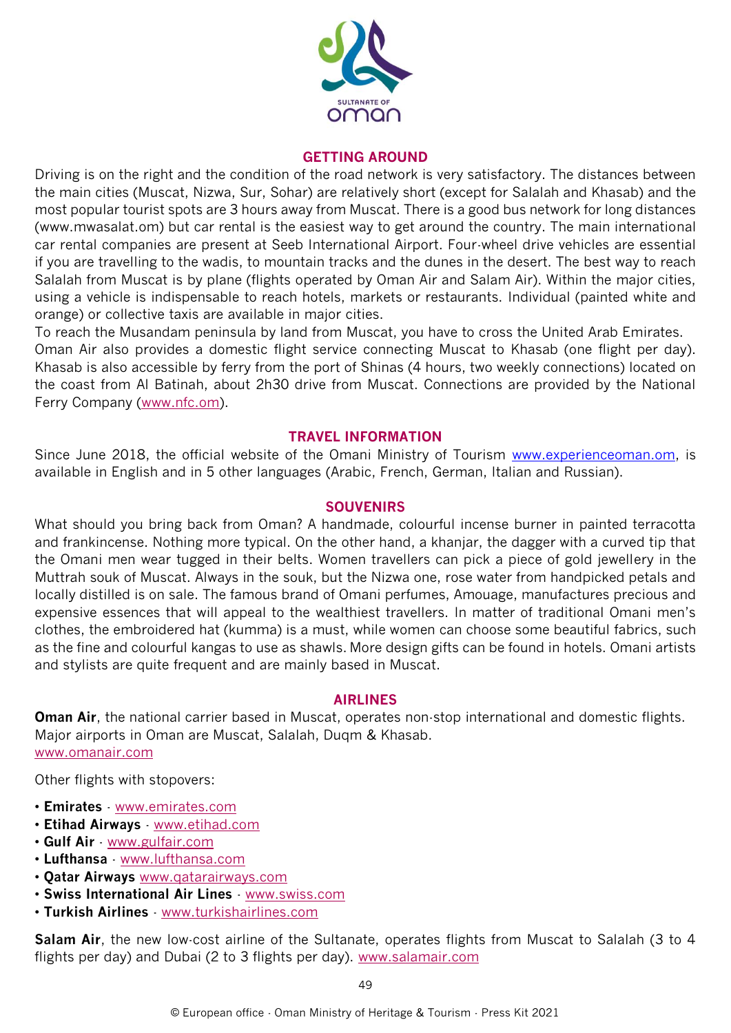## GETTING AROUND

Driving is on the right and the condition of the road network is very satisfactory. The distances between the main cities (Muscat, Nizwa, Sur, Sohar) are relatively short (except for Salalah and Khasab) and the most popular tourist spots are 3 hours away from Muscat. There is a good bus network for long distances (www.mwasalat.om) but car rental is the easiest way to get around the country. The main international car rental companies are present at Seeb International Airport. Four-wheel drive vehicles are essential if you are travelling to the wadis, to mountain tracks and the dunes in the desert. The best way to reach Salalah from Muscat is by plane (flights operated by Oman Air and Salam Air). Within the major cities, using a vehicle is indispensable to reach hotels, markets or restaurants. Individual (painted white and orange) or collective taxis are available in major cities.

To reach the Musandam peninsula by land from Muscat, you have to cross the United Arab Emirates.

Oman Air also provides a domestic flight service connecting Muscat to Khasab (one flight per day). Khasab is also accessible by ferry from the port of Shinas (4 hours, two weekly connections) located on the coast from Al Batinah, about 2h30 drive from Muscat. Connections are provided by the National Ferry Company (www.nfc.om).

## TRAVEL INFORMATION

Since June 2018, the official website of the Omani Ministry of Tourism www.experienceoman.om, is available in English and in 5 other languages (Arabic, French, German, Italian and Russian).

## SOUVENIRS

What should you bring back from Oman? A handmade, colourful incense burner in painted terracotta and frankincense. Nothing more typical. On the other hand, a khanjar, the dagger with a curved tip that the Omani men wear tugged in their belts. Women travellers can pick a piece of gold jewellery in the Muttrah souk of Muscat. Always in the souk, but the Nizwa one, rose water from handpicked petals and locally distilled is on sale. The famous brand of Omani perfumes, Amouage, manufactures precious and expensive essences that will appeal to the wealthiest travellers. In matter of traditional Omani men's clothes, the embroidered hat (kumma) is a must, while women can choose some beautiful fabrics, such as the fine and colourful kangas to use as shawls. More design gifts can be found in hotels. Omani artists and stylists are quite frequent and are mainly based in Muscat.

## AIRLINES

**Oman Air**, the national carrier based in Muscat, operates non-stop international and domestic flights. Major airports in Oman are Muscat, Salalah, Duqm & Khasab.
www.omanair.com

Other flights with stopovers:

- **Emirates** - www.emirates.com
- **Etihad Airways** - www.etihad.com
- **Gulf Air** - www.gulfair.com
- **Lufthansa** - www.lufthansa.com
- **Qatar Airways** www.qatarairways.com
- **Swiss International Air Lines** - www.swiss.com
- **Turkish Airlines** - www.turkishairlines.com

**Salam Air**, the new low-cost airline of the Sultanate, operates flights from Muscat to Salalah (3 to 4 flights per day) and Dubai (2 to 3 flights per day). www.salamair.com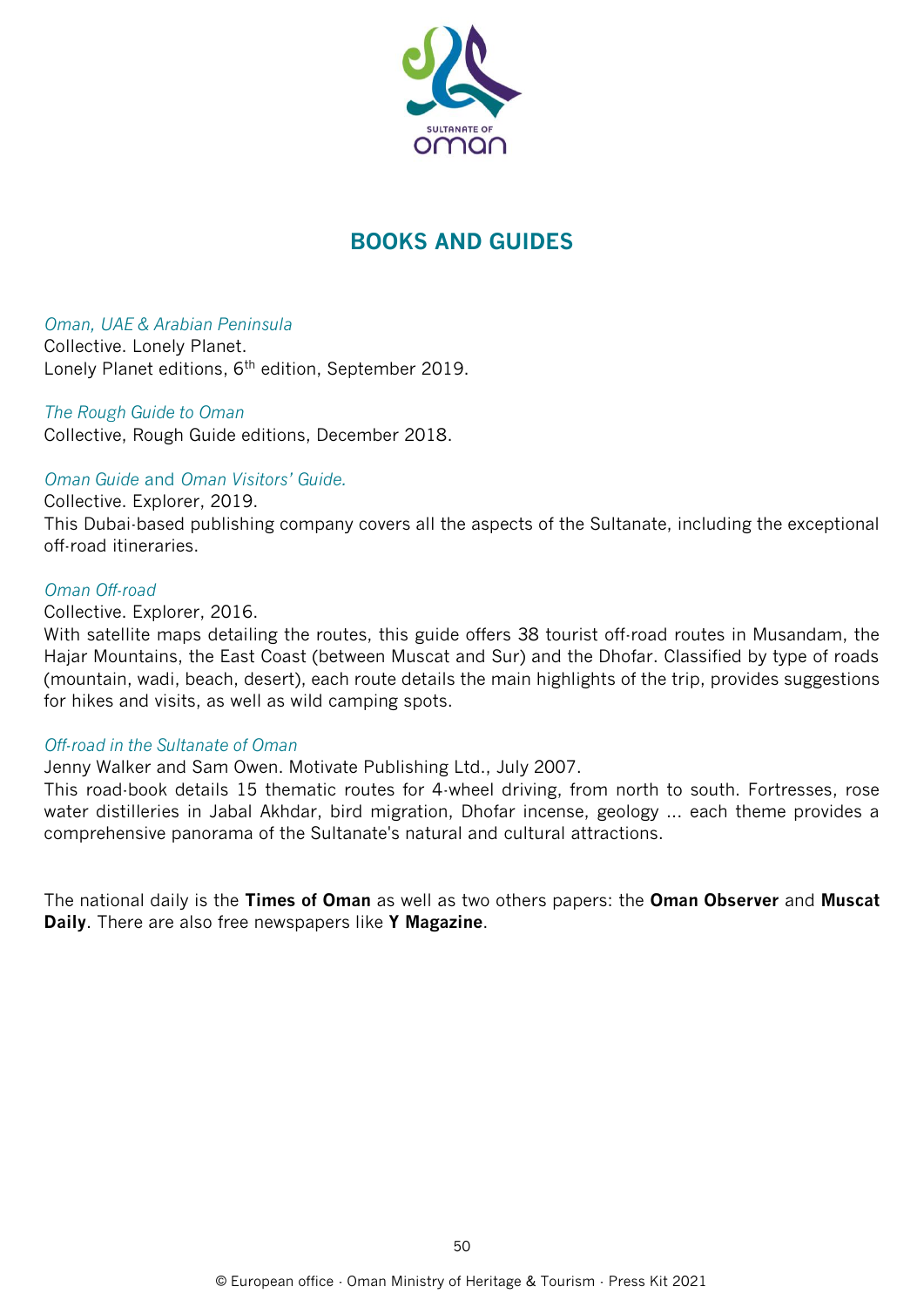# BOOKS AND GUIDES

*Oman, UAE & Arabian Peninsula*
Collective. Lonely Planet.
Lonely Planet editions, 6th edition, September 2019.

*The Rough Guide to Oman*
Collective, Rough Guide editions, December 2018.

*Oman Guide* and *Oman Visitors' Guide.*
Collective. Explorer, 2019.
This Dubai-based publishing company covers all the aspects of the Sultanate, including the exceptional off-road itineraries.

*Oman Off-road*
Collective. Explorer, 2016.
With satellite maps detailing the routes, this guide offers 38 tourist off-road routes in Musandam, the Hajar Mountains, the East Coast (between Muscat and Sur) and the Dhofar. Classified by type of roads (mountain, wadi, beach, desert), each route details the main highlights of the trip, provides suggestions for hikes and visits, as well as wild camping spots.

*Off-road in the Sultanate of Oman*
Jenny Walker and Sam Owen. Motivate Publishing Ltd., July 2007.
This road-book details 15 thematic routes for 4-wheel driving, from north to south. Fortresses, rose water distilleries in Jabal Akhdar, bird migration, Dhofar incense, geology ... each theme provides a comprehensive panorama of the Sultanate's natural and cultural attractions.

The national daily is the **Times of Oman** as well as two others papers: the **Oman Observer** and **Muscat Daily**. There are also free newspapers like **Y Magazine**.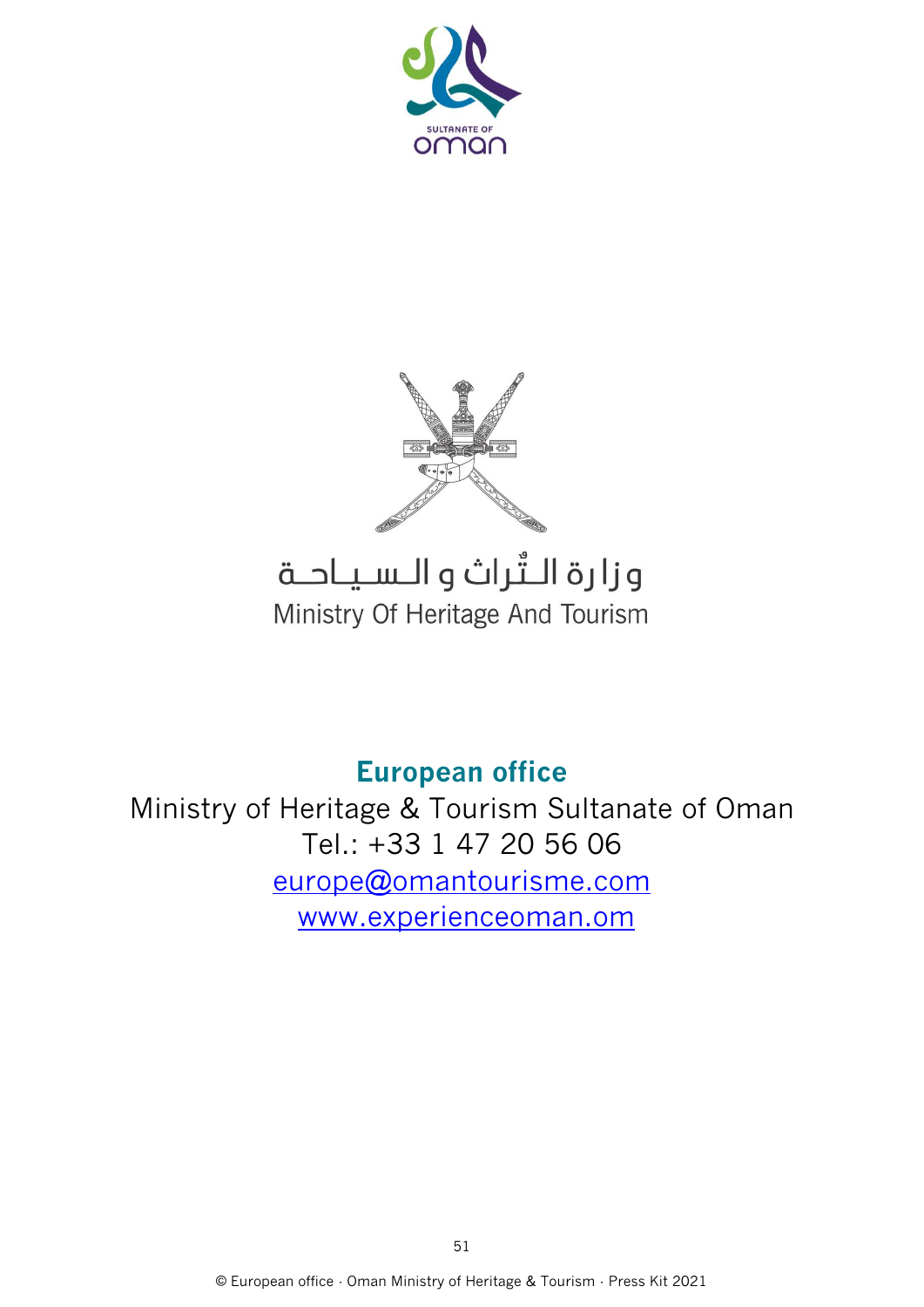SULTANATE OF

oman

وزارة الـتّراث و الـسـيـاحـة

Ministry Of Heritage And Tourism

## European office

Ministry of Heritage & Tourism Sultanate of Oman

Tel.: +33 1 47 20 56 06

europe@omantourisme.com

www.experienceoman.om